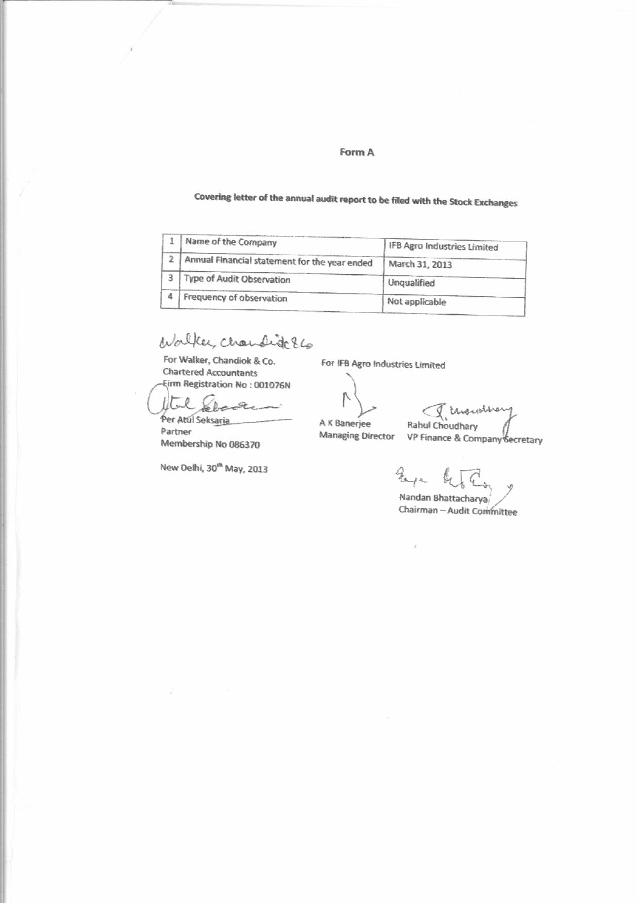# Form A

## Covering letter of the annual audit report to be filed with the Stock Exchanges

| | | |
|---|---|---|
| 1 | Name of the Company | IFB Agro Industries Limited |
| 2 | Annual Financial statement for the year ended | March 31, 2013 |
| 3 | Type of Audit Observation | Unqualified |
| 4 | Frequency of observation | Not applicable |

For Walker, Chandiok & Co.
Chartered Accountants
Firm Registration No : 001076N

Per Atul Seksaria
Partner
Membership No 086370

New Delhi, 30th May, 2013

For IFB Agro Industries Limited

A K Banerjee
Managing Director

Rahul Choudhary
VP Finance & Company Secretary

Nandan Bhattacharya
Chairman – Audit Committee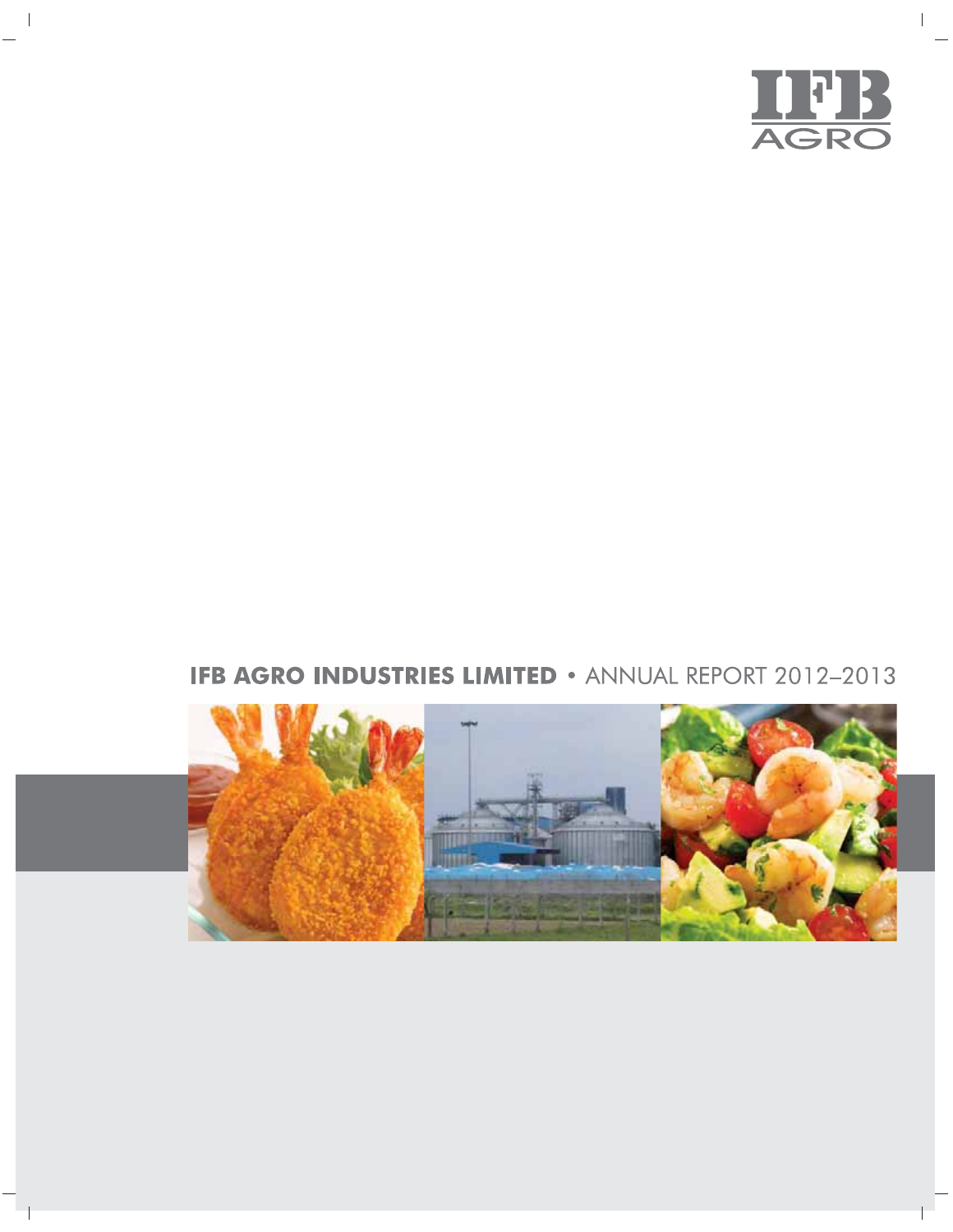IFB AGRO

**IFB AGRO INDUSTRIES LIMITED** • ANNUAL REPORT 2012–2013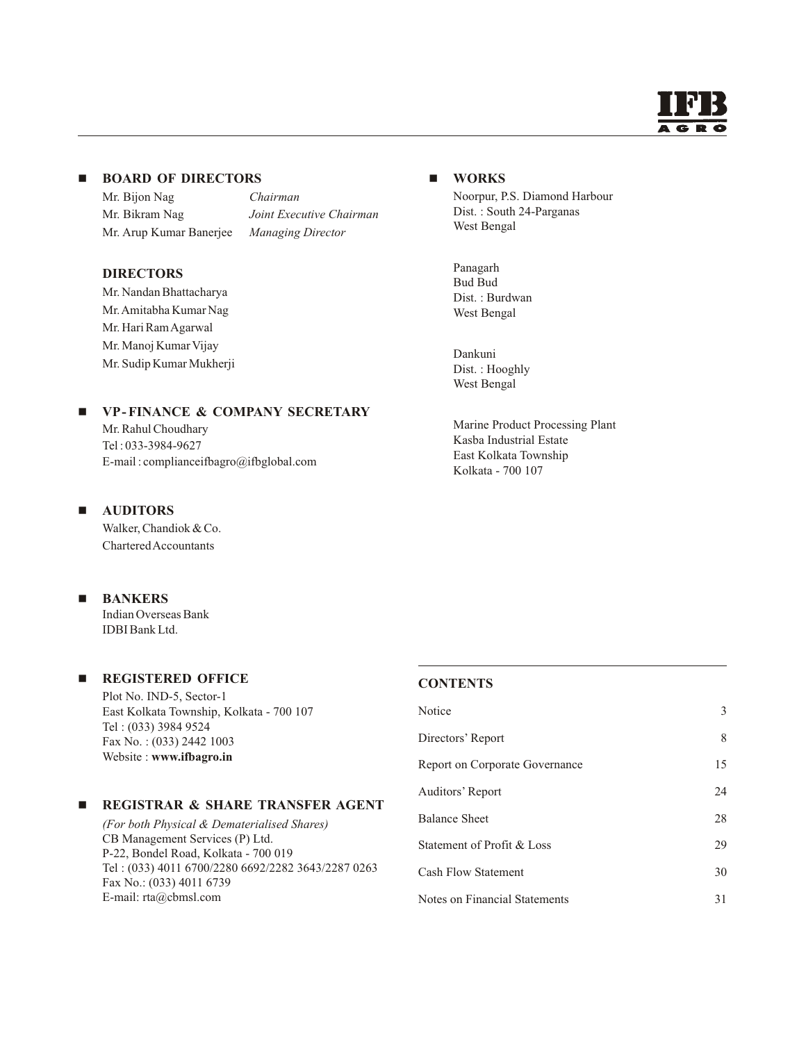## BOARD OF DIRECTORS

| | |
|---|---|
| Mr. Bijon Nag | *Chairman* |
| Mr. Bikram Nag | *Joint Executive Chairman* |
| Mr. Arup Kumar Banerjee | *Managing Director* |

### DIRECTORS

Mr. Nandan Bhattacharya
Mr. Amitabha Kumar Nag
Mr. Hari Ram Agarwal
Mr. Manoj Kumar Vijay
Mr. Sudip Kumar Mukherji

## VP - FINANCE & COMPANY SECRETARY

Mr. Rahul Choudhary
Tel : 033-3984-9627
E-mail : complianceifbagro@ifbglobal.com

## AUDITORS

Walker, Chandiok & Co.
Chartered Accountants

## BANKERS

Indian Overseas Bank
IDBI Bank Ltd.

## REGISTERED OFFICE

Plot No. IND-5, Sector-1
East Kolkata Township, Kolkata - 700 107
Tel : (033) 3984 9524
Fax No. : (033) 2442 1003
Website : **www.ifbagro.in**

## REGISTRAR & SHARE TRANSFER AGENT

*(For both Physical & Dematerialised Shares)*
CB Management Services (P) Ltd.
P-22, Bondel Road, Kolkata - 700 019
Tel : (033) 4011 6700/2280 6692/2282 3643/2287 0263
Fax No.: (033) 4011 6739
E-mail: rta@cbmsl.com

## WORKS

Noorpur, P.S. Diamond Harbour
Dist. : South 24-Parganas
West Bengal

Panagarh
Bud Bud
Dist. : Burdwan
West Bengal

Dankuni
Dist. : Hooghly
West Bengal

Marine Product Processing Plant
Kasba Industrial Estate
East Kolkata Township
Kolkata - 700 107

## CONTENTS

| | |
|---|---|
| Notice | 3 |
| Directors' Report | 8 |
| Report on Corporate Governance | 15 |
| Auditors' Report | 24 |
| Balance Sheet | 28 |
| Statement of Profit & Loss | 29 |
| Cash Flow Statement | 30 |
| Notes on Financial Statements | 31 |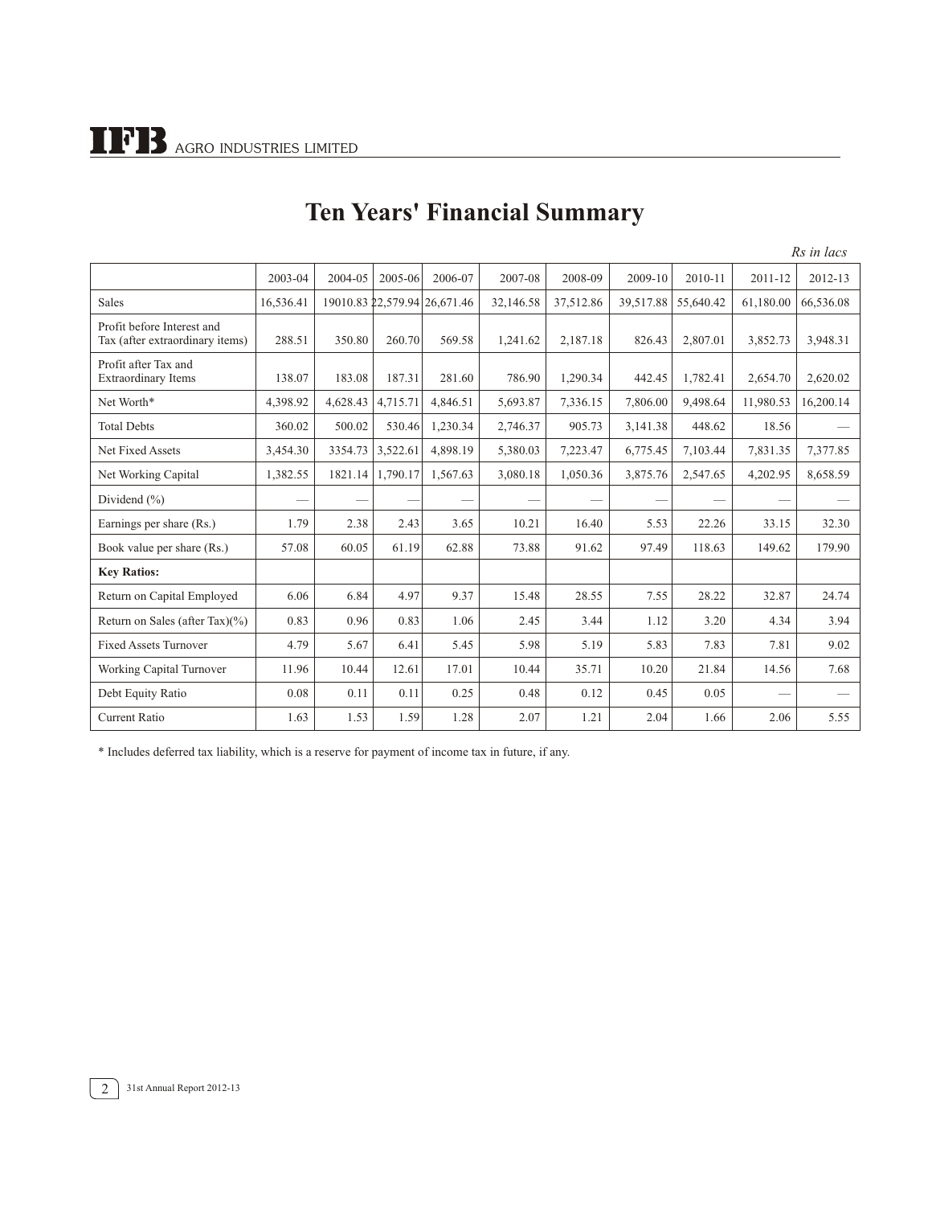# Ten Years' Financial Summary

*Rs in lacs*

| | 2003-04 | 2004-05 | 2005-06 | 2006-07 | 2007-08 | 2008-09 | 2009-10 | 2010-11 | 2011-12 | 2012-13 |
|---|---|---|---|---|---|---|---|---|---|---|
| Sales | 16,536.41 | 19010.83 | 22,579.94 | 26,671.46 | 32,146.58 | 37,512.86 | 39,517.88 | 55,640.42 | 61,180.00 | 66,536.08 |
| Profit before Interest and Tax (after extraordinary items) | 288.51 | 350.80 | 260.70 | 569.58 | 1,241.62 | 2,187.18 | 826.43 | 2,807.01 | 3,852.73 | 3,948.31 |
| Profit after Tax and Extraordinary Items | 138.07 | 183.08 | 187.31 | 281.60 | 786.90 | 1,290.34 | 442.45 | 1,782.41 | 2,654.70 | 2,620.02 |
| Net Worth* | 4,398.92 | 4,628.43 | 4,715.71 | 4,846.51 | 5,693.87 | 7,336.15 | 7,806.00 | 9,498.64 | 11,980.53 | 16,200.14 |
| Total Debts | 360.02 | 500.02 | 530.46 | 1,230.34 | 2,746.37 | 905.73 | 3,141.38 | 448.62 | 18.56 | — |
| Net Fixed Assets | 3,454.30 | 3354.73 | 3,522.61 | 4,898.19 | 5,380.03 | 7,223.47 | 6,775.45 | 7,103.44 | 7,831.35 | 7,377.85 |
| Net Working Capital | 1,382.55 | 1821.14 | 1,790.17 | 1,567.63 | 3,080.18 | 1,050.36 | 3,875.76 | 2,547.65 | 4,202.95 | 8,658.59 |
| Dividend (%) | — | — | — | — | — | — | — | — | — | — |
| Earnings per share (Rs.) | 1.79 | 2.38 | 2.43 | 3.65 | 10.21 | 16.40 | 5.53 | 22.26 | 33.15 | 32.30 |
| Book value per share (Rs.) | 57.08 | 60.05 | 61.19 | 62.88 | 73.88 | 91.62 | 97.49 | 118.63 | 149.62 | 179.90 |
| **Key Ratios:** | | | | | | | | | | |
| Return on Capital Employed | 6.06 | 6.84 | 4.97 | 9.37 | 15.48 | 28.55 | 7.55 | 28.22 | 32.87 | 24.74 |
| Return on Sales (after Tax)(%) | 0.83 | 0.96 | 0.83 | 1.06 | 2.45 | 3.44 | 1.12 | 3.20 | 4.34 | 3.94 |
| Fixed Assets Turnover | 4.79 | 5.67 | 6.41 | 5.45 | 5.98 | 5.19 | 5.83 | 7.83 | 7.81 | 9.02 |
| Working Capital Turnover | 11.96 | 10.44 | 12.61 | 17.01 | 10.44 | 35.71 | 10.20 | 21.84 | 14.56 | 7.68 |
| Debt Equity Ratio | 0.08 | 0.11 | 0.11 | 0.25 | 0.48 | 0.12 | 0.45 | 0.05 | — | — |
| Current Ratio | 1.63 | 1.53 | 1.59 | 1.28 | 2.07 | 1.21 | 2.04 | 1.66 | 2.06 | 5.55 |

* Includes deferred tax liability, which is a reserve for payment of income tax in future, if any.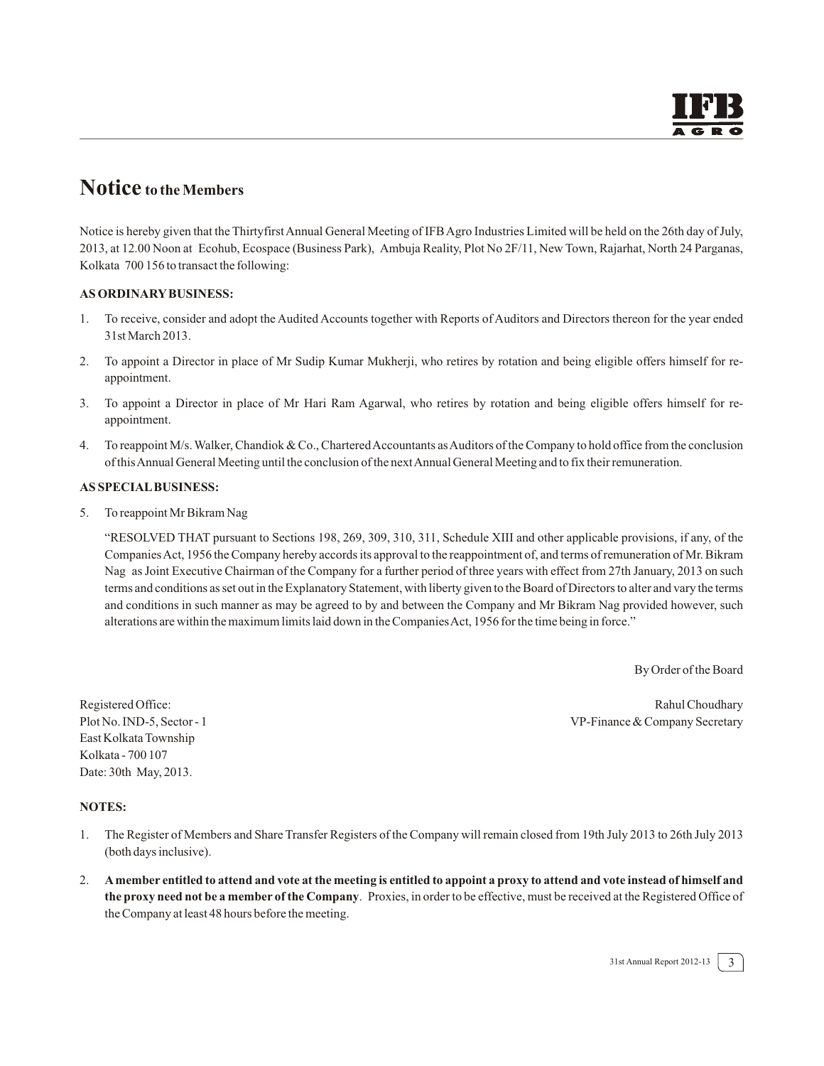# Notice to the Members

Notice is hereby given that the Thirtyfirst Annual General Meeting of IFB Agro Industries Limited will be held on the 26th day of July, 2013, at 12.00 Noon at Ecohub, Ecospace (Business Park), Ambuja Reality, Plot No 2F/11, New Town, Rajarhat, North 24 Parganas, Kolkata 700 156 to transact the following:

**AS ORDINARY BUSINESS:**

1. To receive, consider and adopt the Audited Accounts together with Reports of Auditors and Directors thereon for the year ended 31st March 2013.
2. To appoint a Director in place of Mr Sudip Kumar Mukherji, who retires by rotation and being eligible offers himself for re-appointment.
3. To appoint a Director in place of Mr Hari Ram Agarwal, who retires by rotation and being eligible offers himself for re-appointment.
4. To reappoint M/s. Walker, Chandiok & Co., Chartered Accountants as Auditors of the Company to hold office from the conclusion of this Annual General Meeting until the conclusion of the next Annual General Meeting and to fix their remuneration.

**AS SPECIAL BUSINESS:**

5. To reappoint Mr Bikram Nag

   "RESOLVED THAT pursuant to Sections 198, 269, 309, 310, 311, Schedule XIII and other applicable provisions, if any, of the Companies Act, 1956 the Company hereby accords its approval to the reappointment of, and terms of remuneration of Mr. Bikram Nag as Joint Executive Chairman of the Company for a further period of three years with effect from 27th January, 2013 on such terms and conditions as set out in the Explanatory Statement, with liberty given to the Board of Directors to alter and vary the terms and conditions in such manner as may be agreed to by and between the Company and Mr Bikram Nag provided however, such alterations are within the maximum limits laid down in the Companies Act, 1956 for the time being in force."

By Order of the Board

Rahul Choudhary
VP-Finance & Company Secretary

Registered Office:
Plot No. IND-5, Sector - 1
East Kolkata Township
Kolkata - 700 107
Date: 30th May, 2013.

**NOTES:**

1. The Register of Members and Share Transfer Registers of the Company will remain closed from 19th July 2013 to 26th July 2013 (both days inclusive).
2. **A member entitled to attend and vote at the meeting is entitled to appoint a proxy to attend and vote instead of himself and the proxy need not be a member of the Company**. Proxies, in order to be effective, must be received at the Registered Office of the Company at least 48 hours before the meeting.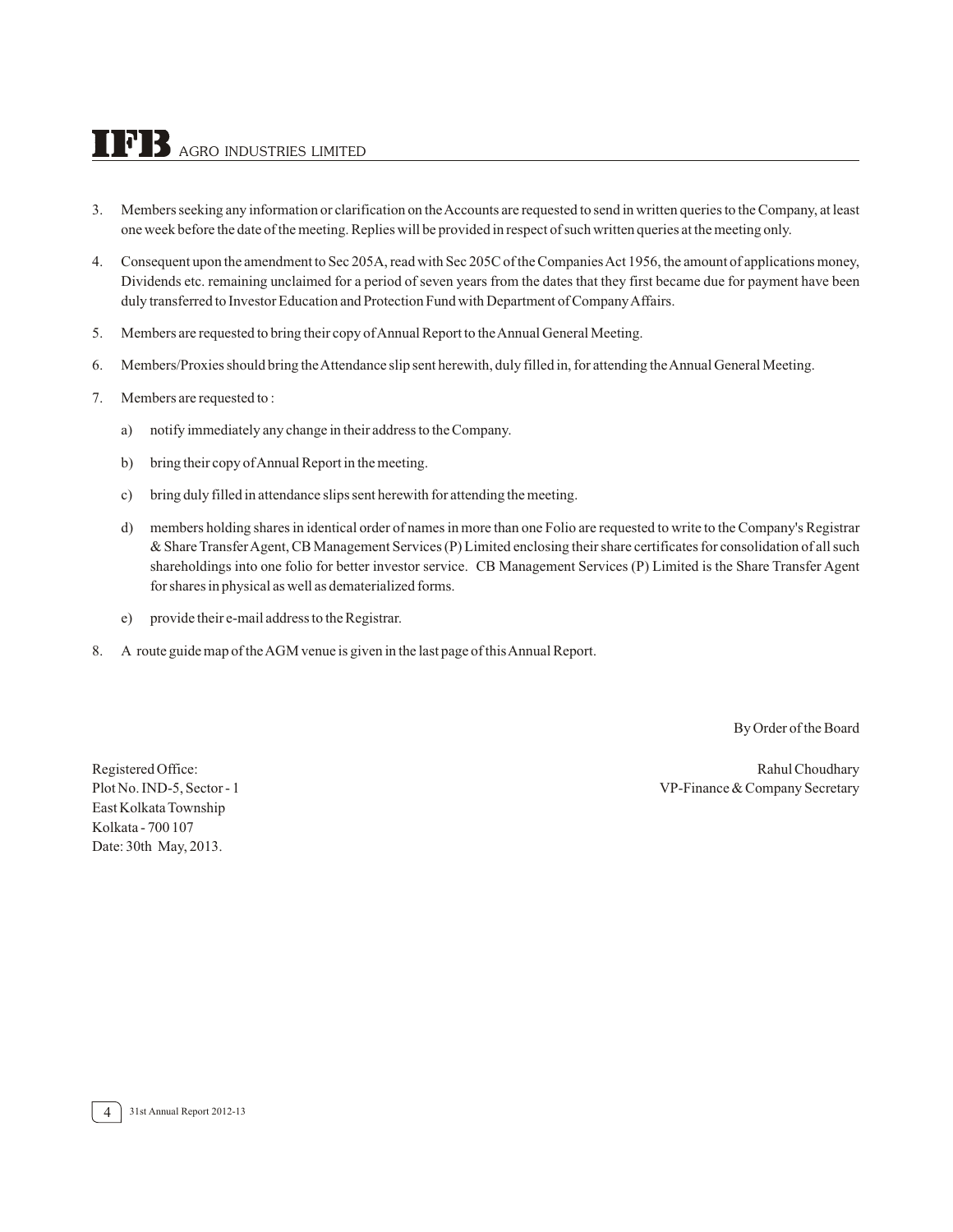3. Members seeking any information or clarification on the Accounts are requested to send in written queries to the Company, at least one week before the date of the meeting. Replies will be provided in respect of such written queries at the meeting only.

4. Consequent upon the amendment to Sec 205A, read with Sec 205C of the Companies Act 1956, the amount of applications money, Dividends etc. remaining unclaimed for a period of seven years from the dates that they first became due for payment have been duly transferred to Investor Education and Protection Fund with Department of Company Affairs.

5. Members are requested to bring their copy of Annual Report to the Annual General Meeting.

6. Members/Proxies should bring the Attendance slip sent herewith, duly filled in, for attending the Annual General Meeting.

7. Members are requested to :

   a) notify immediately any change in their address to the Company.

   b) bring their copy of Annual Report in the meeting.

   c) bring duly filled in attendance slips sent herewith for attending the meeting.

   d) members holding shares in identical order of names in more than one Folio are requested to write to the Company's Registrar & Share Transfer Agent, CB Management Services (P) Limited enclosing their share certificates for consolidation of all such shareholdings into one folio for better investor service. CB Management Services (P) Limited is the Share Transfer Agent for shares in physical as well as dematerialized forms.

   e) provide their e-mail address to the Registrar.

8. A route guide map of the AGM venue is given in the last page of this Annual Report.

By Order of the Board

Rahul Choudhary
VP-Finance & Company Secretary

Registered Office:
Plot No. IND-5, Sector - 1
East Kolkata Township
Kolkata - 700 107
Date: 30th May, 2013.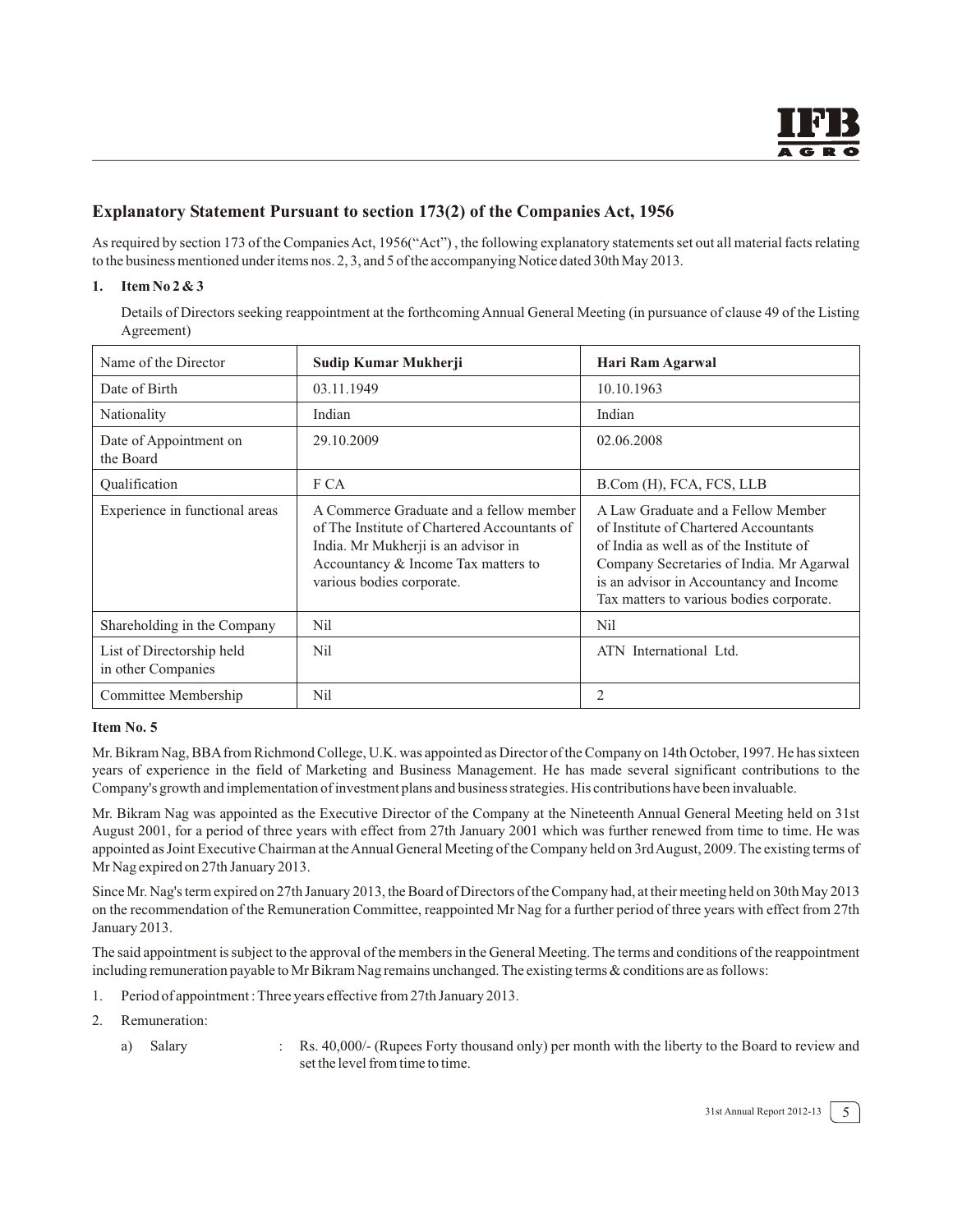## Explanatory Statement Pursuant to section 173(2) of the Companies Act, 1956

As required by section 173 of the Companies Act, 1956("Act") , the following explanatory statements set out all material facts relating to the business mentioned under items nos. 2, 3, and 5 of the accompanying Notice dated 30th May 2013.

**1. Item No 2 & 3**

Details of Directors seeking reappointment at the forthcoming Annual General Meeting (in pursuance of clause 49 of the Listing Agreement)

| Name of the Director | **Sudip Kumar Mukherji** | **Hari Ram Agarwal** |
|---|---|---|
| Date of Birth | 03.11.1949 | 10.10.1963 |
| Nationality | Indian | Indian |
| Date of Appointment on the Board | 29.10.2009 | 02.06.2008 |
| Qualification | F CA | B.Com (H), FCA, FCS, LLB |
| Experience in functional areas | A Commerce Graduate and a fellow member of The Institute of Chartered Accountants of India. Mr Mukherji is an advisor in Accountancy & Income Tax matters to various bodies corporate. | A Law Graduate and a Fellow Member of Institute of Chartered Accountants of India as well as of the Institute of Company Secretaries of India. Mr Agarwal is an advisor in Accountancy and Income Tax matters to various bodies corporate. |
| Shareholding in the Company | Nil | Nil |
| List of Directorship held in other Companies | Nil | ATN International Ltd. |
| Committee Membership | Nil | 2 |

**Item No. 5**

Mr. Bikram Nag, BBA from Richmond College, U.K. was appointed as Director of the Company on 14th October, 1997. He has sixteen years of experience in the field of Marketing and Business Management. He has made several significant contributions to the Company's growth and implementation of investment plans and business strategies. His contributions have been invaluable.

Mr. Bikram Nag was appointed as the Executive Director of the Company at the Nineteenth Annual General Meeting held on 31st August 2001, for a period of three years with effect from 27th January 2001 which was further renewed from time to time. He was appointed as Joint Executive Chairman at the Annual General Meeting of the Company held on 3rd August, 2009. The existing terms of Mr Nag expired on 27th January 2013.

Since Mr. Nag's term expired on 27th January 2013, the Board of Directors of the Company had, at their meeting held on 30th May 2013 on the recommendation of the Remuneration Committee, reappointed Mr Nag for a further period of three years with effect from 27th January 2013.

The said appointment is subject to the approval of the members in the General Meeting. The terms and conditions of the reappointment including remuneration payable to Mr Bikram Nag remains unchanged. The existing terms & conditions are as follows:

1. Period of appointment : Three years effective from 27th January 2013.
2. Remuneration:
   a) Salary : Rs. 40,000/- (Rupees Forty thousand only) per month with the liberty to the Board to review and set the level from time to time.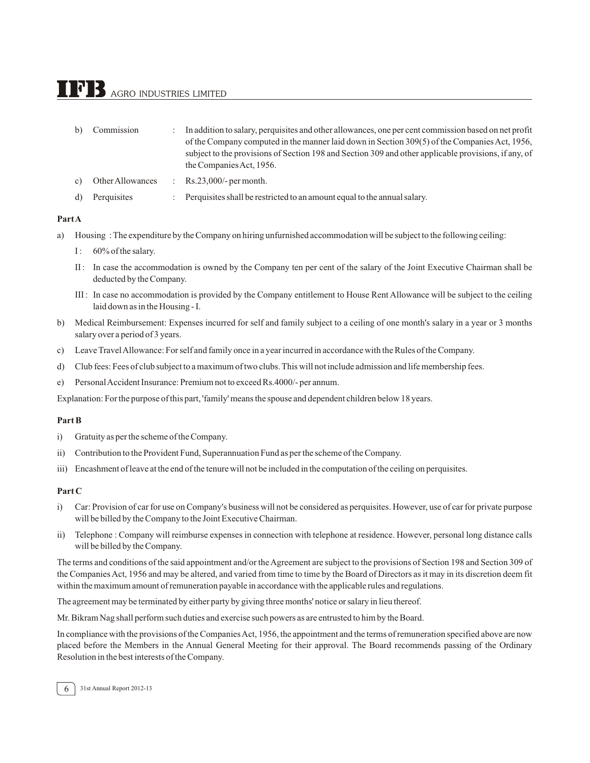b) Commission : In addition to salary, perquisites and other allowances, one per cent commission based on net profit of the Company computed in the manner laid down in Section 309(5) of the Companies Act, 1956, subject to the provisions of Section 198 and Section 309 and other applicable provisions, if any, of the Companies Act, 1956.

c) Other Allowances : Rs.23,000/- per month.

d) Perquisites : Perquisites shall be restricted to an amount equal to the annual salary.

**Part A**

a) Housing : The expenditure by the Company on hiring unfurnished accommodation will be subject to the following ceiling:

   I : 60% of the salary.

   II : In case the accommodation is owned by the Company ten per cent of the salary of the Joint Executive Chairman shall be deducted by the Company.

   III : In case no accommodation is provided by the Company entitlement to House Rent Allowance will be subject to the ceiling laid down as in the Housing - I.

b) Medical Reimbursement: Expenses incurred for self and family subject to a ceiling of one month's salary in a year or 3 months salary over a period of 3 years.

c) Leave Travel Allowance: For self and family once in a year incurred in accordance with the Rules of the Company.

d) Club fees: Fees of club subject to a maximum of two clubs. This will not include admission and life membership fees.

e) Personal Accident Insurance: Premium not to exceed Rs.4000/- per annum.

Explanation: For the purpose of this part, 'family' means the spouse and dependent children below 18 years.

**Part B**

i) Gratuity as per the scheme of the Company.

ii) Contribution to the Provident Fund, Superannuation Fund as per the scheme of the Company.

iii) Encashment of leave at the end of the tenure will not be included in the computation of the ceiling on perquisites.

**Part C**

i) Car: Provision of car for use on Company's business will not be considered as perquisites. However, use of car for private purpose will be billed by the Company to the Joint Executive Chairman.

ii) Telephone : Company will reimburse expenses in connection with telephone at residence. However, personal long distance calls will be billed by the Company.

The terms and conditions of the said appointment and/or the Agreement are subject to the provisions of Section 198 and Section 309 of the Companies Act, 1956 and may be altered, and varied from time to time by the Board of Directors as it may in its discretion deem fit within the maximum amount of remuneration payable in accordance with the applicable rules and regulations.

The agreement may be terminated by either party by giving three months' notice or salary in lieu thereof.

Mr. Bikram Nag shall perform such duties and exercise such powers as are entrusted to him by the Board.

In compliance with the provisions of the Companies Act, 1956, the appointment and the terms of remuneration specified above are now placed before the Members in the Annual General Meeting for their approval. The Board recommends passing of the Ordinary Resolution in the best interests of the Company.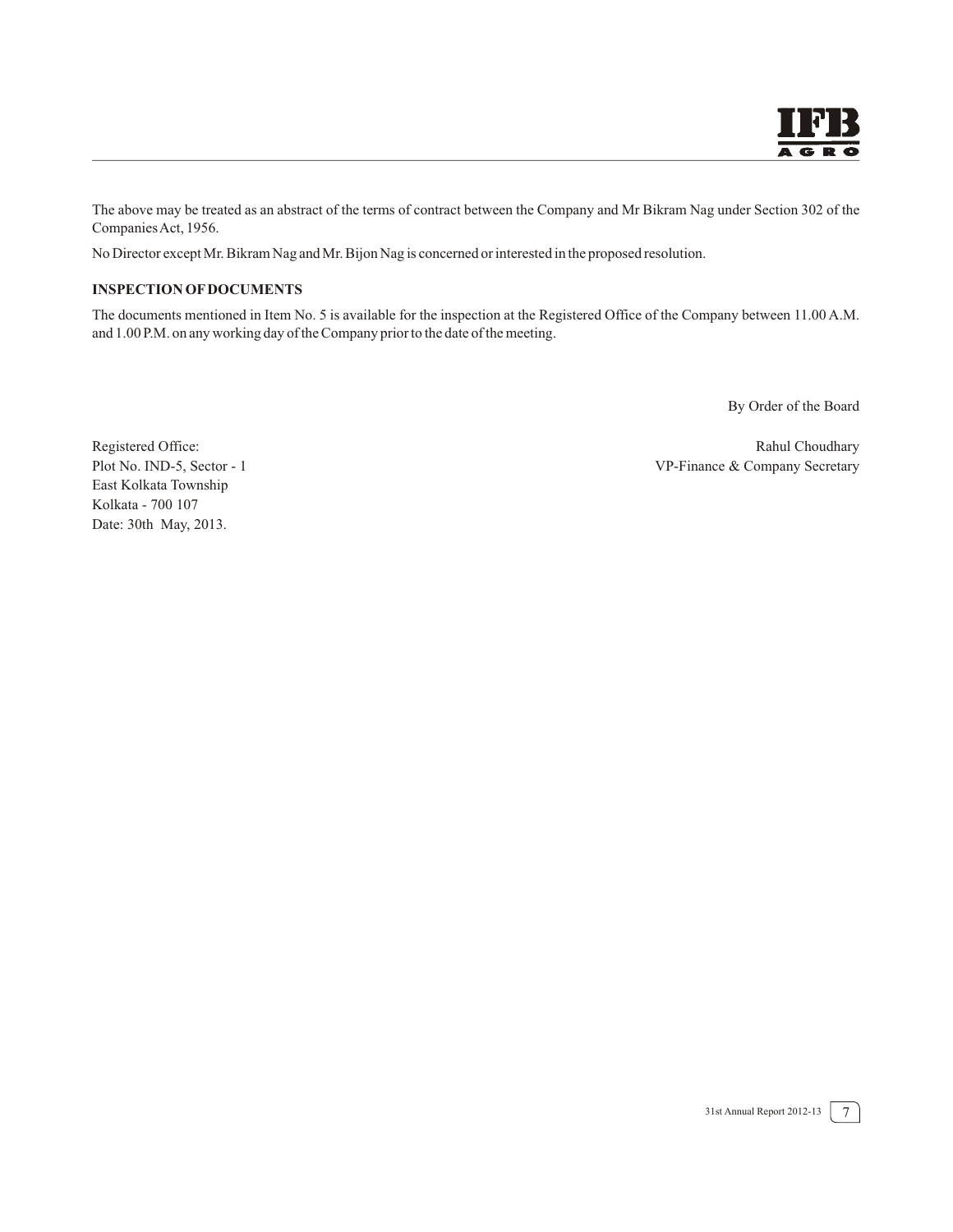The above may be treated as an abstract of the terms of contract between the Company and Mr Bikram Nag under Section 302 of the Companies Act, 1956.

No Director except Mr. Bikram Nag and Mr. Bijon Nag is concerned or interested in the proposed resolution.

**INSPECTION OF DOCUMENTS**

The documents mentioned in Item No. 5 is available for the inspection at the Registered Office of the Company between 11.00 A.M. and 1.00 P.M. on any working day of the Company prior to the date of the meeting.

By Order of the Board

Rahul Choudhary
VP-Finance & Company Secretary

Registered Office:
Plot No. IND-5, Sector - 1
East Kolkata Township
Kolkata - 700 107
Date: 30th May, 2013.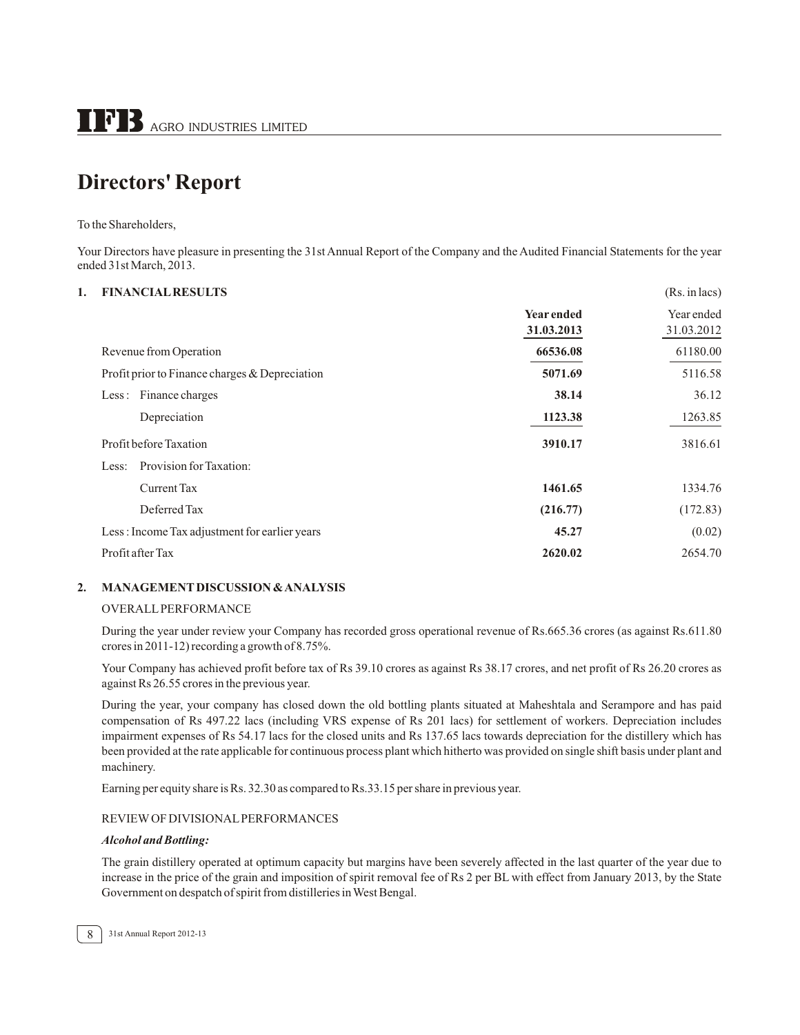# Directors' Report

To the Shareholders,

Your Directors have pleasure in presenting the 31st Annual Report of the Company and the Audited Financial Statements for the year ended 31st March, 2013.

## 1. FINANCIAL RESULTS

(Rs. in lacs)

| | **Year ended 31.03.2013** | Year ended 31.03.2012 |
|---|---|---|
| Revenue from Operation | **66536.08** | 61180.00 |
| Profit prior to Finance charges & Depreciation | **5071.69** | 5116.58 |
| Less : Finance charges | **38.14** | 36.12 |
| Depreciation | **1123.38** | 1263.85 |
| Profit before Taxation | **3910.17** | 3816.61 |
| Less: Provision for Taxation: | | |
| Current Tax | **1461.65** | 1334.76 |
| Deferred Tax | **(216.77)** | (172.83) |
| Less : Income Tax adjustment for earlier years | **45.27** | (0.02) |
| Profit after Tax | **2620.02** | 2654.70 |

## 2. MANAGEMENT DISCUSSION & ANALYSIS

OVERALL PERFORMANCE

During the year under review your Company has recorded gross operational revenue of Rs.665.36 crores (as against Rs.611.80 crores in 2011-12) recording a growth of 8.75%.

Your Company has achieved profit before tax of Rs 39.10 crores as against Rs 38.17 crores, and net profit of Rs 26.20 crores as against Rs 26.55 crores in the previous year.

During the year, your company has closed down the old bottling plants situated at Maheshtala and Serampore and has paid compensation of Rs 497.22 lacs (including VRS expense of Rs 201 lacs) for settlement of workers. Depreciation includes impairment expenses of Rs 54.17 lacs for the closed units and Rs 137.65 lacs towards depreciation for the distillery which has been provided at the rate applicable for continuous process plant which hitherto was provided on single shift basis under plant and machinery.

Earning per equity share is Rs. 32.30 as compared to Rs.33.15 per share in previous year.

REVIEW OF DIVISIONAL PERFORMANCES

***Alcohol and Bottling:***

The grain distillery operated at optimum capacity but margins have been severely affected in the last quarter of the year due to increase in the price of the grain and imposition of spirit removal fee of Rs 2 per BL with effect from January 2013, by the State Government on despatch of spirit from distilleries in West Bengal.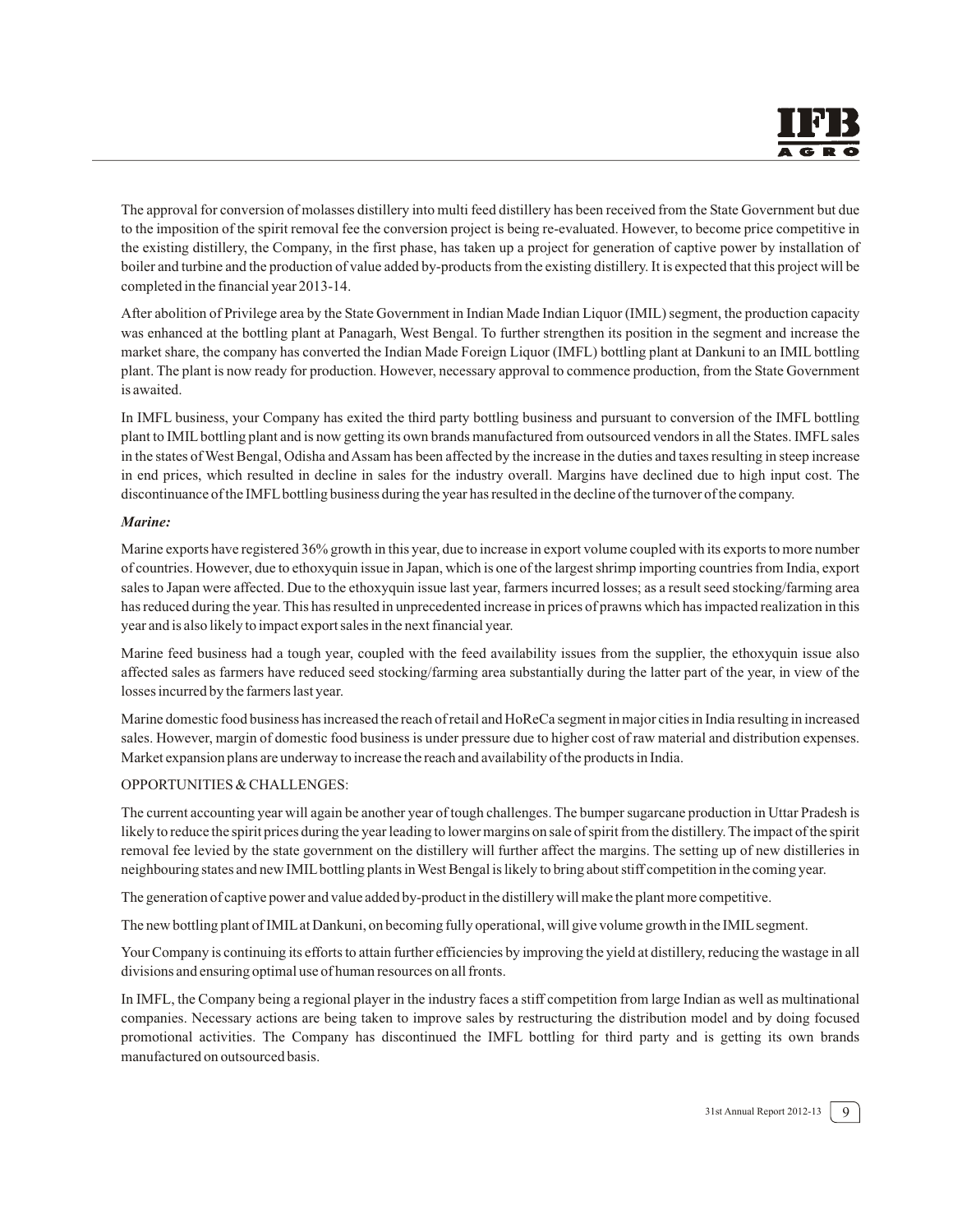The approval for conversion of molasses distillery into multi feed distillery has been received from the State Government but due to the imposition of the spirit removal fee the conversion project is being re-evaluated. However, to become price competitive in the existing distillery, the Company, in the first phase, has taken up a project for generation of captive power by installation of boiler and turbine and the production of value added by-products from the existing distillery. It is expected that this project will be completed in the financial year 2013-14.

After abolition of Privilege area by the State Government in Indian Made Indian Liquor (IMIL) segment, the production capacity was enhanced at the bottling plant at Panagarh, West Bengal. To further strengthen its position in the segment and increase the market share, the company has converted the Indian Made Foreign Liquor (IMFL) bottling plant at Dankuni to an IMIL bottling plant. The plant is now ready for production. However, necessary approval to commence production, from the State Government is awaited.

In IMFL business, your Company has exited the third party bottling business and pursuant to conversion of the IMFL bottling plant to IMIL bottling plant and is now getting its own brands manufactured from outsourced vendors in all the States. IMFL sales in the states of West Bengal, Odisha and Assam has been affected by the increase in the duties and taxes resulting in steep increase in end prices, which resulted in decline in sales for the industry overall. Margins have declined due to high input cost. The discontinuance of the IMFL bottling business during the year has resulted in the decline of the turnover of the company.

***Marine:***

Marine exports have registered 36% growth in this year, due to increase in export volume coupled with its exports to more number of countries. However, due to ethoxyquin issue in Japan, which is one of the largest shrimp importing countries from India, export sales to Japan were affected. Due to the ethoxyquin issue last year, farmers incurred losses; as a result seed stocking/farming area has reduced during the year. This has resulted in unprecedented increase in prices of prawns which has impacted realization in this year and is also likely to impact export sales in the next financial year.

Marine feed business had a tough year, coupled with the feed availability issues from the supplier, the ethoxyquin issue also affected sales as farmers have reduced seed stocking/farming area substantially during the latter part of the year, in view of the losses incurred by the farmers last year.

Marine domestic food business has increased the reach of retail and HoReCa segment in major cities in India resulting in increased sales. However, margin of domestic food business is under pressure due to higher cost of raw material and distribution expenses. Market expansion plans are underway to increase the reach and availability of the products in India.

OPPORTUNITIES & CHALLENGES:

The current accounting year will again be another year of tough challenges. The bumper sugarcane production in Uttar Pradesh is likely to reduce the spirit prices during the year leading to lower margins on sale of spirit from the distillery. The impact of the spirit removal fee levied by the state government on the distillery will further affect the margins. The setting up of new distilleries in neighbouring states and new IMIL bottling plants in West Bengal is likely to bring about stiff competition in the coming year.

The generation of captive power and value added by-product in the distillery will make the plant more competitive.

The new bottling plant of IMIL at Dankuni, on becoming fully operational, will give volume growth in the IMIL segment.

Your Company is continuing its efforts to attain further efficiencies by improving the yield at distillery, reducing the wastage in all divisions and ensuring optimal use of human resources on all fronts.

In IMFL, the Company being a regional player in the industry faces a stiff competition from large Indian as well as multinational companies. Necessary actions are being taken to improve sales by restructuring the distribution model and by doing focused promotional activities. The Company has discontinued the IMFL bottling for third party and is getting its own brands manufactured on outsourced basis.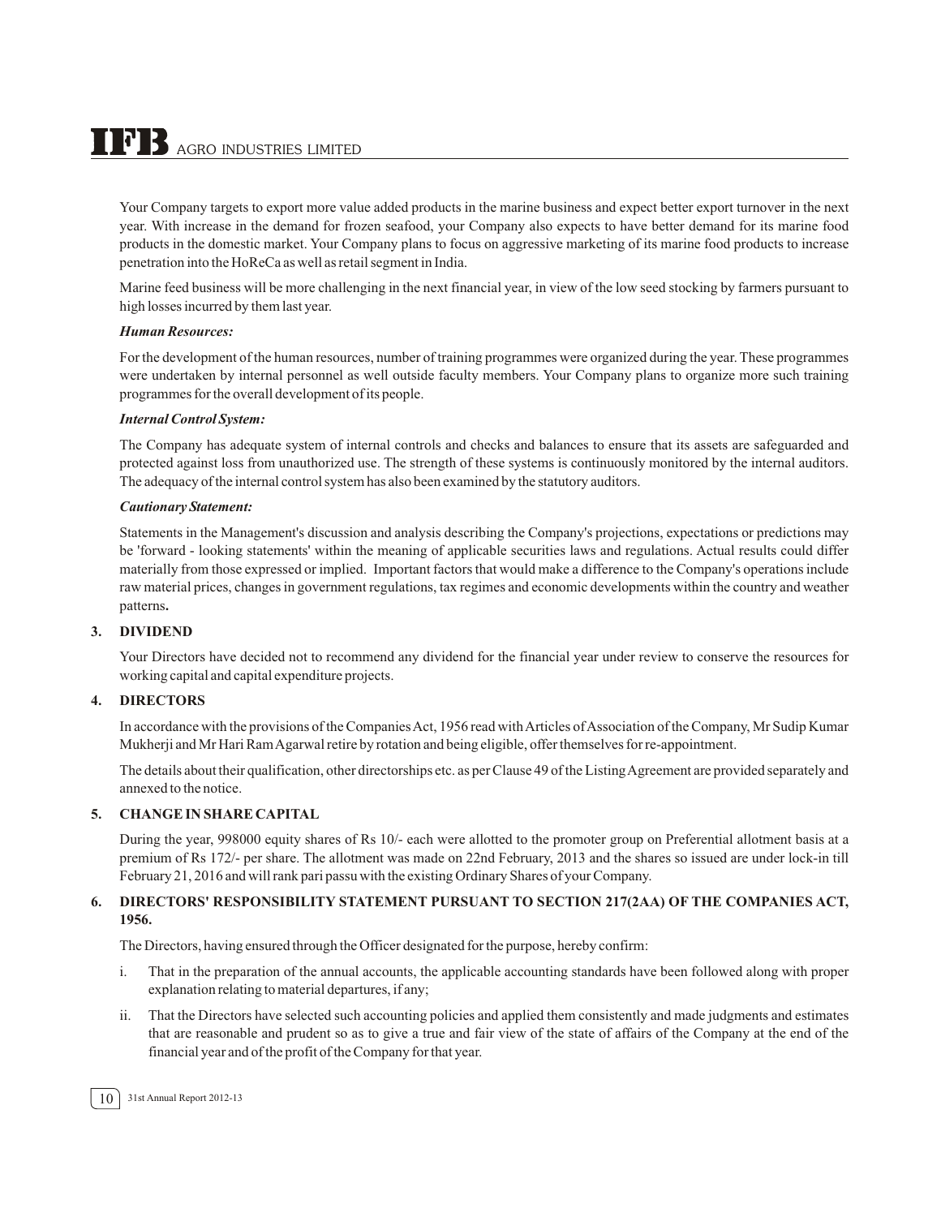Your Company targets to export more value added products in the marine business and expect better export turnover in the next year. With increase in the demand for frozen seafood, your Company also expects to have better demand for its marine food products in the domestic market. Your Company plans to focus on aggressive marketing of its marine food products to increase penetration into the HoReCa as well as retail segment in India.

Marine feed business will be more challenging in the next financial year, in view of the low seed stocking by farmers pursuant to high losses incurred by them last year.

***Human Resources:***

For the development of the human resources, number of training programmes were organized during the year. These programmes were undertaken by internal personnel as well outside faculty members. Your Company plans to organize more such training programmes for the overall development of its people.

***Internal Control System:***

The Company has adequate system of internal controls and checks and balances to ensure that its assets are safeguarded and protected against loss from unauthorized use. The strength of these systems is continuously monitored by the internal auditors. The adequacy of the internal control system has also been examined by the statutory auditors.

***Cautionary Statement:***

Statements in the Management's discussion and analysis describing the Company's projections, expectations or predictions may be 'forward - looking statements' within the meaning of applicable securities laws and regulations. Actual results could differ materially from those expressed or implied. Important factors that would make a difference to the Company's operations include raw material prices, changes in government regulations, tax regimes and economic developments within the country and weather patterns**.**

## 3. DIVIDEND

Your Directors have decided not to recommend any dividend for the financial year under review to conserve the resources for working capital and capital expenditure projects.

## 4. DIRECTORS

In accordance with the provisions of the Companies Act, 1956 read with Articles of Association of the Company, Mr Sudip Kumar Mukherji and Mr Hari Ram Agarwal retire by rotation and being eligible, offer themselves for re-appointment.

The details about their qualification, other directorships etc. as per Clause 49 of the Listing Agreement are provided separately and annexed to the notice.

## 5. CHANGE IN SHARE CAPITAL

During the year, 998000 equity shares of Rs 10/- each were allotted to the promoter group on Preferential allotment basis at a premium of Rs 172/- per share. The allotment was made on 22nd February, 2013 and the shares so issued are under lock-in till February 21, 2016 and will rank pari passu with the existing Ordinary Shares of your Company.

## 6. DIRECTORS' RESPONSIBILITY STATEMENT PURSUANT TO SECTION 217(2AA) OF THE COMPANIES ACT, 1956.

The Directors, having ensured through the Officer designated for the purpose, hereby confirm:

i. That in the preparation of the annual accounts, the applicable accounting standards have been followed along with proper explanation relating to material departures, if any;

ii. That the Directors have selected such accounting policies and applied them consistently and made judgments and estimates that are reasonable and prudent so as to give a true and fair view of the state of affairs of the Company at the end of the financial year and of the profit of the Company for that year.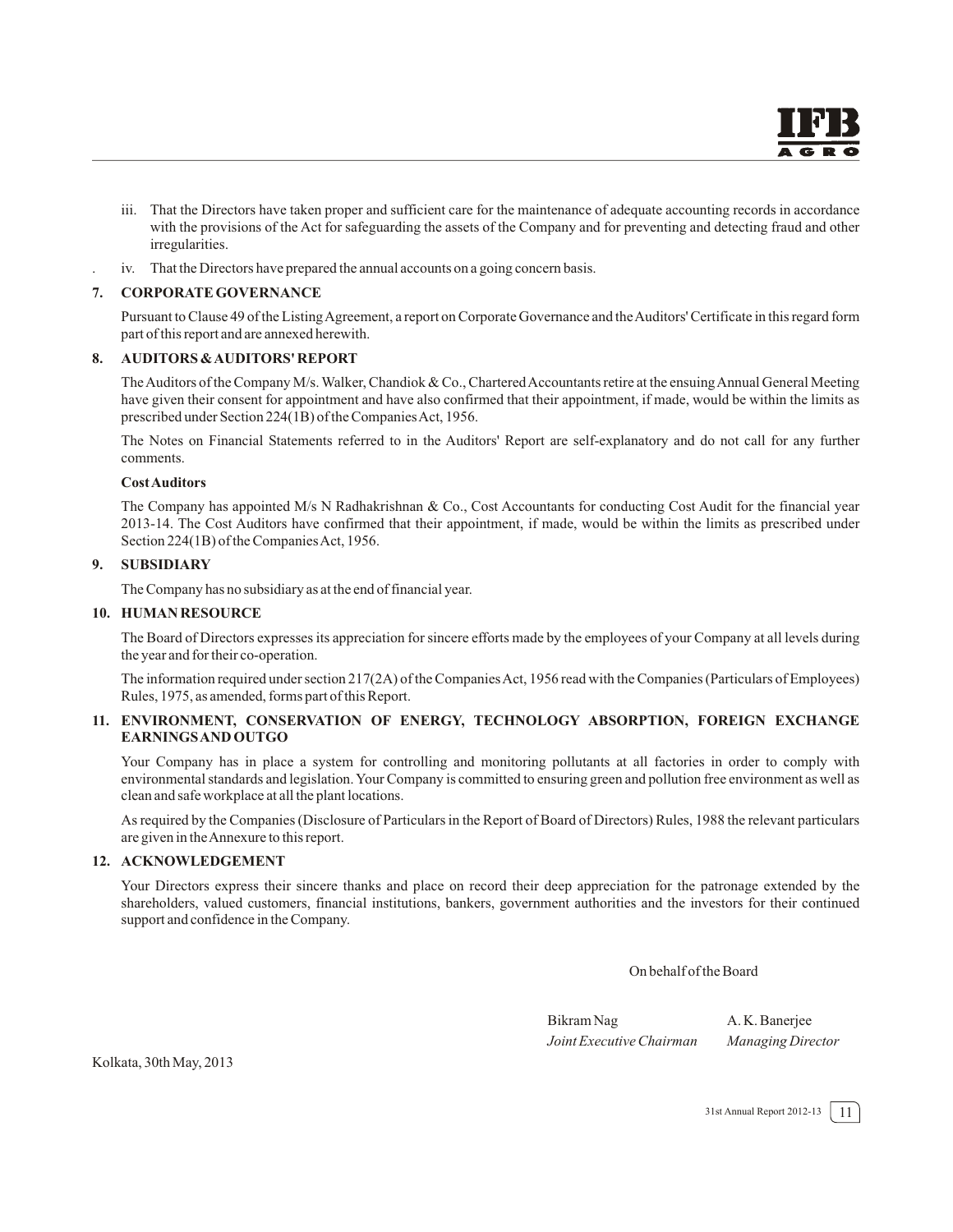iii. That the Directors have taken proper and sufficient care for the maintenance of adequate accounting records in accordance with the provisions of the Act for safeguarding the assets of the Company and for preventing and detecting fraud and other irregularities.

iv. That the Directors have prepared the annual accounts on a going concern basis.

## 7. CORPORATE GOVERNANCE

Pursuant to Clause 49 of the Listing Agreement, a report on Corporate Governance and the Auditors' Certificate in this regard form part of this report and are annexed herewith.

## 8. AUDITORS & AUDITORS' REPORT

The Auditors of the Company M/s. Walker, Chandiok & Co., Chartered Accountants retire at the ensuing Annual General Meeting have given their consent for appointment and have also confirmed that their appointment, if made, would be within the limits as prescribed under Section 224(1B) of the Companies Act, 1956.

The Notes on Financial Statements referred to in the Auditors' Report are self-explanatory and do not call for any further comments.

**Cost Auditors**

The Company has appointed M/s N Radhakrishnan & Co., Cost Accountants for conducting Cost Audit for the financial year 2013-14. The Cost Auditors have confirmed that their appointment, if made, would be within the limits as prescribed under Section 224(1B) of the Companies Act, 1956.

## 9. SUBSIDIARY

The Company has no subsidiary as at the end of financial year.

## 10. HUMAN RESOURCE

The Board of Directors expresses its appreciation for sincere efforts made by the employees of your Company at all levels during the year and for their co-operation.

The information required under section 217(2A) of the Companies Act, 1956 read with the Companies (Particulars of Employees) Rules, 1975, as amended, forms part of this Report.

## 11. ENVIRONMENT, CONSERVATION OF ENERGY, TECHNOLOGY ABSORPTION, FOREIGN EXCHANGE EARNINGS AND OUTGO

Your Company has in place a system for controlling and monitoring pollutants at all factories in order to comply with environmental standards and legislation. Your Company is committed to ensuring green and pollution free environment as well as clean and safe workplace at all the plant locations.

As required by the Companies (Disclosure of Particulars in the Report of Board of Directors) Rules, 1988 the relevant particulars are given in the Annexure to this report.

## 12. ACKNOWLEDGEMENT

Your Directors express their sincere thanks and place on record their deep appreciation for the patronage extended by the shareholders, valued customers, financial institutions, bankers, government authorities and the investors for their continued support and confidence in the Company.

On behalf of the Board

Bikram Nag
*Joint Executive Chairman*

A. K. Banerjee
*Managing Director*

Kolkata, 30th May, 2013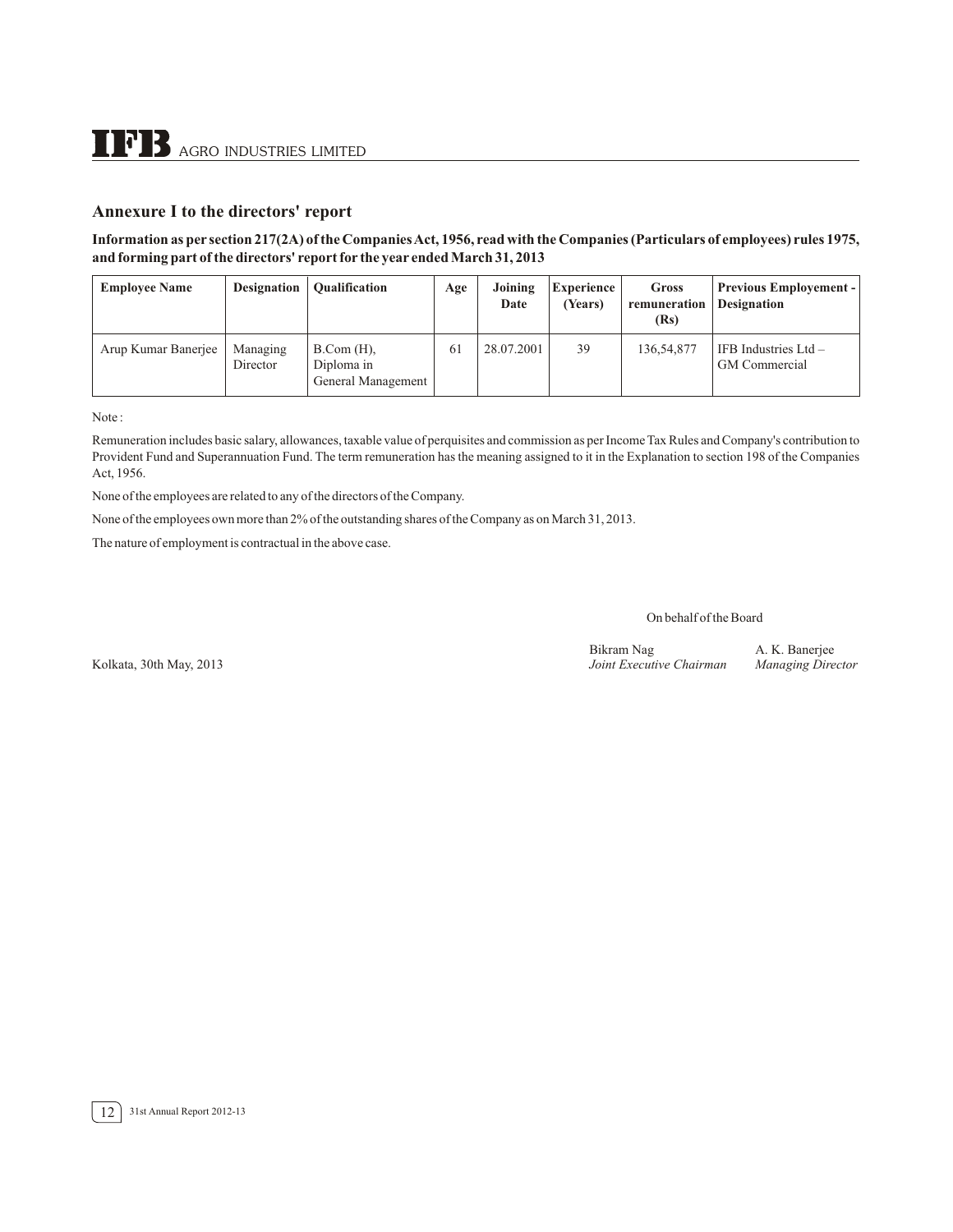## Annexure I to the directors' report

**Information as per section 217(2A) of the Companies Act, 1956, read with the Companies (Particulars of employees) rules 1975, and forming part of the directors' report for the year ended March 31, 2013**

| Employee Name | Designation | Qualification | Age | Joining Date | Experience (Years) | Gross remuneration (Rs) | Previous Employement - Designation |
|---|---|---|---|---|---|---|---|
| Arup Kumar Banerjee | Managing Director | B.Com (H), Diploma in General Management | 61 | 28.07.2001 | 39 | 136,54,877 | IFB Industries Ltd – GM Commercial |

Note :

Remuneration includes basic salary, allowances, taxable value of perquisites and commission as per Income Tax Rules and Company's contribution to Provident Fund and Superannuation Fund. The term remuneration has the meaning assigned to it in the Explanation to section 198 of the Companies Act, 1956.

None of the employees are related to any of the directors of the Company.

None of the employees own more than 2% of the outstanding shares of the Company as on March 31, 2013.

The nature of employment is contractual in the above case.

On behalf of the Board

Kolkata, 30th May, 2013

Bikram Nag
*Joint Executive Chairman*

A. K. Banerjee
*Managing Director*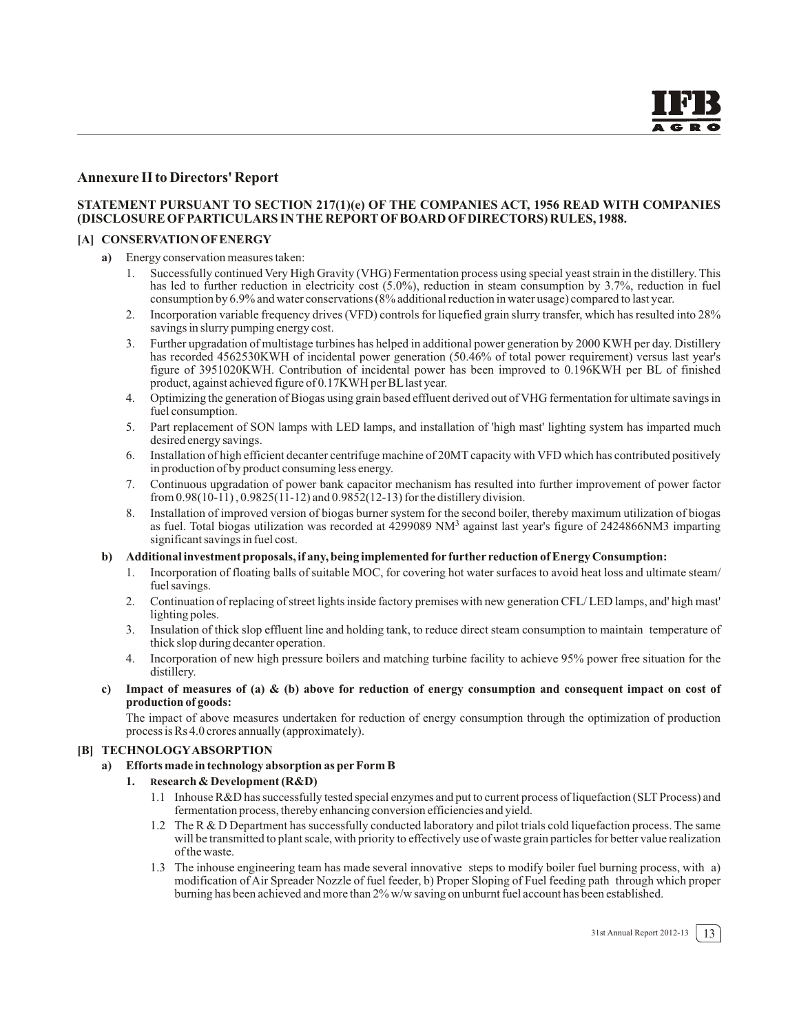## Annexure II to Directors' Report

### STATEMENT PURSUANT TO SECTION 217(1)(e) OF THE COMPANIES ACT, 1956 READ WITH COMPANIES (DISCLOSURE OF PARTICULARS IN THE REPORT OF BOARD OF DIRECTORS) RULES, 1988.

#### [A] CONSERVATION OF ENERGY

**a)** Energy conservation measures taken:

1. Successfully continued Very High Gravity (VHG) Fermentation process using special yeast strain in the distillery. This has led to further reduction in electricity cost (5.0%), reduction in steam consumption by 3.7%, reduction in fuel consumption by 6.9% and water conservations (8% additional reduction in water usage) compared to last year.
2. Incorporation variable frequency drives (VFD) controls for liquefied grain slurry transfer, which has resulted into 28% savings in slurry pumping energy cost.
3. Further upgradation of multistage turbines has helped in additional power generation by 2000 KWH per day. Distillery has recorded 4562530KWH of incidental power generation (50.46% of total power requirement) versus last year's figure of 3951020KWH. Contribution of incidental power has been improved to 0.196KWH per BL of finished product, against achieved figure of 0.17KWH per BL last year.
4. Optimizing the generation of Biogas using grain based effluent derived out of VHG fermentation for ultimate savings in fuel consumption.
5. Part replacement of SON lamps with LED lamps, and installation of 'high mast' lighting system has imparted much desired energy savings.
6. Installation of high efficient decanter centrifuge machine of 20MT capacity with VFD which has contributed positively in production of by product consuming less energy.
7. Continuous upgradation of power bank capacitor mechanism has resulted into further improvement of power factor from 0.98(10-11), 0.9825(11-12) and 0.9852(12-13) for the distillery division.
8. Installation of improved version of biogas burner system for the second boiler, thereby maximum utilization of biogas as fuel. Total biogas utilization was recorded at 4299089 $NM^3$ against last year's figure of 2424866NM3 imparting significant savings in fuel cost.

**b) Additional investment proposals, if any, being implemented for further reduction of Energy Consumption:**

1. Incorporation of floating balls of suitable MOC, for covering hot water surfaces to avoid heat loss and ultimate steam/ fuel savings.
2. Continuation of replacing of street lights inside factory premises with new generation CFL/ LED lamps, and' high mast' lighting poles.
3. Insulation of thick slop effluent line and holding tank, to reduce direct steam consumption to maintain temperature of thick slop during decanter operation.
4. Incorporation of new high pressure boilers and matching turbine facility to achieve 95% power free situation for the distillery.

**c) Impact of measures of (a) & (b) above for reduction of energy consumption and consequent impact on cost of production of goods:**

The impact of above measures undertaken for reduction of energy consumption through the optimization of production process is Rs 4.0 crores annually (approximately).

#### [B] TECHNOLOGY ABSORPTION

**a) Efforts made in technology absorption as per Form B**

**1. Research & Development (R&D)**

1.1 Inhouse R&D has successfully tested special enzymes and put to current process of liquefaction (SLT Process) and fermentation process, thereby enhancing conversion efficiencies and yield.

1.2 The R & D Department has successfully conducted laboratory and pilot trials cold liquefaction process. The same will be transmitted to plant scale, with priority to effectively use of waste grain particles for better value realization of the waste.

1.3 The inhouse engineering team has made several innovative steps to modify boiler fuel burning process, with a) modification of Air Spreader Nozzle of fuel feeder, b) Proper Sloping of Fuel feeding path through which proper burning has been achieved and more than 2% w/w saving on unburnt fuel account has been established.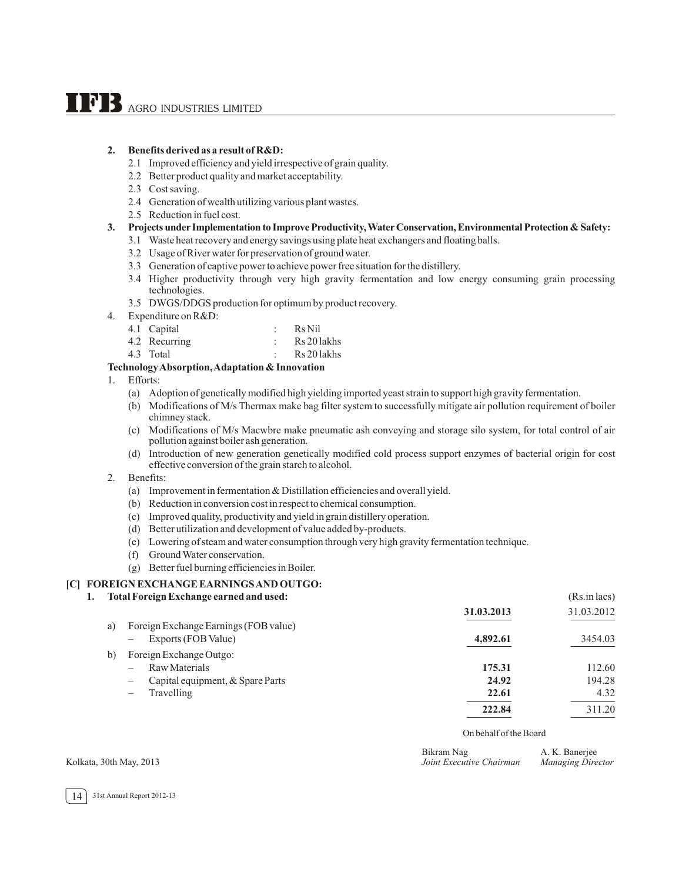**2. Benefits derived as a result of R&D:**

2.1 Improved efficiency and yield irrespective of grain quality.

2.2 Better product quality and market acceptability.

2.3 Cost saving.

2.4 Generation of wealth utilizing various plant wastes.

2.5 Reduction in fuel cost.

**3. Projects under Implementation to Improve Productivity, Water Conservation, Environmental Protection & Safety:**

3.1 Waste heat recovery and energy savings using plate heat exchangers and floating balls.

3.2 Usage of River water for preservation of ground water.

3.3 Generation of captive power to achieve power free situation for the distillery.

3.4 Higher productivity through very high gravity fermentation and low energy consuming grain processing technologies.

3.5 DWGS/DDGS production for optimum by product recovery.

4. Expenditure on R&D:

| | | |
|---|---|---|
| 4.1 Capital | : | Rs Nil |
| 4.2 Recurring | : | Rs 20 lakhs |
| 4.3 Total | : | Rs 20 lakhs |

**Technology Absorption, Adaptation & Innovation**

1. Efforts:
   - (a) Adoption of genetically modified high yielding imported yeast strain to support high gravity fermentation.
   - (b) Modifications of M/s Thermax make bag filter system to successfully mitigate air pollution requirement of boiler chimney stack.
   - (c) Modifications of M/s Macwbre make pneumatic ash conveying and storage silo system, for total control of air pollution against boiler ash generation.
   - (d) Introduction of new generation genetically modified cold process support enzymes of bacterial origin for cost effective conversion of the grain starch to alcohol.
2. Benefits:
   - (a) Improvement in fermentation & Distillation efficiencies and overall yield.
   - (b) Reduction in conversion cost in respect to chemical consumption.
   - (c) Improved quality, productivity and yield in grain distillery operation.
   - (d) Better utilization and development of value added by-products.
   - (e) Lowering of steam and water consumption through very high gravity fermentation technique.
   - (f) Ground Water conservation.
   - (g) Better fuel burning efficiencies in Boiler.

**[C] FOREIGN EXCHANGE EARNINGS AND OUTGO:**

**1. Total Foreign Exchange earned and used:**

(Rs.in lacs)

| | **31.03.2013** | 31.03.2012 |
|---|---|---|
| a) Foreign Exchange Earnings (FOB value) | | |
| – Exports (FOB Value) | **4,892.61** | 3454.03 |
| b) Foreign Exchange Outgo: | | |
| – Raw Materials | **175.31** | 112.60 |
| – Capital equipment, & Spare Parts | **24.92** | 194.28 |
| – Travelling | **22.61** | 4.32 |
| | **222.84** | 311.20 |

On behalf of the Board

Kolkata, 30th May, 2013

Bikram Nag
*Joint Executive Chairman*

A. K. Banerjee
*Managing Director*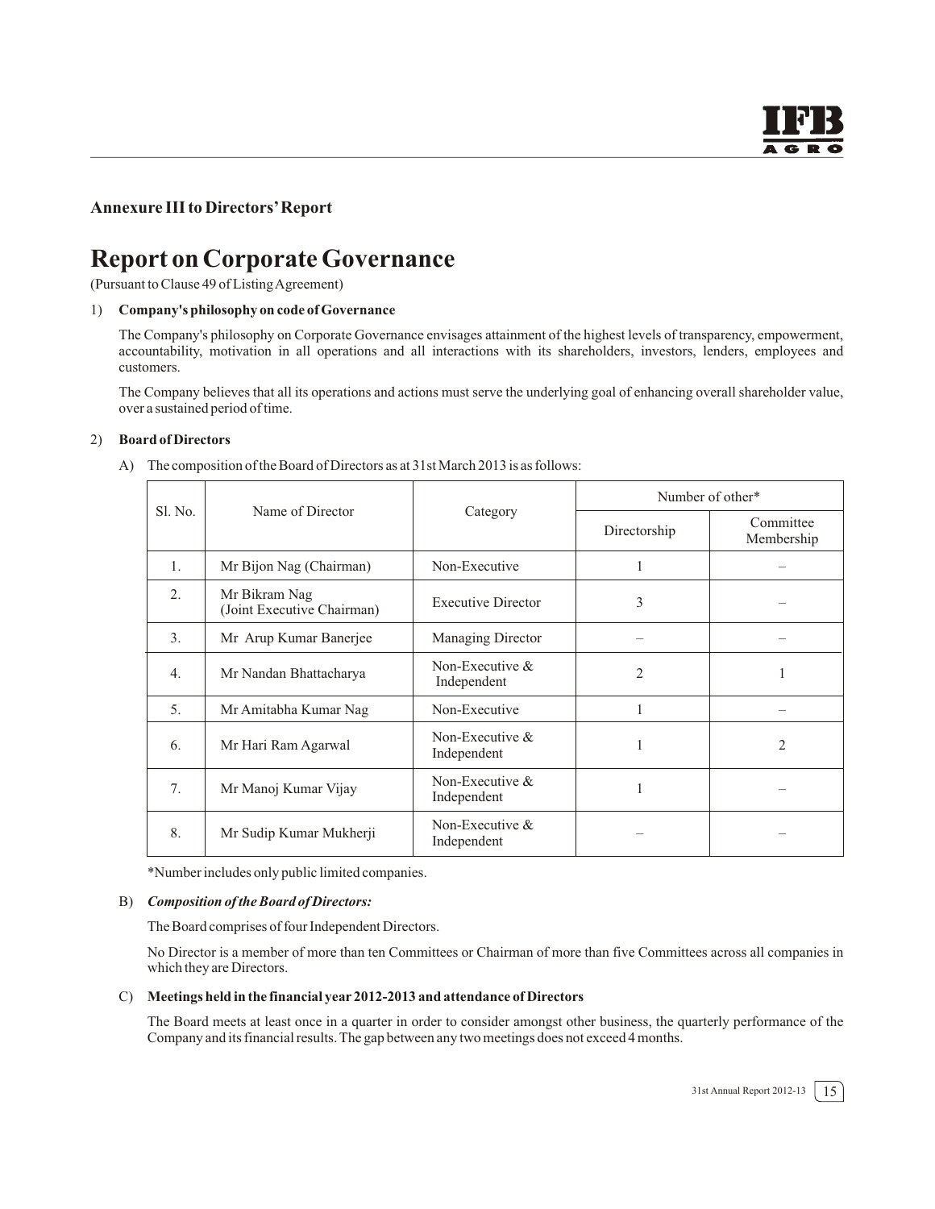## Annexure III to Directors' Report

# Report on Corporate Governance

(Pursuant to Clause 49 of Listing Agreement)

1) **Company's philosophy on code of Governance**

The Company's philosophy on Corporate Governance envisages attainment of the highest levels of transparency, empowerment, accountability, motivation in all operations and all interactions with its shareholders, investors, lenders, employees and customers.

The Company believes that all its operations and actions must serve the underlying goal of enhancing overall shareholder value, over a sustained period of time.

2) **Board of Directors**

A) The composition of the Board of Directors as at 31st March 2013 is as follows:

| Sl. No. | Name of Director | Category | Number of other* | |
|---|---|---|---|---|
| | | | Directorship | Committee Membership |
| 1. | Mr Bijon Nag (Chairman) | Non-Executive | 1 | – |
| 2. | Mr Bikram Nag (Joint Executive Chairman) | Executive Director | 3 | – |
| 3. | Mr Arup Kumar Banerjee | Managing Director | – | – |
| 4. | Mr Nandan Bhattacharya | Non-Executive & Independent | 2 | 1 |
| 5. | Mr Amitabha Kumar Nag | Non-Executive | 1 | – |
| 6. | Mr Hari Ram Agarwal | Non-Executive & Independent | 1 | 2 |
| 7. | Mr Manoj Kumar Vijay | Non-Executive & Independent | 1 | – |
| 8. | Mr Sudip Kumar Mukherji | Non-Executive & Independent | – | – |

*Number includes only public limited companies.

B) ***Composition of the Board of Directors:***

The Board comprises of four Independent Directors.

No Director is a member of more than ten Committees or Chairman of more than five Committees across all companies in which they are Directors.

C) **Meetings held in the financial year 2012-2013 and attendance of Directors**

The Board meets at least once in a quarter in order to consider amongst other business, the quarterly performance of the Company and its financial results. The gap between any two meetings does not exceed 4 months.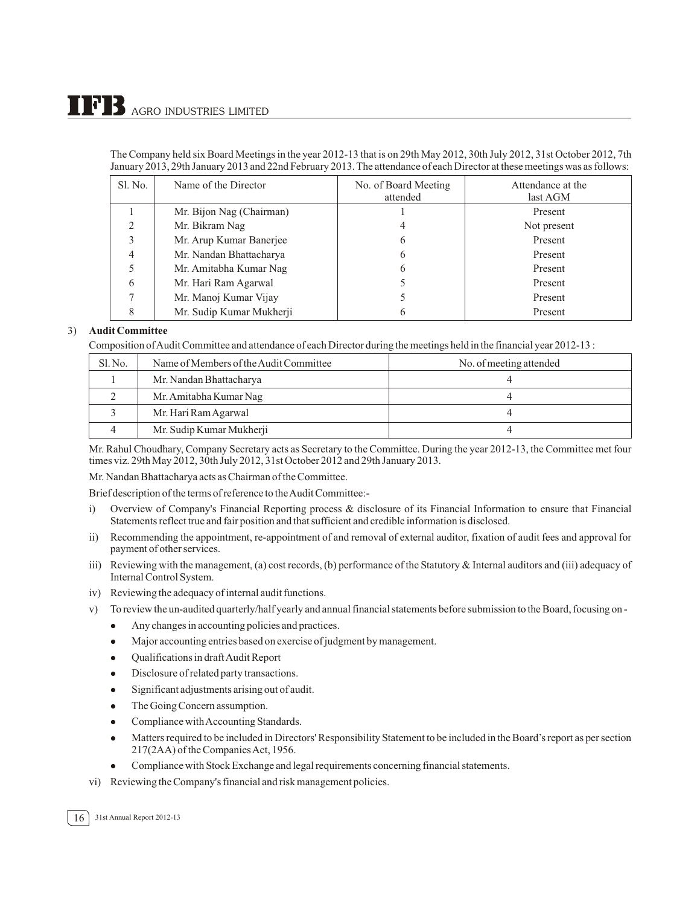The Company held six Board Meetings in the year 2012-13 that is on 29th May 2012, 30th July 2012, 31st October 2012, 7th January 2013, 29th January 2013 and 22nd February 2013. The attendance of each Director at these meetings was as follows:

| Sl. No. | Name of the Director | No. of Board Meeting attended | Attendance at the last AGM |
|---|---|---|---|
| 1 | Mr. Bijon Nag (Chairman) | 1 | Present |
| 2 | Mr. Bikram Nag | 4 | Not present |
| 3 | Mr. Arup Kumar Banerjee | 6 | Present |
| 4 | Mr. Nandan Bhattacharya | 6 | Present |
| 5 | Mr. Amitabha Kumar Nag | 6 | Present |
| 6 | Mr. Hari Ram Agarwal | 5 | Present |
| 7 | Mr. Manoj Kumar Vijay | 5 | Present |
| 8 | Mr. Sudip Kumar Mukherji | 6 | Present |

3) **Audit Committee**

Composition of Audit Committee and attendance of each Director during the meetings held in the financial year 2012-13 :

| Sl. No. | Name of Members of the Audit Committee | No. of meeting attended |
|---|---|---|
| 1 | Mr. Nandan Bhattacharya | 4 |
| 2 | Mr. Amitabha Kumar Nag | 4 |
| 3 | Mr. Hari Ram Agarwal | 4 |
| 4 | Mr. Sudip Kumar Mukherji | 4 |

Mr. Rahul Choudhary, Company Secretary acts as Secretary to the Committee. During the year 2012-13, the Committee met four times viz. 29th May 2012, 30th July 2012, 31st October 2012 and 29th January 2013.

Mr. Nandan Bhattacharya acts as Chairman of the Committee.

Brief description of the terms of reference to the Audit Committee:-

i) Overview of Company's Financial Reporting process & disclosure of its Financial Information to ensure that Financial Statements reflect true and fair position and that sufficient and credible information is disclosed.

ii) Recommending the appointment, re-appointment of and removal of external auditor, fixation of audit fees and approval for payment of other services.

iii) Reviewing with the management, (a) cost records, (b) performance of the Statutory & Internal auditors and (iii) adequacy of Internal Control System.

iv) Reviewing the adequacy of internal audit functions.

v) To review the un-audited quarterly/half yearly and annual financial statements before submission to the Board, focusing on -

- Any changes in accounting policies and practices.
- Major accounting entries based on exercise of judgment by management.
- Qualifications in draft Audit Report
- Disclosure of related party transactions.
- Significant adjustments arising out of audit.
- The Going Concern assumption.
- Compliance with Accounting Standards.
- Matters required to be included in Directors' Responsibility Statement to be included in the Board's report as per section 217(2AA) of the Companies Act, 1956.
- Compliance with Stock Exchange and legal requirements concerning financial statements.

vi) Reviewing the Company's financial and risk management policies.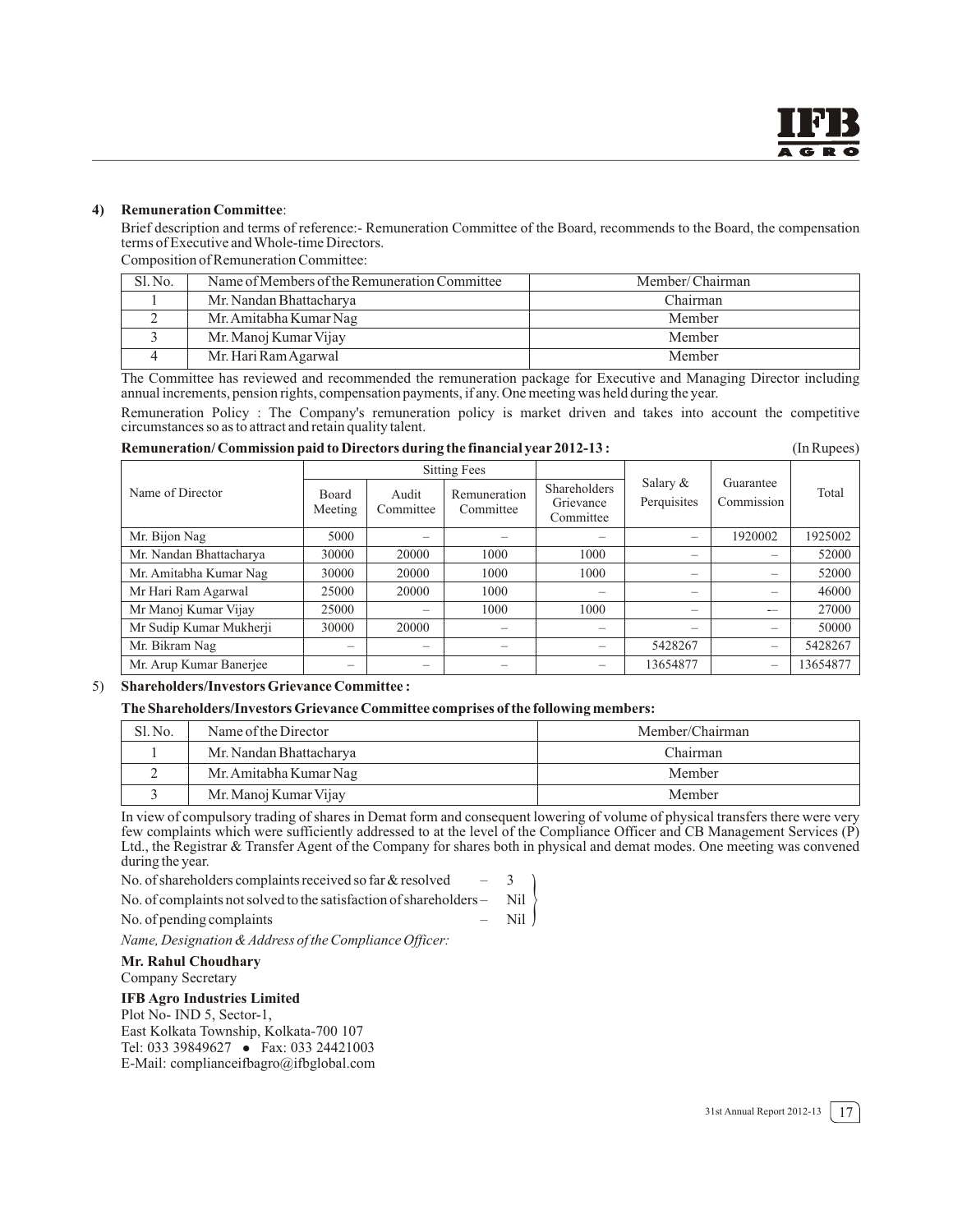### 4) Remuneration Committee:

Brief description and terms of reference:- Remuneration Committee of the Board, recommends to the Board, the compensation terms of Executive and Whole-time Directors.

Composition of Remuneration Committee:

| Sl. No. | Name of Members of the Remuneration Committee | Member/ Chairman |
|---|---|---|
| 1 | Mr. Nandan Bhattacharya | Chairman |
| 2 | Mr. Amitabha Kumar Nag | Member |
| 3 | Mr. Manoj Kumar Vijay | Member |
| 4 | Mr. Hari Ram Agarwal | Member |

The Committee has reviewed and recommended the remuneration package for Executive and Managing Director including annual increments, pension rights, compensation payments, if any. One meeting was held during the year.

Remuneration Policy : The Company's remuneration policy is market driven and takes into account the competitive circumstances so as to attract and retain quality talent.

**Remuneration/ Commission paid to Directors during the financial year 2012-13 :** (In Rupees)

| Name of Director | Sitting Fees | | | | Salary & Perquisites | Guarantee Commission | Total |
|---|---|---|---|---|---|---|---|
| | Board Meeting | Audit Committee | Remuneration Committee | Shareholders Grievance Committee | | | |
| Mr. Bijon Nag | 5000 | – | – | – | – | 1920002 | 1925002 |
| Mr. Nandan Bhattacharya | 30000 | 20000 | 1000 | 1000 | – | – | 52000 |
| Mr. Amitabha Kumar Nag | 30000 | 20000 | 1000 | 1000 | – | – | 52000 |
| Mr Hari Ram Agarwal | 25000 | 20000 | 1000 | – | – | – | 46000 |
| Mr Manoj Kumar Vijay | 25000 | – | 1000 | 1000 | – | – | 27000 |
| Mr Sudip Kumar Mukherji | 30000 | 20000 | – | – | – | – | 50000 |
| Mr. Bikram Nag | – | – | – | – | 5428267 | – | 5428267 |
| Mr. Arup Kumar Banerjee | – | – | – | – | 13654877 | – | 13654877 |

### 5) Shareholders/Investors Grievance Committee :

**The Shareholders/Investors Grievance Committee comprises of the following members:**

| Sl. No. | Name of the Director | Member/Chairman |
|---|---|---|
| 1 | Mr. Nandan Bhattacharya | Chairman |
| 2 | Mr. Amitabha Kumar Nag | Member |
| 3 | Mr. Manoj Kumar Vijay | Member |

In view of compulsory trading of shares in Demat form and consequent lowering of volume of physical transfers there were very few complaints which were sufficiently addressed to at the level of the Compliance Officer and CB Management Services (P) Ltd., the Registrar & Transfer Agent of the Company for shares both in physical and demat modes. One meeting was convened during the year.

No. of shareholders complaints received so far & resolved – 3

No. of complaints not solved to the satisfaction of shareholders – Nil

No. of pending complaints – Nil

*Name, Designation & Address of the Compliance Officer:*

**Mr. Rahul Choudhary**
Company Secretary

**IFB Agro Industries Limited**
Plot No- IND 5, Sector-1,
East Kolkata Township, Kolkata-700 107
Tel: 033 39849627 • Fax: 033 24421003
E-Mail: complianceifbagro@ifbglobal.com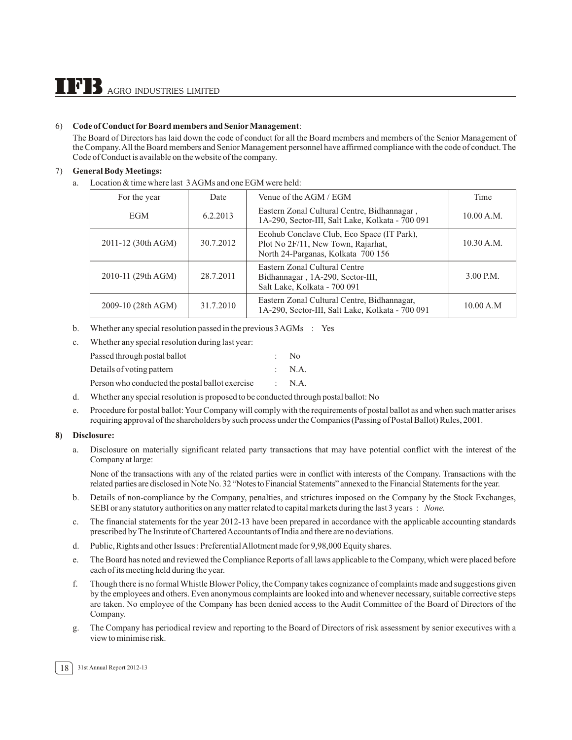6) **Code of Conduct for Board members and Senior Management**:

The Board of Directors has laid down the code of conduct for all the Board members and members of the Senior Management of the Company. All the Board members and Senior Management personnel have affirmed compliance with the code of conduct. The Code of Conduct is available on the website of the company.

7) **General Body Meetings:**

a. Location & time where last 3 AGMs and one EGM were held:

| For the year | Date | Venue of the AGM / EGM | Time |
|---|---|---|---|
| EGM | 6.2.2013 | Eastern Zonal Cultural Centre, Bidhannagar , 1A-290, Sector-III, Salt Lake, Kolkata - 700 091 | 10.00 A.M. |
| 2011-12 (30th AGM) | 30.7.2012 | Ecohub Conclave Club, Eco Space (IT Park), Plot No 2F/11, New Town, Rajarhat, North 24-Parganas, Kolkata 700 156 | 10.30 A.M. |
| 2010-11 (29th AGM) | 28.7.2011 | Eastern Zonal Cultural Centre Bidhannagar , 1A-290, Sector-III, Salt Lake, Kolkata - 700 091 | 3.00 P.M. |
| 2009-10 (28th AGM) | 31.7.2010 | Eastern Zonal Cultural Centre, Bidhannagar, 1A-290, Sector-III, Salt Lake, Kolkata - 700 091 | 10.00 A.M |

b. Whether any special resolution passed in the previous 3 AGMs : Yes

c. Whether any special resolution during last year:

Passed through postal ballot : No

Details of voting pattern : N.A.

Person who conducted the postal ballot exercise : N.A.

d. Whether any special resolution is proposed to be conducted through postal ballot: No

e. Procedure for postal ballot: Your Company will comply with the requirements of postal ballot as and when such matter arises requiring approval of the shareholders by such process under the Companies (Passing of Postal Ballot) Rules, 2001.

**8) Disclosure:**

a. Disclosure on materially significant related party transactions that may have potential conflict with the interest of the Company at large:

None of the transactions with any of the related parties were in conflict with interests of the Company. Transactions with the related parties are disclosed in Note No. 32 "Notes to Financial Statements" annexed to the Financial Statements for the year.

b. Details of non-compliance by the Company, penalties, and strictures imposed on the Company by the Stock Exchanges, SEBI or any statutory authorities on any matter related to capital markets during the last 3 years : *None.*

c. The financial statements for the year 2012-13 have been prepared in accordance with the applicable accounting standards prescribed by The Institute of Chartered Accountants of India and there are no deviations.

d. Public, Rights and other Issues : Preferential Allotment made for 9,98,000 Equity shares.

e. The Board has noted and reviewed the Compliance Reports of all laws applicable to the Company, which were placed before each of its meeting held during the year.

f. Though there is no formal Whistle Blower Policy, the Company takes cognizance of complaints made and suggestions given by the employees and others. Even anonymous complaints are looked into and whenever necessary, suitable corrective steps are taken. No employee of the Company has been denied access to the Audit Committee of the Board of Directors of the Company.

g. The Company has periodical review and reporting to the Board of Directors of risk assessment by senior executives with a view to minimise risk.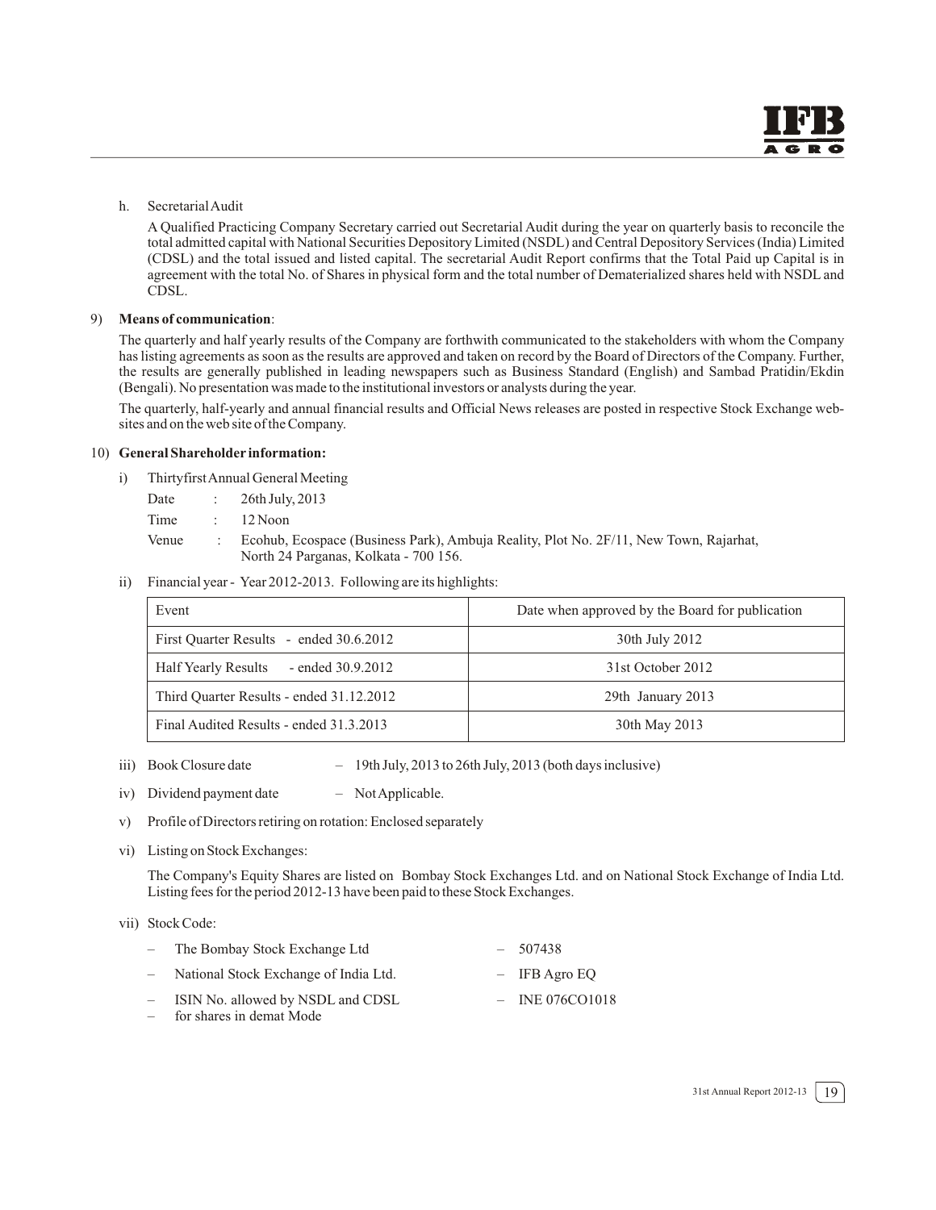h. Secretarial Audit

A Qualified Practicing Company Secretary carried out Secretarial Audit during the year on quarterly basis to reconcile the total admitted capital with National Securities Depository Limited (NSDL) and Central Depository Services (India) Limited (CDSL) and the total issued and listed capital. The secretarial Audit Report confirms that the Total Paid up Capital is in agreement with the total No. of Shares in physical form and the total number of Dematerialized shares held with NSDL and CDSL.

9) **Means of communication**:

The quarterly and half yearly results of the Company are forthwith communicated to the stakeholders with whom the Company has listing agreements as soon as the results are approved and taken on record by the Board of Directors of the Company. Further, the results are generally published in leading newspapers such as Business Standard (English) and Sambad Pratidin/Ekdin (Bengali). No presentation was made to the institutional investors or analysts during the year.

The quarterly, half-yearly and annual financial results and Official News releases are posted in respective Stock Exchange web-sites and on the web site of the Company.

10) **General Shareholder information:**

i) Thirtyfirst Annual General Meeting

Date : 26th July, 2013

Time : 12 Noon

Venue : Ecohub, Ecospace (Business Park), Ambuja Reality, Plot No. 2F/11, New Town, Rajarhat, North 24 Parganas, Kolkata - 700 156.

ii) Financial year - Year 2012-2013. Following are its highlights:

| Event | Date when approved by the Board for publication |
|---|---|
| First Quarter Results - ended 30.6.2012 | 30th July 2012 |
| Half Yearly Results - ended 30.9.2012 | 31st October 2012 |
| Third Quarter Results - ended 31.12.2012 | 29th January 2013 |
| Final Audited Results - ended 31.3.2013 | 30th May 2013 |

iii) Book Closure date – 19th July, 2013 to 26th July, 2013 (both days inclusive)

iv) Dividend payment date – Not Applicable.

v) Profile of Directors retiring on rotation: Enclosed separately

vi) Listing on Stock Exchanges:

The Company's Equity Shares are listed on Bombay Stock Exchanges Ltd. and on National Stock Exchange of India Ltd. Listing fees for the period 2012-13 have been paid to these Stock Exchanges.

vii) Stock Code:

- The Bombay Stock Exchange Ltd – 507438
- National Stock Exchange of India Ltd. – IFB Agro EQ
- ISIN No. allowed by NSDL and CDSL – INE 076CO1018
- for shares in demat Mode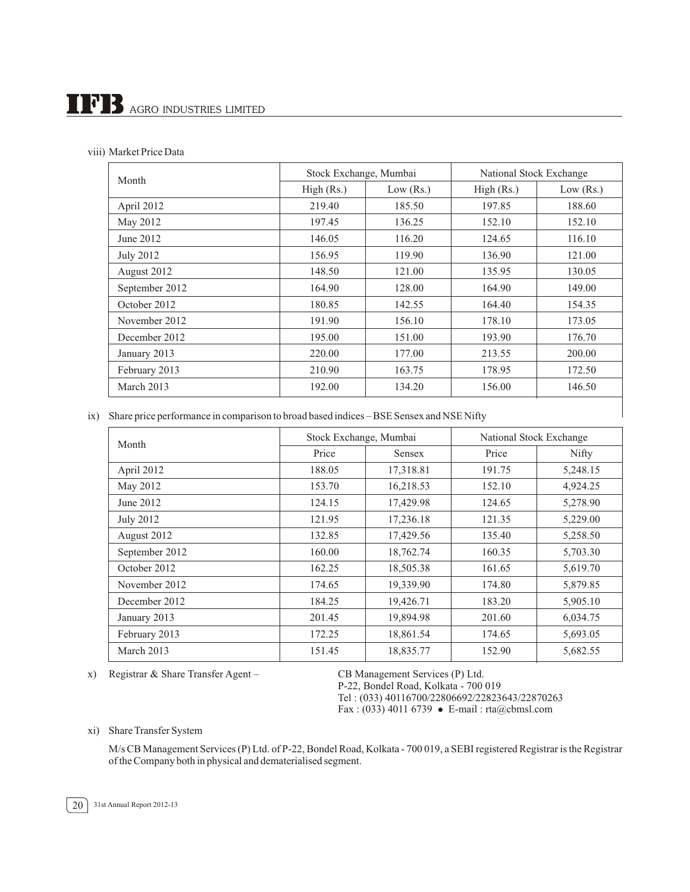viii) Market Price Data

| Month | Stock Exchange, Mumbai | | National Stock Exchange | |
|---|---|---|---|---|
| | High (Rs.) | Low (Rs.) | High (Rs.) | Low (Rs.) |
| April 2012 | 219.40 | 185.50 | 197.85 | 188.60 |
| May 2012 | 197.45 | 136.25 | 152.10 | 152.10 |
| June 2012 | 146.05 | 116.20 | 124.65 | 116.10 |
| July 2012 | 156.95 | 119.90 | 136.90 | 121.00 |
| August 2012 | 148.50 | 121.00 | 135.95 | 130.05 |
| September 2012 | 164.90 | 128.00 | 164.90 | 149.00 |
| October 2012 | 180.85 | 142.55 | 164.40 | 154.35 |
| November 2012 | 191.90 | 156.10 | 178.10 | 173.05 |
| December 2012 | 195.00 | 151.00 | 193.90 | 176.70 |
| January 2013 | 220.00 | 177.00 | 213.55 | 200.00 |
| February 2013 | 210.90 | 163.75 | 178.95 | 172.50 |
| March 2013 | 192.00 | 134.20 | 156.00 | 146.50 |

ix) Share price performance in comparison to broad based indices – BSE Sensex and NSE Nifty

| Month | Stock Exchange, Mumbai | | National Stock Exchange | |
|---|---|---|---|---|
| | Price | Sensex | Price | Nifty |
| April 2012 | 188.05 | 17,318.81 | 191.75 | 5,248.15 |
| May 2012 | 153.70 | 16,218.53 | 152.10 | 4,924.25 |
| June 2012 | 124.15 | 17,429.98 | 124.65 | 5,278.90 |
| July 2012 | 121.95 | 17,236.18 | 121.35 | 5,229.00 |
| August 2012 | 132.85 | 17,429.56 | 135.40 | 5,258.50 |
| September 2012 | 160.00 | 18,762.74 | 160.35 | 5,703.30 |
| October 2012 | 162.25 | 18,505.38 | 161.65 | 5,619.70 |
| November 2012 | 174.65 | 19,339.90 | 174.80 | 5,879.85 |
| December 2012 | 184.25 | 19,426.71 | 183.20 | 5,905.10 |
| January 2013 | 201.45 | 19,894.98 | 201.60 | 6,034.75 |
| February 2013 | 172.25 | 18,861.54 | 174.65 | 5,693.05 |
| March 2013 | 151.45 | 18,835.77 | 152.90 | 5,682.55 |

x) Registrar & Share Transfer Agent –

CB Management Services (P) Ltd.
P-22, Bondel Road, Kolkata - 700 019
Tel : (033) 40116700/22806692/22823643/22870263
Fax : (033) 4011 6739 ● E-mail : rta@cbmsl.com

xi) Share Transfer System

M/s CB Management Services (P) Ltd. of P-22, Bondel Road, Kolkata - 700 019, a SEBI registered Registrar is the Registrar of the Company both in physical and dematerialised segment.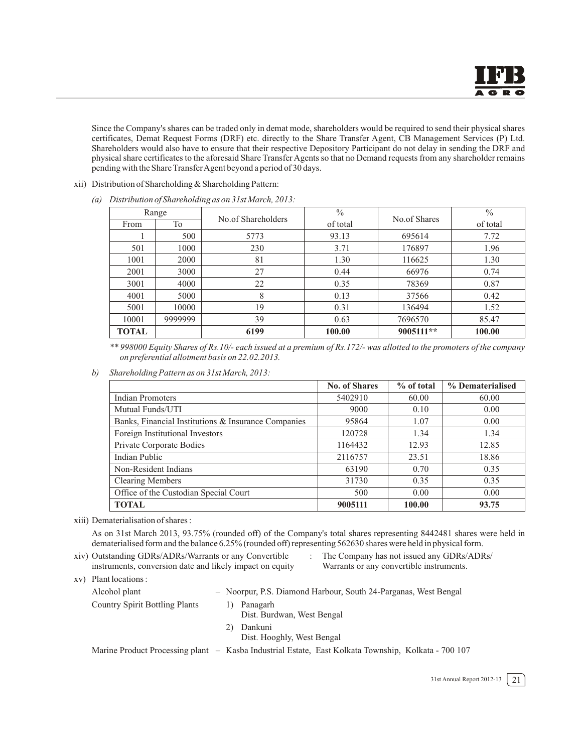Since the Company's shares can be traded only in demat mode, shareholders would be required to send their physical shares certificates, Demat Request Forms (DRF) etc. directly to the Share Transfer Agent, CB Management Services (P) Ltd. Shareholders would also have to ensure that their respective Depository Participant do not delay in sending the DRF and physical share certificates to the aforesaid Share Transfer Agents so that no Demand requests from any shareholder remains pending with the Share Transfer Agent beyond a period of 30 days.

xii) Distribution of Shareholding & Shareholding Pattern:

*(a) Distribution of Shareholding as on 31st March, 2013:*

| Range | | No.of Shareholders | % of total | No.of Shares | % of total |
|---|---|---|---|---|---|
| From | To | | | | |
| 1 | 500 | 5773 | 93.13 | 695614 | 7.72 |
| 501 | 1000 | 230 | 3.71 | 176897 | 1.96 |
| 1001 | 2000 | 81 | 1.30 | 116625 | 1.30 |
| 2001 | 3000 | 27 | 0.44 | 66976 | 0.74 |
| 3001 | 4000 | 22 | 0.35 | 78369 | 0.87 |
| 4001 | 5000 | 8 | 0.13 | 37566 | 0.42 |
| 5001 | 10000 | 19 | 0.31 | 136494 | 1.52 |
| 10001 | 9999999 | 39 | 0.63 | 7696570 | 85.47 |
| **TOTAL** | | **6199** | **100.00** | **9005111****| **100.00** |

*** 998000 Equity Shares of Rs.10/- each issued at a premium of Rs.172/- was allotted to the promoters of the company on preferential allotment basis on 22.02.2013.*

*b) Shareholding Pattern as on 31st March, 2013:*

| | No. of Shares | % of total | % Dematerialised |
|---|---|---|---|
| Indian Promoters | 5402910 | 60.00 | 60.00 |
| Mutual Funds/UTI | 9000 | 0.10 | 0.00 |
| Banks, Financial Institutions & Insurance Companies | 95864 | 1.07 | 0.00 |
| Foreign Institutional Investors | 120728 | 1.34 | 1.34 |
| Private Corporate Bodies | 1164432 | 12.93 | 12.85 |
| Indian Public | 2116757 | 23.51 | 18.86 |
| Non-Resident Indians | 63190 | 0.70 | 0.35 |
| Clearing Members | 31730 | 0.35 | 0.35 |
| Office of the Custodian Special Court | 500 | 0.00 | 0.00 |
| **TOTAL** | **9005111** | **100.00** | **93.75** |

xiii) Dematerialisation of shares :

As on 31st March 2013, 93.75% (rounded off) of the Company's total shares representing 8442481 shares were held in dematerialised form and the balance 6.25% (rounded off) representing 562630 shares were held in physical form.

xiv) Outstanding GDRs/ADRs/Warrants or any Convertible instruments, conversion date and likely impact on equity : The Company has not issued any GDRs/ADRs/ Warrants or any convertible instruments.

xv) Plant locations :

Alcohol plant – Noorpur, P.S. Diamond Harbour, South 24-Parganas, West Bengal

Country Spirit Bottling Plants
1) Panagarh
   Dist. Burdwan, West Bengal
2) Dankuni
   Dist. Hooghly, West Bengal

Marine Product Processing plant – Kasba Industrial Estate, East Kolkata Township, Kolkata - 700 107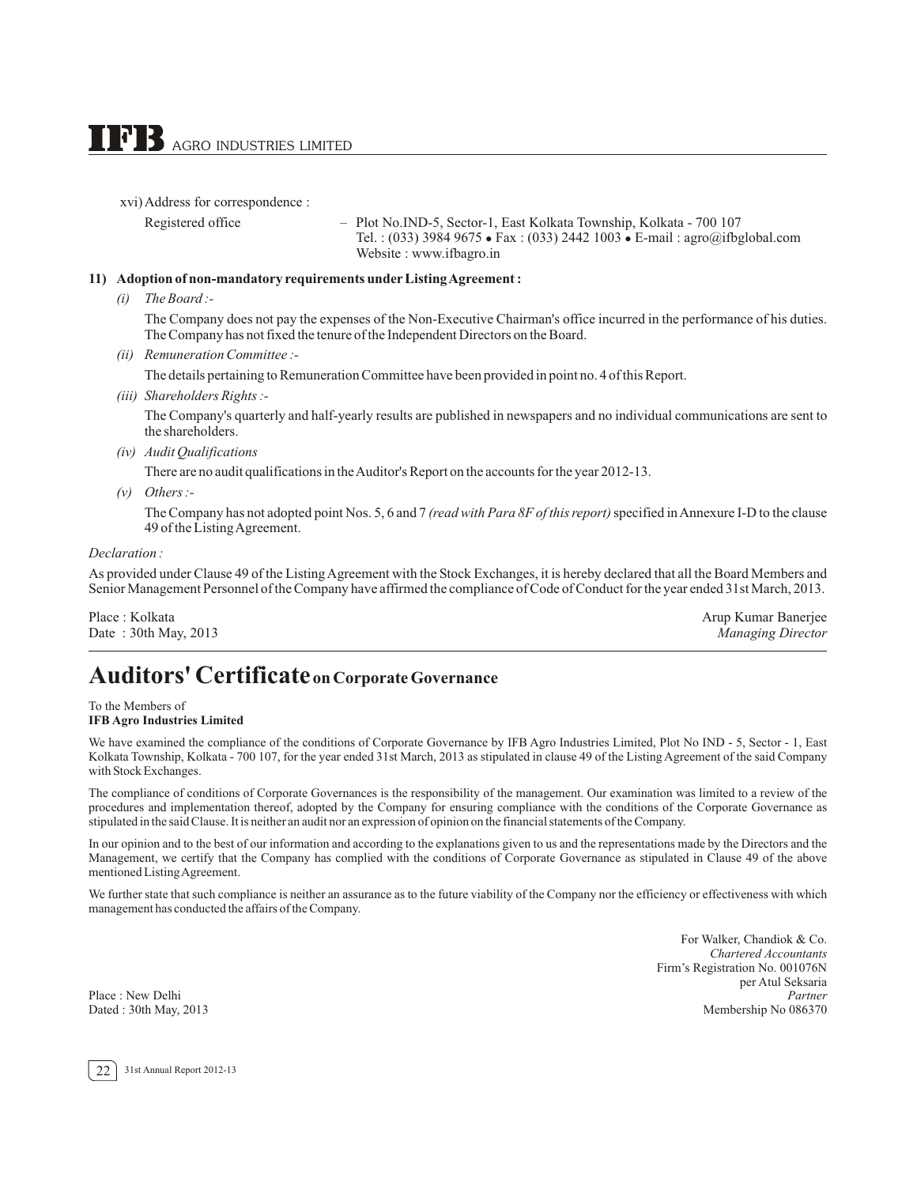xvi) Address for correspondence :

Registered office – Plot No.IND-5, Sector-1, East Kolkata Township, Kolkata - 700 107
Tel. : (033) 3984 9675 • Fax : (033) 2442 1003 • E-mail : agro@ifbglobal.com
Website : www.ifbagro.in

**11) Adoption of non-mandatory requirements under Listing Agreement :**

*(i) The Board :-*

The Company does not pay the expenses of the Non-Executive Chairman's office incurred in the performance of his duties. The Company has not fixed the tenure of the Independent Directors on the Board.

*(ii) Remuneration Committee :-*

The details pertaining to Remuneration Committee have been provided in point no. 4 of this Report.

*(iii) Shareholders Rights :-*

The Company's quarterly and half-yearly results are published in newspapers and no individual communications are sent to the shareholders.

*(iv) Audit Qualifications*

There are no audit qualifications in the Auditor's Report on the accounts for the year 2012-13.

*(v) Others :-*

The Company has not adopted point Nos. 5, 6 and 7 *(read with Para 8F of this report)* specified in Annexure I-D to the clause 49 of the Listing Agreement.

*Declaration :*

As provided under Clause 49 of the Listing Agreement with the Stock Exchanges, it is hereby declared that all the Board Members and Senior Management Personnel of the Company have affirmed the compliance of Code of Conduct for the year ended 31st March, 2013.

Place : Kolkata
Date : 30th May, 2013

Arup Kumar Banerjee
*Managing Director*

# Auditors' Certificate on Corporate Governance

To the Members of
**IFB Agro Industries Limited**

We have examined the compliance of the conditions of Corporate Governance by IFB Agro Industries Limited, Plot No IND - 5, Sector - 1, East Kolkata Township, Kolkata - 700 107, for the year ended 31st March, 2013 as stipulated in clause 49 of the Listing Agreement of the said Company with Stock Exchanges.

The compliance of conditions of Corporate Governances is the responsibility of the management. Our examination was limited to a review of the procedures and implementation thereof, adopted by the Company for ensuring compliance with the conditions of the Corporate Governance as stipulated in the said Clause. It is neither an audit nor an expression of opinion on the financial statements of the Company.

In our opinion and to the best of our information and according to the explanations given to us and the representations made by the Directors and the Management, we certify that the Company has complied with the conditions of Corporate Governance as stipulated in Clause 49 of the above mentioned Listing Agreement.

We further state that such compliance is neither an assurance as to the future viability of the Company nor the efficiency or effectiveness with which management has conducted the affairs of the Company.

For Walker, Chandiok & Co.
*Chartered Accountants*
Firm's Registration No. 001076N
per Atul Seksaria
*Partner*
Membership No 086370

Place : New Delhi
Dated : 30th May, 2013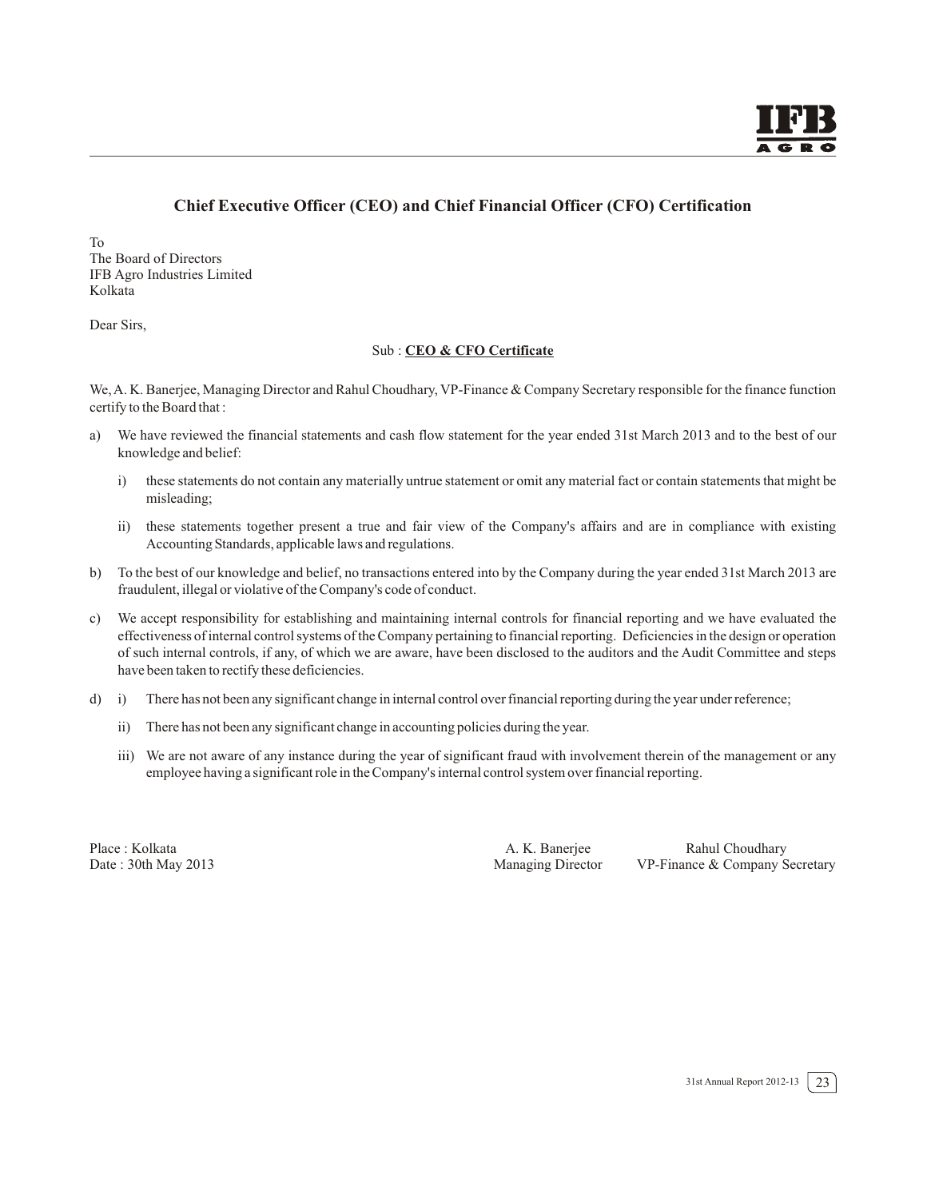## Chief Executive Officer (CEO) and Chief Financial Officer (CFO) Certification

To
The Board of Directors
IFB Agro Industries Limited
Kolkata

Dear Sirs,

Sub : **CEO & CFO Certificate**

We, A. K. Banerjee, Managing Director and Rahul Choudhary, VP-Finance & Company Secretary responsible for the finance function certify to the Board that :

a) We have reviewed the financial statements and cash flow statement for the year ended 31st March 2013 and to the best of our knowledge and belief:

   i) these statements do not contain any materially untrue statement or omit any material fact or contain statements that might be misleading;

   ii) these statements together present a true and fair view of the Company's affairs and are in compliance with existing Accounting Standards, applicable laws and regulations.

b) To the best of our knowledge and belief, no transactions entered into by the Company during the year ended 31st March 2013 are fraudulent, illegal or violative of the Company's code of conduct.

c) We accept responsibility for establishing and maintaining internal controls for financial reporting and we have evaluated the effectiveness of internal control systems of the Company pertaining to financial reporting. Deficiencies in the design or operation of such internal controls, if any, of which we are aware, have been disclosed to the auditors and the Audit Committee and steps have been taken to rectify these deficiencies.

d) i) There has not been any significant change in internal control over financial reporting during the year under reference;

   ii) There has not been any significant change in accounting policies during the year.

   iii) We are not aware of any instance during the year of significant fraud with involvement therein of the management or any employee having a significant role in the Company's internal control system over financial reporting.

Place : Kolkata
Date : 30th May 2013

A. K. Banerjee
Managing Director

Rahul Choudhary
VP-Finance & Company Secretary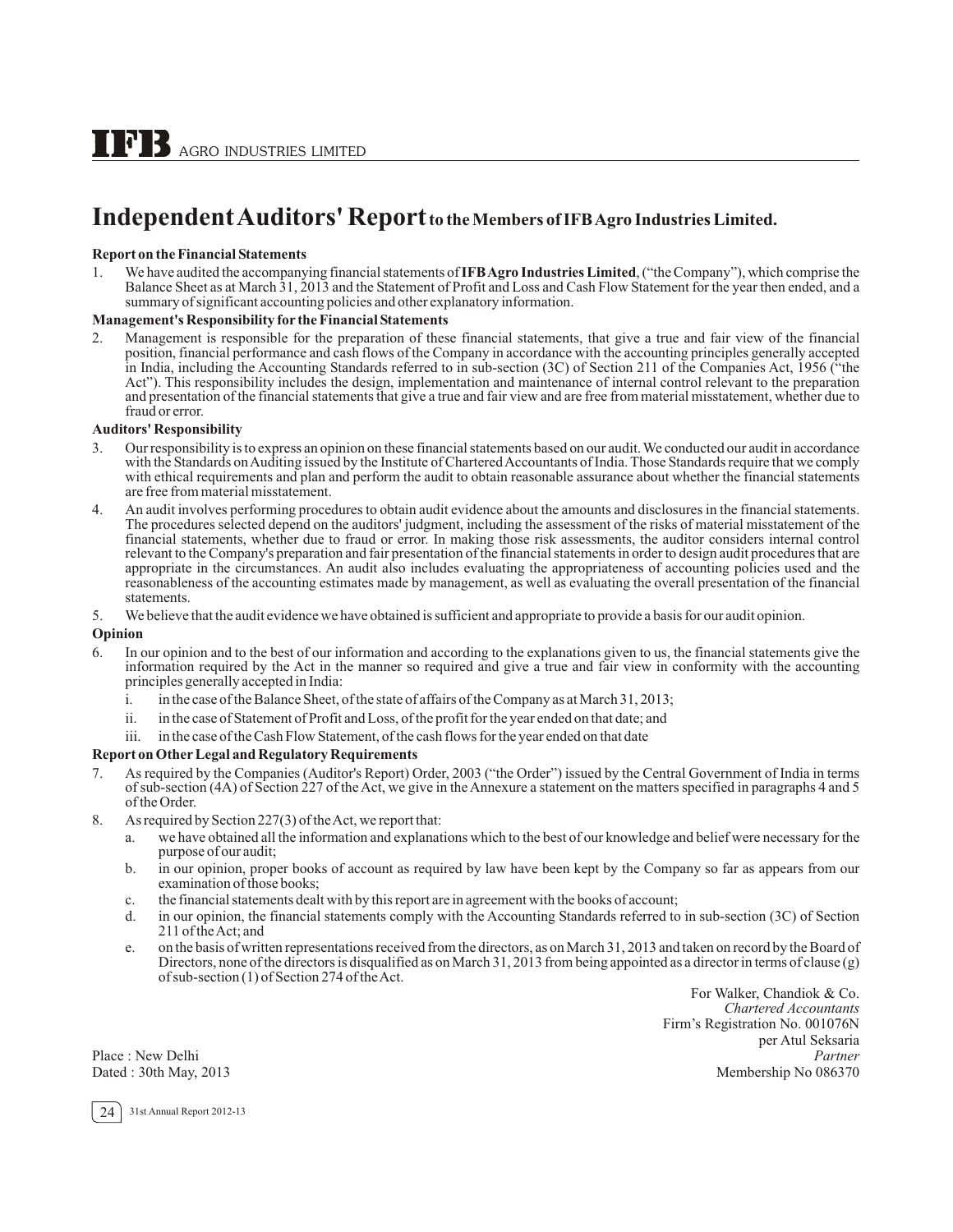# Independent Auditors' Report to the Members of IFB Agro Industries Limited.

**Report on the Financial Statements**

1. We have audited the accompanying financial statements of **IFB Agro Industries Limited**, ("the Company"), which comprise the Balance Sheet as at March 31, 2013 and the Statement of Profit and Loss and Cash Flow Statement for the year then ended, and a summary of significant accounting policies and other explanatory information.

**Management's Responsibility for the Financial Statements**

2. Management is responsible for the preparation of these financial statements, that give a true and fair view of the financial position, financial performance and cash flows of the Company in accordance with the accounting principles generally accepted in India, including the Accounting Standards referred to in sub-section (3C) of Section 211 of the Companies Act, 1956 ("the Act"). This responsibility includes the design, implementation and maintenance of internal control relevant to the preparation and presentation of the financial statements that give a true and fair view and are free from material misstatement, whether due to fraud or error.

**Auditors' Responsibility**

3. Our responsibility is to express an opinion on these financial statements based on our audit. We conducted our audit in accordance with the Standards on Auditing issued by the Institute of Chartered Accountants of India. Those Standards require that we comply with ethical requirements and plan and perform the audit to obtain reasonable assurance about whether the financial statements are free from material misstatement.
4. An audit involves performing procedures to obtain audit evidence about the amounts and disclosures in the financial statements. The procedures selected depend on the auditors' judgment, including the assessment of the risks of material misstatement of the financial statements, whether due to fraud or error. In making those risk assessments, the auditor considers internal control relevant to the Company's preparation and fair presentation of the financial statements in order to design audit procedures that are appropriate in the circumstances. An audit also includes evaluating the appropriateness of accounting policies used and the reasonableness of the accounting estimates made by management, as well as evaluating the overall presentation of the financial statements.
5. We believe that the audit evidence we have obtained is sufficient and appropriate to provide a basis for our audit opinion.

**Opinion**

6. In our opinion and to the best of our information and according to the explanations given to us, the financial statements give the information required by the Act in the manner so required and give a true and fair view in conformity with the accounting principles generally accepted in India:
   1. in the case of the Balance Sheet, of the state of affairs of the Company as at March 31, 2013;
   2. in the case of Statement of Profit and Loss, of the profit for the year ended on that date; and
   3. in the case of the Cash Flow Statement, of the cash flows for the year ended on that date

**Report on Other Legal and Regulatory Requirements**

7. As required by the Companies (Auditor's Report) Order, 2003 ("the Order") issued by the Central Government of India in terms of sub-section (4A) of Section 227 of the Act, we give in the Annexure a statement on the matters specified in paragraphs 4 and 5 of the Order.
8. As required by Section 227(3) of the Act, we report that:
   a. we have obtained all the information and explanations which to the best of our knowledge and belief were necessary for the purpose of our audit;
   b. in our opinion, proper books of account as required by law have been kept by the Company so far as appears from our examination of those books;
   c. the financial statements dealt with by this report are in agreement with the books of account;
   d. in our opinion, the financial statements comply with the Accounting Standards referred to in sub-section (3C) of Section 211 of the Act; and
   e. on the basis of written representations received from the directors, as on March 31, 2013 and taken on record by the Board of Directors, none of the directors is disqualified as on March 31, 2013 from being appointed as a director in terms of clause (g) of sub-section (1) of Section 274 of the Act.

For Walker, Chandiok & Co.
*Chartered Accountants*
Firm's Registration No. 001076N
per Atul Seksaria
*Partner*
Membership No 086370

Place : New Delhi
Dated : 30th May, 2013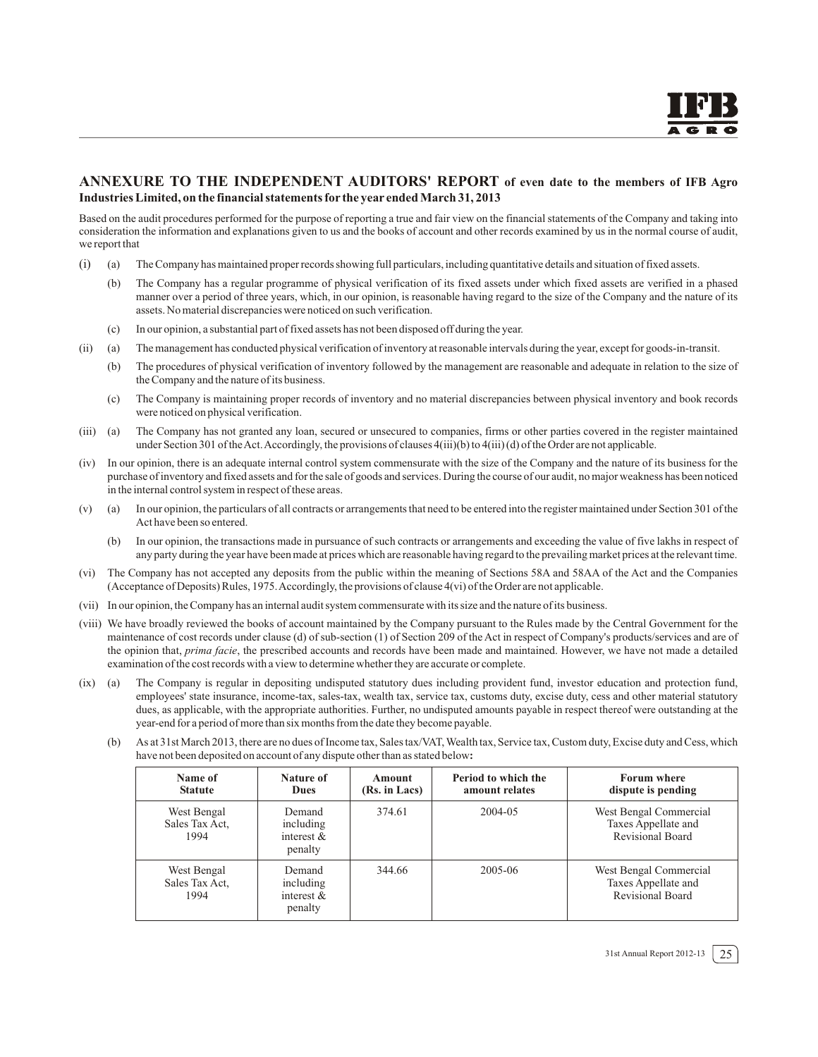## ANNEXURE TO THE INDEPENDENT AUDITORS' REPORT of even date to the members of IFB Agro Industries Limited, on the financial statements for the year ended March 31, 2013

Based on the audit procedures performed for the purpose of reporting a true and fair view on the financial statements of the Company and taking into consideration the information and explanations given to us and the books of account and other records examined by us in the normal course of audit, we report that

(i) (a) The Company has maintained proper records showing full particulars, including quantitative details and situation of fixed assets.

(b) The Company has a regular programme of physical verification of its fixed assets under which fixed assets are verified in a phased manner over a period of three years, which, in our opinion, is reasonable having regard to the size of the Company and the nature of its assets. No material discrepancies were noticed on such verification.

(c) In our opinion, a substantial part of fixed assets has not been disposed off during the year.

(ii) (a) The management has conducted physical verification of inventory at reasonable intervals during the year, except for goods-in-transit.

(b) The procedures of physical verification of inventory followed by the management are reasonable and adequate in relation to the size of the Company and the nature of its business.

(c) The Company is maintaining proper records of inventory and no material discrepancies between physical inventory and book records were noticed on physical verification.

(iii) (a) The Company has not granted any loan, secured or unsecured to companies, firms or other parties covered in the register maintained under Section 301 of the Act. Accordingly, the provisions of clauses 4(iii)(b) to 4(iii) (d) of the Order are not applicable.

(iv) In our opinion, there is an adequate internal control system commensurate with the size of the Company and the nature of its business for the purchase of inventory and fixed assets and for the sale of goods and services. During the course of our audit, no major weakness has been noticed in the internal control system in respect of these areas.

(v) (a) In our opinion, the particulars of all contracts or arrangements that need to be entered into the register maintained under Section 301 of the Act have been so entered.

(b) In our opinion, the transactions made in pursuance of such contracts or arrangements and exceeding the value of five lakhs in respect of any party during the year have been made at prices which are reasonable having regard to the prevailing market prices at the relevant time.

(vi) The Company has not accepted any deposits from the public within the meaning of Sections 58A and 58AA of the Act and the Companies (Acceptance of Deposits) Rules, 1975. Accordingly, the provisions of clause 4(vi) of the Order are not applicable.

(vii) In our opinion, the Company has an internal audit system commensurate with its size and the nature of its business.

(viii) We have broadly reviewed the books of account maintained by the Company pursuant to the Rules made by the Central Government for the maintenance of cost records under clause (d) of sub-section (1) of Section 209 of the Act in respect of Company's products/services and are of the opinion that, *prima facie*, the prescribed accounts and records have been made and maintained. However, we have not made a detailed examination of the cost records with a view to determine whether they are accurate or complete.

(ix) (a) The Company is regular in depositing undisputed statutory dues including provident fund, investor education and protection fund, employees' state insurance, income-tax, sales-tax, wealth tax, service tax, customs duty, excise duty, cess and other material statutory dues, as applicable, with the appropriate authorities. Further, no undisputed amounts payable in respect thereof were outstanding at the year-end for a period of more than six months from the date they become payable.

(b) As at 31st March 2013, there are no dues of Income tax, Sales tax/VAT, Wealth tax, Service tax, Custom duty, Excise duty and Cess, which have not been deposited on account of any dispute other than as stated below:

| Name of Statute | Nature of Dues | Amount (Rs. in Lacs) | Period to which the amount relates | Forum where dispute is pending |
|---|---|---|---|---|
| West Bengal Sales Tax Act, 1994 | Demand including interest & penalty | 374.61 | 2004-05 | West Bengal Commercial Taxes Appellate and Revisional Board |
| West Bengal Sales Tax Act, 1994 | Demand including interest & penalty | 344.66 | 2005-06 | West Bengal Commercial Taxes Appellate and Revisional Board |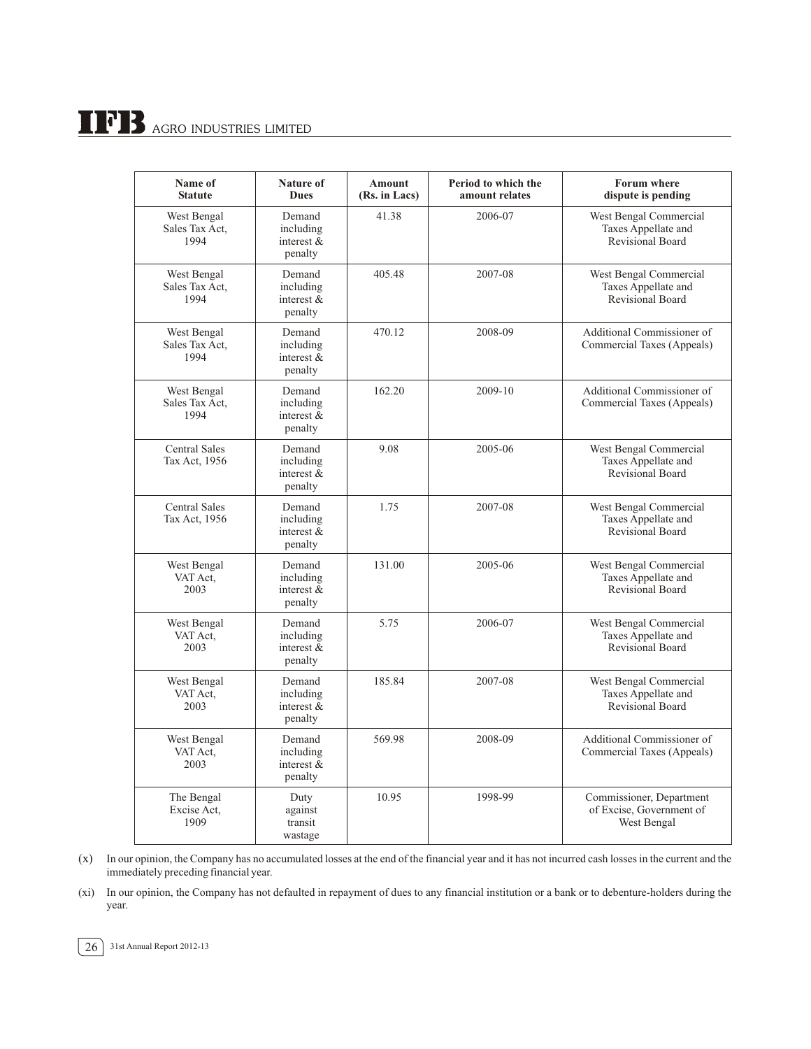| Name of Statute | Nature of Dues | Amount (Rs. in Lacs) | Period to which the amount relates | Forum where dispute is pending |
|---|---|---|---|---|
| West Bengal Sales Tax Act, 1994 | Demand including interest & penalty | 41.38 | 2006-07 | West Bengal Commercial Taxes Appellate and Revisional Board |
| West Bengal Sales Tax Act, 1994 | Demand including interest & penalty | 405.48 | 2007-08 | West Bengal Commercial Taxes Appellate and Revisional Board |
| West Bengal Sales Tax Act, 1994 | Demand including interest & penalty | 470.12 | 2008-09 | Additional Commissioner of Commercial Taxes (Appeals) |
| West Bengal Sales Tax Act, 1994 | Demand including interest & penalty | 162.20 | 2009-10 | Additional Commissioner of Commercial Taxes (Appeals) |
| Central Sales Tax Act, 1956 | Demand including interest & penalty | 9.08 | 2005-06 | West Bengal Commercial Taxes Appellate and Revisional Board |
| Central Sales Tax Act, 1956 | Demand including interest & penalty | 1.75 | 2007-08 | West Bengal Commercial Taxes Appellate and Revisional Board |
| West Bengal VAT Act, 2003 | Demand including interest & penalty | 131.00 | 2005-06 | West Bengal Commercial Taxes Appellate and Revisional Board |
| West Bengal VAT Act, 2003 | Demand including interest & penalty | 5.75 | 2006-07 | West Bengal Commercial Taxes Appellate and Revisional Board |
| West Bengal VAT Act, 2003 | Demand including interest & penalty | 185.84 | 2007-08 | West Bengal Commercial Taxes Appellate and Revisional Board |
| West Bengal VAT Act, 2003 | Demand including interest & penalty | 569.98 | 2008-09 | Additional Commissioner of Commercial Taxes (Appeals) |
| The Bengal Excise Act, 1909 | Duty against transit wastage | 10.95 | 1998-99 | Commissioner, Department of Excise, Government of West Bengal |

(x) In our opinion, the Company has no accumulated losses at the end of the financial year and it has not incurred cash losses in the current and the immediately preceding financial year.

(xi) In our opinion, the Company has not defaulted in repayment of dues to any financial institution or a bank or to debenture-holders during the year.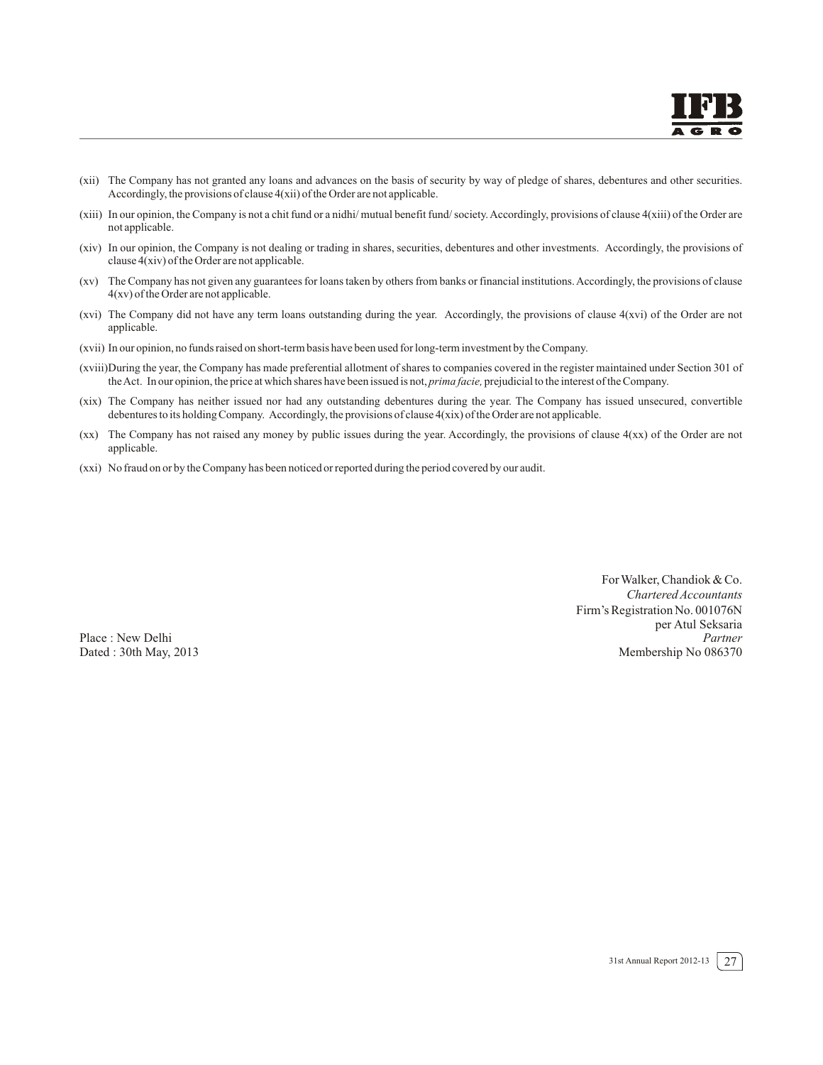(xii) The Company has not granted any loans and advances on the basis of security by way of pledge of shares, debentures and other securities. Accordingly, the provisions of clause 4(xii) of the Order are not applicable.

(xiii) In our opinion, the Company is not a chit fund or a nidhi/ mutual benefit fund/ society. Accordingly, provisions of clause 4(xiii) of the Order are not applicable.

(xiv) In our opinion, the Company is not dealing or trading in shares, securities, debentures and other investments. Accordingly, the provisions of clause 4(xiv) of the Order are not applicable.

(xv) The Company has not given any guarantees for loans taken by others from banks or financial institutions. Accordingly, the provisions of clause 4(xv) of the Order are not applicable.

(xvi) The Company did not have any term loans outstanding during the year. Accordingly, the provisions of clause 4(xvi) of the Order are not applicable.

(xvii) In our opinion, no funds raised on short-term basis have been used for long-term investment by the Company.

(xviii) During the year, the Company has made preferential allotment of shares to companies covered in the register maintained under Section 301 of the Act. In our opinion, the price at which shares have been issued is not, *prima facie,* prejudicial to the interest of the Company.

(xix) The Company has neither issued nor had any outstanding debentures during the year. The Company has issued unsecured, convertible debentures to its holding Company. Accordingly, the provisions of clause 4(xix) of the Order are not applicable.

(xx) The Company has not raised any money by public issues during the year. Accordingly, the provisions of clause 4(xx) of the Order are not applicable.

(xxi) No fraud on or by the Company has been noticed or reported during the period covered by our audit.

For Walker, Chandiok & Co.
*Chartered Accountants*
Firm's Registration No. 001076N
per Atul Seksaria
*Partner*
Membership No 086370

Place : New Delhi
Dated : 30th May, 2013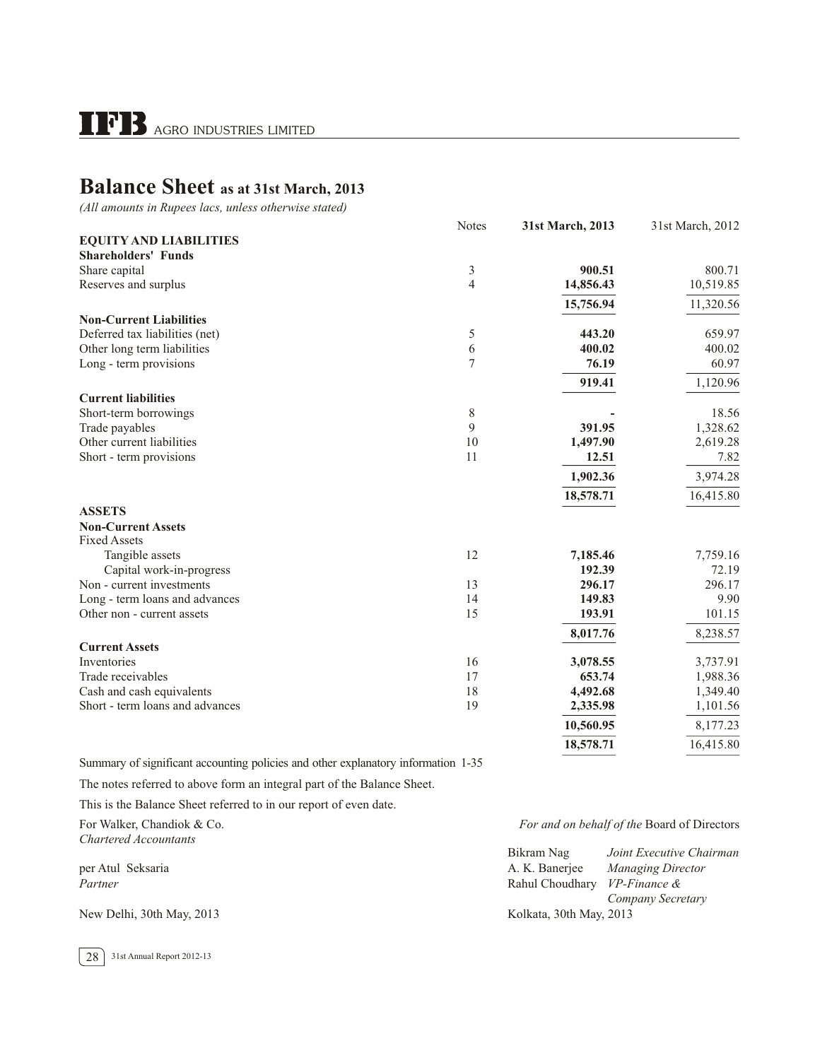# Balance Sheet as at 31st March, 2013

*(All amounts in Rupees lacs, unless otherwise stated)*

| | Notes | 31st March, 2013 | 31st March, 2012 |
|---|---|---|---|
| **EQUITY AND LIABILITIES** | | | |
| **Shareholders' Funds** | | | |
| Share capital | 3 | **900.51** | 800.71 |
| Reserves and surplus | 4 | **14,856.43** | 10,519.85 |
| | | **15,756.94** | 11,320.56 |
| **Non-Current Liabilities** | | | |
| Deferred tax liabilities (net) | 5 | **443.20** | 659.97 |
| Other long term liabilities | 6 | **400.02** | 400.02 |
| Long - term provisions | 7 | **76.19** | 60.97 |
| | | **919.41** | 1,120.96 |
| **Current liabilities** | | | |
| Short-term borrowings | 8 | **-** | 18.56 |
| Trade payables | 9 | **391.95** | 1,328.62 |
| Other current liabilities | 10 | **1,497.90** | 2,619.28 |
| Short - term provisions | 11 | **12.51** | 7.82 |
| | | **1,902.36** | 3,974.28 |
| | | **18,578.71** | 16,415.80 |
| **ASSETS** | | | |
| **Non-Current Assets** | | | |
| Fixed Assets | | | |
| Tangible assets | 12 | **7,185.46** | 7,759.16 |
| Capital work-in-progress | | **192.39** | 72.19 |
| Non - current investments | 13 | **296.17** | 296.17 |
| Long - term loans and advances | 14 | **149.83** | 9.90 |
| Other non - current assets | 15 | **193.91** | 101.15 |
| | | **8,017.76** | 8,238.57 |
| **Current Assets** | | | |
| Inventories | 16 | **3,078.55** | 3,737.91 |
| Trade receivables | 17 | **653.74** | 1,988.36 |
| Cash and cash equivalents | 18 | **4,492.68** | 1,349.40 |
| Short - term loans and advances | 19 | **2,335.98** | 1,101.56 |
| | | **10,560.95** | 8,177.23 |
| | | **18,578.71** | 16,415.80 |

Summary of significant accounting policies and other explanatory information 1-35

The notes referred to above form an integral part of the Balance Sheet.

This is the Balance Sheet referred to in our report of even date.

For Walker, Chandiok & Co.
*Chartered Accountants*

per Atul Seksaria
*Partner*

New Delhi, 30th May, 2013

*For and on behalf of the* Board of Directors

Bikram Nag — *Joint Executive Chairman*
A. K. Banerjee — *Managing Director*
Rahul Choudhary — *VP-Finance & Company Secretary*

Kolkata, 30th May, 2013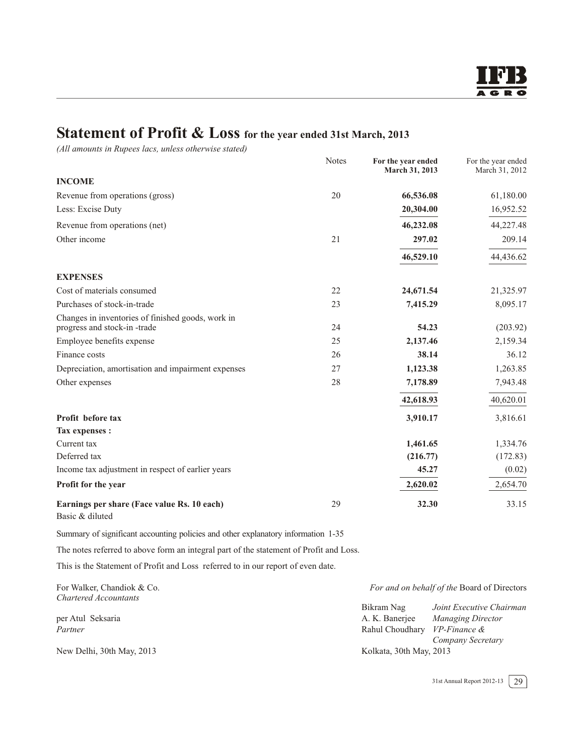# Statement of Profit & Loss for the year ended 31st March, 2013

*(All amounts in Rupees lacs, unless otherwise stated)*

| | Notes | For the year ended March 31, 2013 | For the year ended March 31, 2012 |
|---|---|---|---|
| **INCOME** | | | |
| Revenue from operations (gross) | 20 | **66,536.08** | 61,180.00 |
| Less: Excise Duty | | **20,304.00** | 16,952.52 |
| Revenue from operations (net) | | **46,232.08** | 44,227.48 |
| Other income | 21 | **297.02** | 209.14 |
| | | **46,529.10** | 44,436.62 |
| **EXPENSES** | | | |
| Cost of materials consumed | 22 | **24,671.54** | 21,325.97 |
| Purchases of stock-in-trade | 23 | **7,415.29** | 8,095.17 |
| Changes in inventories of finished goods, work in progress and stock-in -trade | 24 | **54.23** | (203.92) |
| Employee benefits expense | 25 | **2,137.46** | 2,159.34 |
| Finance costs | 26 | **38.14** | 36.12 |
| Depreciation, amortisation and impairment expenses | 27 | **1,123.38** | 1,263.85 |
| Other expenses | 28 | **7,178.89** | 7,943.48 |
| | | **42,618.93** | 40,620.01 |
| **Profit before tax** | | **3,910.17** | 3,816.61 |
| **Tax expenses :** | | | |
| Current tax | | **1,461.65** | 1,334.76 |
| Deferred tax | | **(216.77)** | (172.83) |
| Income tax adjustment in respect of earlier years | | **45.27** | (0.02) |
| **Profit for the year** | | **2,620.02** | 2,654.70 |
| **Earnings per share (Face value Rs. 10 each)** Basic & diluted | 29 | **32.30** | 33.15 |

Summary of significant accounting policies and other explanatory information 1-35

The notes referred to above form an integral part of the statement of Profit and Loss.

This is the Statement of Profit and Loss referred to in our report of even date.

For Walker, Chandiok & Co.
*Chartered Accountants*

per Atul Seksaria
*Partner*

New Delhi, 30th May, 2013

*For and on behalf of the* Board of Directors

Bikram Nag — *Joint Executive Chairman*
A. K. Banerjee — *Managing Director*
Rahul Choudhary — *VP-Finance & Company Secretary*

Kolkata, 30th May, 2013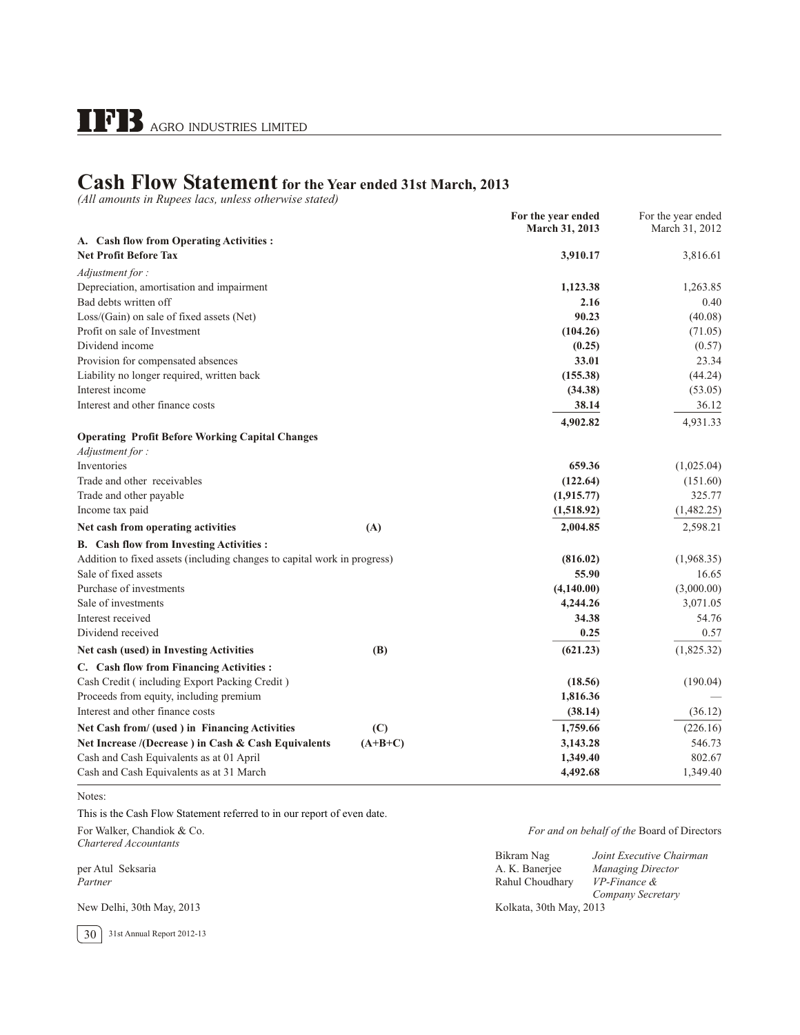# Cash Flow Statement for the Year ended 31st March, 2013

*(All amounts in Rupees lacs, unless otherwise stated)*

| | | For the year ended March 31, 2013 | For the year ended March 31, 2012 |
|---|---|---|---|
| **A. Cash flow from Operating Activities :** | | | |
| **Net Profit Before Tax** | | **3,910.17** | 3,816.61 |
| *Adjustment for :* | | | |
| Depreciation, amortisation and impairment | | **1,123.38** | 1,263.85 |
| Bad debts written off | | **2.16** | 0.40 |
| Loss/(Gain) on sale of fixed assets (Net) | | **90.23** | (40.08) |
| Profit on sale of Investment | | **(104.26)** | (71.05) |
| Dividend income | | **(0.25)** | (0.57) |
| Provision for compensated absences | | **33.01** | 23.34 |
| Liability no longer required, written back | | **(155.38)** | (44.24) |
| Interest income | | **(34.38)** | (53.05) |
| Interest and other finance costs | | **38.14** | 36.12 |
| | | **4,902.82** | 4,931.33 |
| **Operating Profit Before Working Capital Changes** | | | |
| *Adjustment for :* | | | |
| Inventories | | **659.36** | (1,025.04) |
| Trade and other receivables | | **(122.64)** | (151.60) |
| Trade and other payable | | **(1,915.77)** | 325.77 |
| Income tax paid | | **(1,518.92)** | (1,482.25) |
| **Net cash from operating activities** | **(A)** | **2,004.85** | 2,598.21 |
| **B. Cash flow from Investing Activities :** | | | |
| Addition to fixed assets (including changes to capital work in progress) | | **(816.02)** | (1,968.35) |
| Sale of fixed assets | | **55.90** | 16.65 |
| Purchase of investments | | **(4,140.00)** | (3,000.00) |
| Sale of investments | | **4,244.26** | 3,071.05 |
| Interest received | | **34.38** | 54.76 |
| Dividend received | | **0.25** | 0.57 |
| **Net cash (used) in Investing Activities** | **(B)** | **(621.23)** | (1,825.32) |
| **C. Cash flow from Financing Activities :** | | | |
| Cash Credit ( including Export Packing Credit ) | | **(18.56)** | (190.04) |
| Proceeds from equity, including premium | | **1,816.36** | — |
| Interest and other finance costs | | **(38.14)** | (36.12) |
| **Net Cash from/ (used ) in Financing Activities** | **(C)** | **1,759.66** | (226.16) |
| **Net Increase /(Decrease ) in Cash & Cash Equivalents** | **(A+B+C)** | **3,143.28** | 546.73 |
| Cash and Cash Equivalents as at 01 April | | **1,349.40** | 802.67 |
| Cash and Cash Equivalents as at 31 March | | **4,492.68** | 1,349.40 |

Notes:

This is the Cash Flow Statement referred to in our report of even date.

For Walker, Chandiok & Co.
*Chartered Accountants*

per Atul Seksaria
*Partner*

New Delhi, 30th May, 2013

*For and on behalf of the* Board of Directors

Bikram Nag — *Joint Executive Chairman*
A. K. Banerjee — *Managing Director*
Rahul Choudhary — *VP-Finance & Company Secretary*

Kolkata, 30th May, 2013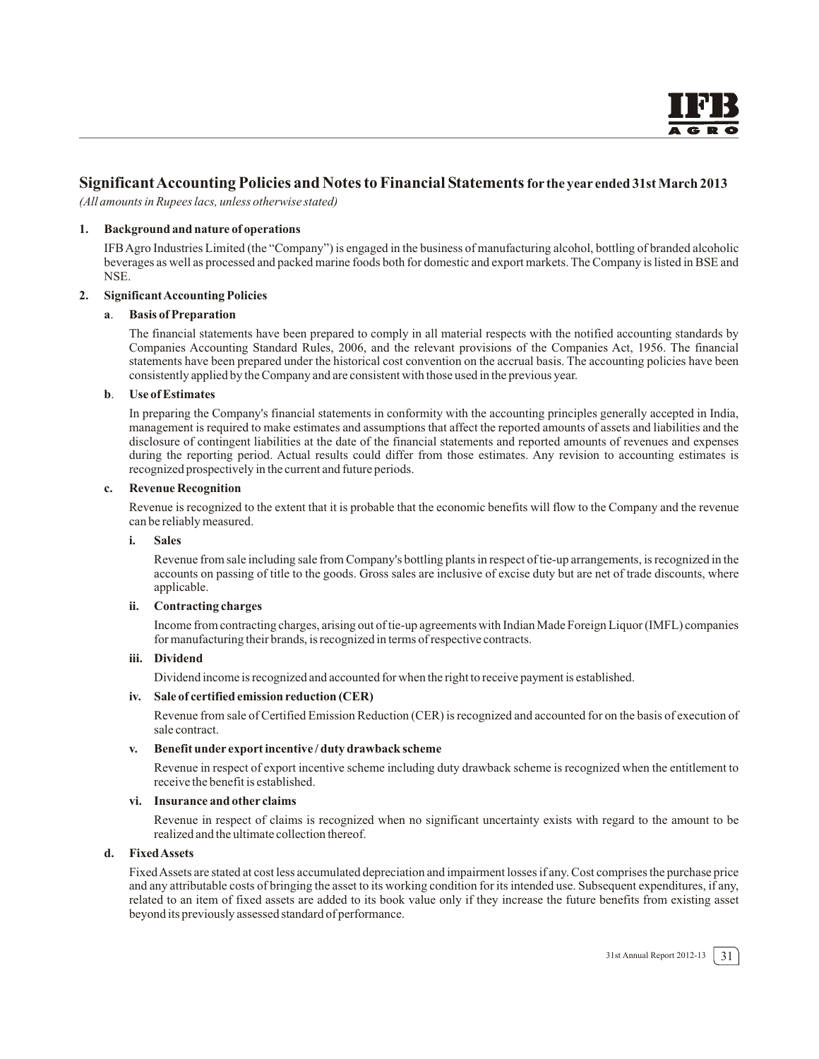## Significant Accounting Policies and Notes to Financial Statements for the year ended 31st March 2013

*(All amounts in Rupees lacs, unless otherwise stated)*

**1. Background and nature of operations**

IFB Agro Industries Limited (the "Company") is engaged in the business of manufacturing alcohol, bottling of branded alcoholic beverages as well as processed and packed marine foods both for domestic and export markets. The Company is listed in BSE and NSE.

**2. Significant Accounting Policies**

**a. Basis of Preparation**

The financial statements have been prepared to comply in all material respects with the notified accounting standards by Companies Accounting Standard Rules, 2006, and the relevant provisions of the Companies Act, 1956. The financial statements have been prepared under the historical cost convention on the accrual basis. The accounting policies have been consistently applied by the Company and are consistent with those used in the previous year.

**b. Use of Estimates**

In preparing the Company's financial statements in conformity with the accounting principles generally accepted in India, management is required to make estimates and assumptions that affect the reported amounts of assets and liabilities and the disclosure of contingent liabilities at the date of the financial statements and reported amounts of revenues and expenses during the reporting period. Actual results could differ from those estimates. Any revision to accounting estimates is recognized prospectively in the current and future periods.

**c. Revenue Recognition**

Revenue is recognized to the extent that it is probable that the economic benefits will flow to the Company and the revenue can be reliably measured.

**i. Sales**

Revenue from sale including sale from Company's bottling plants in respect of tie-up arrangements, is recognized in the accounts on passing of title to the goods. Gross sales are inclusive of excise duty but are net of trade discounts, where applicable.

**ii. Contracting charges**

Income from contracting charges, arising out of tie-up agreements with Indian Made Foreign Liquor (IMFL) companies for manufacturing their brands, is recognized in terms of respective contracts.

**iii. Dividend**

Dividend income is recognized and accounted for when the right to receive payment is established.

**iv. Sale of certified emission reduction (CER)**

Revenue from sale of Certified Emission Reduction (CER) is recognized and accounted for on the basis of execution of sale contract.

**v. Benefit under export incentive / duty drawback scheme**

Revenue in respect of export incentive scheme including duty drawback scheme is recognized when the entitlement to receive the benefit is established.

**vi. Insurance and other claims**

Revenue in respect of claims is recognized when no significant uncertainty exists with regard to the amount to be realized and the ultimate collection thereof.

**d. Fixed Assets**

Fixed Assets are stated at cost less accumulated depreciation and impairment losses if any. Cost comprises the purchase price and any attributable costs of bringing the asset to its working condition for its intended use. Subsequent expenditures, if any, related to an item of fixed assets are added to its book value only if they increase the future benefits from existing asset beyond its previously assessed standard of performance.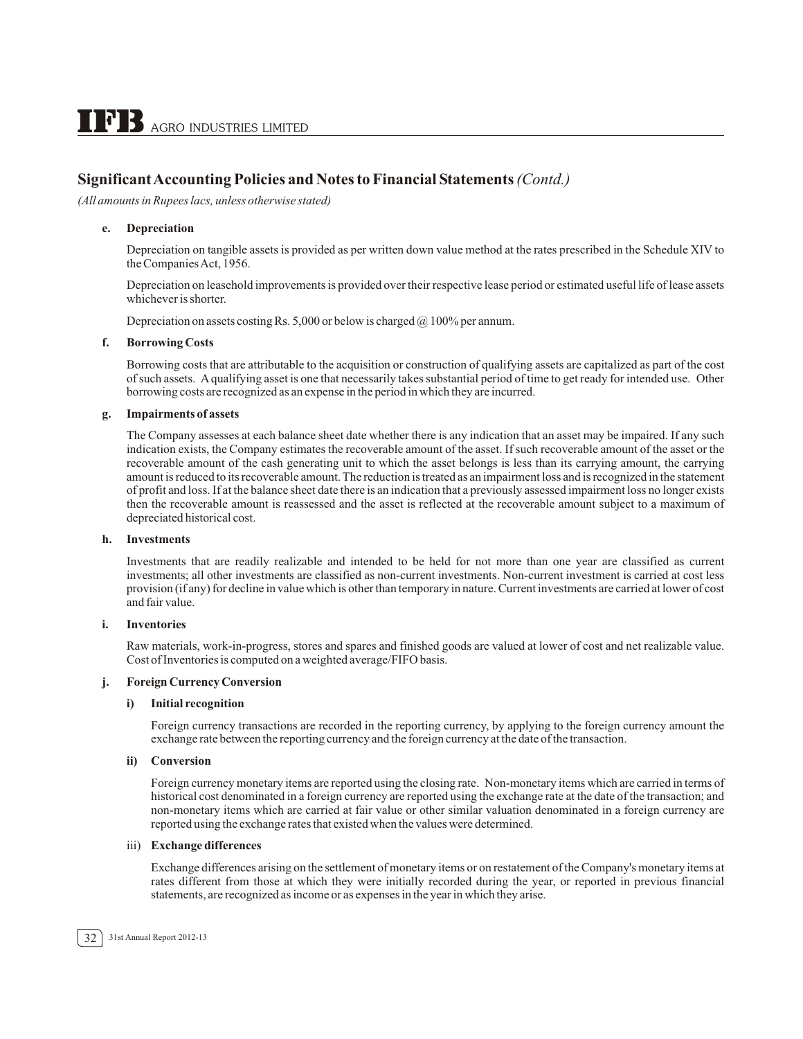## Significant Accounting Policies and Notes to Financial Statements *(Contd.)*

*(All amounts in Rupees lacs, unless otherwise stated)*

**e. Depreciation**

Depreciation on tangible assets is provided as per written down value method at the rates prescribed in the Schedule XIV to the Companies Act, 1956.

Depreciation on leasehold improvements is provided over their respective lease period or estimated useful life of lease assets whichever is shorter.

Depreciation on assets costing Rs. 5,000 or below is charged @ 100% per annum.

**f. Borrowing Costs**

Borrowing costs that are attributable to the acquisition or construction of qualifying assets are capitalized as part of the cost of such assets. A qualifying asset is one that necessarily takes substantial period of time to get ready for intended use. Other borrowing costs are recognized as an expense in the period in which they are incurred.

**g. Impairments of assets**

The Company assesses at each balance sheet date whether there is any indication that an asset may be impaired. If any such indication exists, the Company estimates the recoverable amount of the asset. If such recoverable amount of the asset or the recoverable amount of the cash generating unit to which the asset belongs is less than its carrying amount, the carrying amount is reduced to its recoverable amount. The reduction is treated as an impairment loss and is recognized in the statement of profit and loss. If at the balance sheet date there is an indication that a previously assessed impairment loss no longer exists then the recoverable amount is reassessed and the asset is reflected at the recoverable amount subject to a maximum of depreciated historical cost.

**h. Investments**

Investments that are readily realizable and intended to be held for not more than one year are classified as current investments; all other investments are classified as non-current investments. Non-current investment is carried at cost less provision (if any) for decline in value which is other than temporary in nature. Current investments are carried at lower of cost and fair value.

**i. Inventories**

Raw materials, work-in-progress, stores and spares and finished goods are valued at lower of cost and net realizable value. Cost of Inventories is computed on a weighted average/FIFO basis.

**j. Foreign Currency Conversion**

**i) Initial recognition**

Foreign currency transactions are recorded in the reporting currency, by applying to the foreign currency amount the exchange rate between the reporting currency and the foreign currency at the date of the transaction.

**ii) Conversion**

Foreign currency monetary items are reported using the closing rate. Non-monetary items which are carried in terms of historical cost denominated in a foreign currency are reported using the exchange rate at the date of the transaction; and non-monetary items which are carried at fair value or other similar valuation denominated in a foreign currency are reported using the exchange rates that existed when the values were determined.

iii) **Exchange differences**

Exchange differences arising on the settlement of monetary items or on restatement of the Company's monetary items at rates different from those at which they were initially recorded during the year, or reported in previous financial statements, are recognized as income or as expenses in the year in which they arise.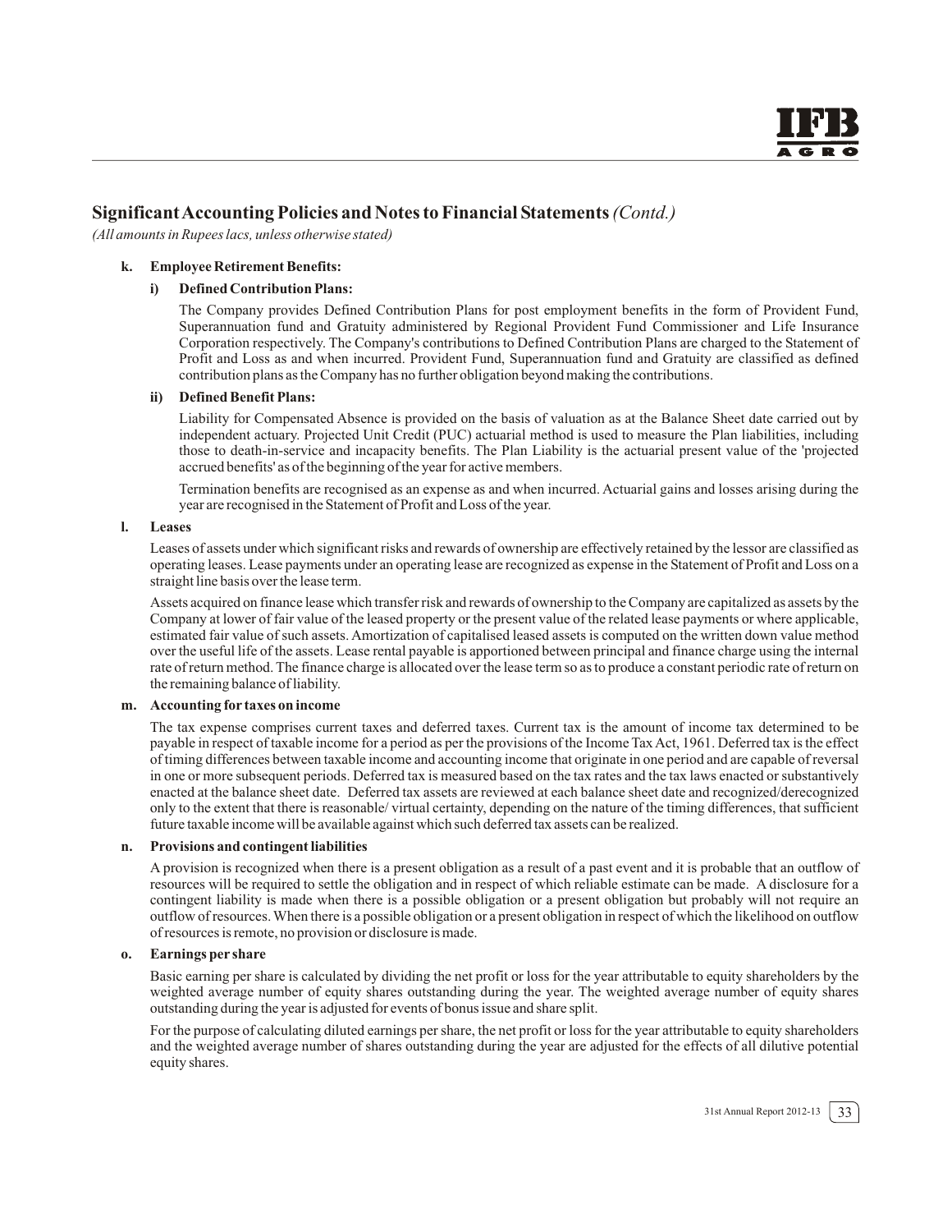## Significant Accounting Policies and Notes to Financial Statements *(Contd.)*

*(All amounts in Rupees lacs, unless otherwise stated)*

**k. Employee Retirement Benefits:**

**i) Defined Contribution Plans:**

The Company provides Defined Contribution Plans for post employment benefits in the form of Provident Fund, Superannuation fund and Gratuity administered by Regional Provident Fund Commissioner and Life Insurance Corporation respectively. The Company's contributions to Defined Contribution Plans are charged to the Statement of Profit and Loss as and when incurred. Provident Fund, Superannuation fund and Gratuity are classified as defined contribution plans as the Company has no further obligation beyond making the contributions.

**ii) Defined Benefit Plans:**

Liability for Compensated Absence is provided on the basis of valuation as at the Balance Sheet date carried out by independent actuary. Projected Unit Credit (PUC) actuarial method is used to measure the Plan liabilities, including those to death-in-service and incapacity benefits. The Plan Liability is the actuarial present value of the 'projected accrued benefits' as of the beginning of the year for active members.

Termination benefits are recognised as an expense as and when incurred. Actuarial gains and losses arising during the year are recognised in the Statement of Profit and Loss of the year.

**l. Leases**

Leases of assets under which significant risks and rewards of ownership are effectively retained by the lessor are classified as operating leases. Lease payments under an operating lease are recognized as expense in the Statement of Profit and Loss on a straight line basis over the lease term.

Assets acquired on finance lease which transfer risk and rewards of ownership to the Company are capitalized as assets by the Company at lower of fair value of the leased property or the present value of the related lease payments or where applicable, estimated fair value of such assets. Amortization of capitalised leased assets is computed on the written down value method over the useful life of the assets. Lease rental payable is apportioned between principal and finance charge using the internal rate of return method. The finance charge is allocated over the lease term so as to produce a constant periodic rate of return on the remaining balance of liability.

**m. Accounting for taxes on income**

The tax expense comprises current taxes and deferred taxes. Current tax is the amount of income tax determined to be payable in respect of taxable income for a period as per the provisions of the Income Tax Act, 1961. Deferred tax is the effect of timing differences between taxable income and accounting income that originate in one period and are capable of reversal in one or more subsequent periods. Deferred tax is measured based on the tax rates and the tax laws enacted or substantively enacted at the balance sheet date. Deferred tax assets are reviewed at each balance sheet date and recognized/derecognized only to the extent that there is reasonable/ virtual certainty, depending on the nature of the timing differences, that sufficient future taxable income will be available against which such deferred tax assets can be realized.

**n. Provisions and contingent liabilities**

A provision is recognized when there is a present obligation as a result of a past event and it is probable that an outflow of resources will be required to settle the obligation and in respect of which reliable estimate can be made. A disclosure for a contingent liability is made when there is a possible obligation or a present obligation but probably will not require an outflow of resources. When there is a possible obligation or a present obligation in respect of which the likelihood on outflow of resources is remote, no provision or disclosure is made.

**o. Earnings per share**

Basic earning per share is calculated by dividing the net profit or loss for the year attributable to equity shareholders by the weighted average number of equity shares outstanding during the year. The weighted average number of equity shares outstanding during the year is adjusted for events of bonus issue and share split.

For the purpose of calculating diluted earnings per share, the net profit or loss for the year attributable to equity shareholders and the weighted average number of shares outstanding during the year are adjusted for the effects of all dilutive potential equity shares.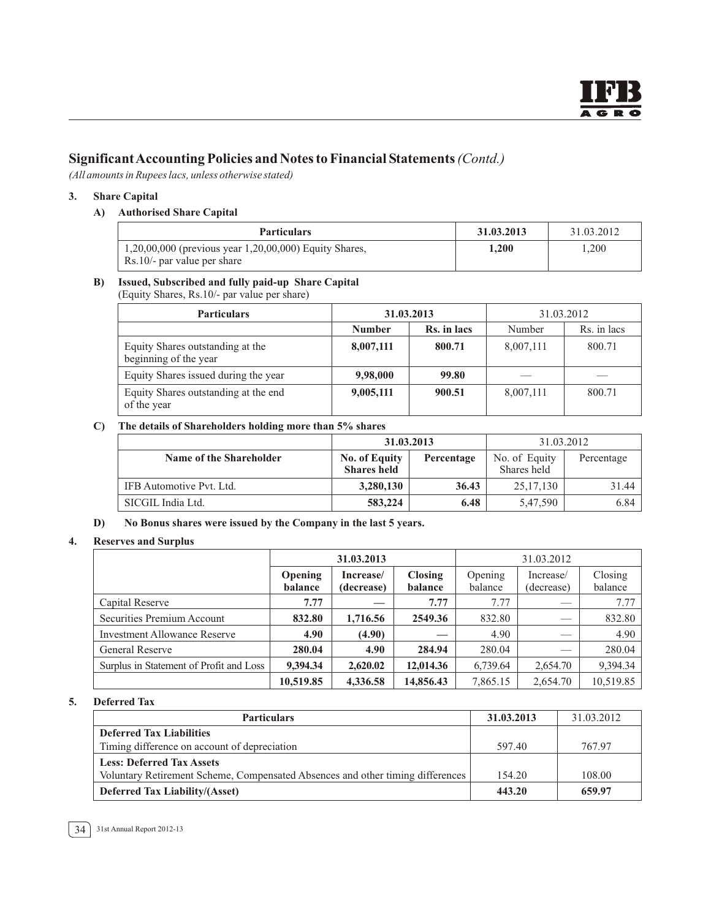## Significant Accounting Policies and Notes to Financial Statements *(Contd.)*

*(All amounts in Rupees lacs, unless otherwise stated)*

### 3. Share Capital

#### A) Authorised Share Capital

| Particulars | 31.03.2013 | 31.03.2012 |
|---|---|---|
| 1,20,00,000 (previous year 1,20,00,000) Equity Shares, Rs.10/- par value per share | **1,200** | 1,200 |

#### B) Issued, Subscribed and fully paid-up Share Capital

(Equity Shares, Rs.10/- par value per share)

| Particulars | 31.03.2013 | | 31.03.2012 | |
|---|---|---|---|---|
| | **Number** | **Rs. in lacs** | Number | Rs. in lacs |
| Equity Shares outstanding at the beginning of the year | **8,007,111** | **800.71** | 8,007,111 | 800.71 |
| Equity Shares issued during the year | **9,98,000** | **99.80** | — | — |
| Equity Shares outstanding at the end of the year | **9,005,111** | **900.51** | 8,007,111 | 800.71 |

#### C) The details of Shareholders holding more than 5% shares

| | 31.03.2013 | | 31.03.2012 | |
|---|---|---|---|---|
| **Name of the Shareholder** | **No. of Equity Shares held** | **Percentage** | No. of Equity Shares held | Percentage |
| IFB Automotive Pvt. Ltd. | **3,280,130** | **36.43** | 25,17,130 | 31.44 |
| SICGIL India Ltd. | **583,224** | **6.48** | 5,47,590 | 6.84 |

#### D) No Bonus shares were issued by the Company in the last 5 years.

### 4. Reserves and Surplus

| | 31.03.2013 | | | 31.03.2012 | | |
|---|---|---|---|---|---|---|
| | **Opening balance** | **Increase/ (decrease)** | **Closing balance** | Opening balance | Increase/ (decrease) | Closing balance |
| Capital Reserve | **7.77** | **—** | **7.77** | 7.77 | — | 7.77 |
| Securities Premium Account | **832.80** | **1,716.56** | **2549.36** | 832.80 | — | 832.80 |
| Investment Allowance Reserve | **4.90** | **(4.90)** | **—** | 4.90 | — | 4.90 |
| General Reserve | **280.04** | **4.90** | **284.94** | 280.04 | — | 280.04 |
| Surplus in Statement of Profit and Loss | **9,394.34** | **2,620.02** | **12,014.36** | 6,739.64 | 2,654.70 | 9,394.34 |
| | **10,519.85** | **4,336.58** | **14,856.43** | 7,865.15 | 2,654.70 | 10,519.85 |

### 5. Deferred Tax

| Particulars | 31.03.2013 | 31.03.2012 |
|---|---|---|
| **Deferred Tax Liabilities** | | |
| Timing difference on account of depreciation | 597.40 | 767.97 |
| **Less: Deferred Tax Assets** | | |
| Voluntary Retirement Scheme, Compensated Absences and other timing differences | 154.20 | 108.00 |
| **Deferred Tax Liability/(Asset)** | **443.20** | **659.97** |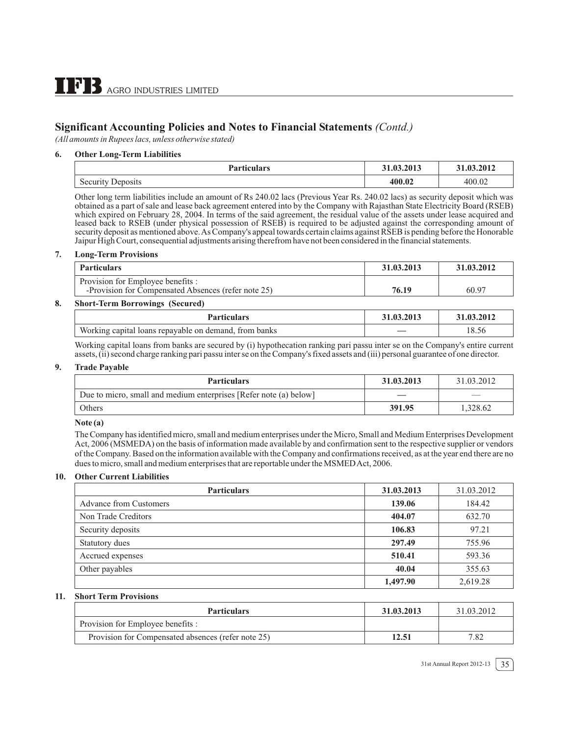## Significant Accounting Policies and Notes to Financial Statements *(Contd.)*

*(All amounts in Rupees lacs, unless otherwise stated)*

### 6. Other Long-Term Liabilities

| Particulars | 31.03.2013 | 31.03.2012 |
|---|---|---|
| Security Deposits | **400.02** | 400.02 |

Other long term liabilities include an amount of Rs 240.02 lacs (Previous Year Rs. 240.02 lacs) as security deposit which was obtained as a part of sale and lease back agreement entered into by the Company with Rajasthan State Electricity Board (RSEB) which expired on February 28, 2004. In terms of the said agreement, the residual value of the assets under lease acquired and leased back to RSEB (under physical possession of RSEB) is required to be adjusted against the corresponding amount of security deposit as mentioned above. As Company's appeal towards certain claims against RSEB is pending before the Honorable Jaipur High Court, consequential adjustments arising therefrom have not been considered in the financial statements.

### 7. Long-Term Provisions

| Particulars | 31.03.2013 | 31.03.2012 |
|---|---|---|
| Provision for Employee benefits :<br>-Provision for Compensated Absences (refer note 25) | **76.19** | 60.97 |

### 8. Short-Term Borrowings (Secured)

| Particulars | 31.03.2013 | 31.03.2012 |
|---|---|---|
| Working capital loans repayable on demand, from banks | — | 18.56 |

Working capital loans from banks are secured by (i) hypothecation ranking pari passu inter se on the Company's entire current assets, (ii) second charge ranking pari passu inter se on the Company's fixed assets and (iii) personal guarantee of one director.

### 9. Trade Payable

| Particulars | 31.03.2013 | 31.03.2012 |
|---|---|---|
| Due to micro, small and medium enterprises [Refer note (a) below] | — | — |
| Others | **391.95** | 1,328.62 |

**Note (a)**

The Company has identified micro, small and medium enterprises under the Micro, Small and Medium Enterprises Development Act, 2006 (MSMEDA) on the basis of information made available by and confirmation sent to the respective supplier or vendors of the Company. Based on the information available with the Company and confirmations received, as at the year end there are no dues to micro, small and medium enterprises that are reportable under the MSMED Act, 2006.

### 10. Other Current Liabilities

| Particulars | 31.03.2013 | 31.03.2012 |
|---|---|---|
| Advance from Customers | **139.06** | 184.42 |
| Non Trade Creditors | **404.07** | 632.70 |
| Security deposits | **106.83** | 97.21 |
| Statutory dues | **297.49** | 755.96 |
| Accrued expenses | **510.41** | 593.36 |
| Other payables | **40.04** | 355.63 |
| | **1,497.90** | 2,619.28 |

### 11. Short Term Provisions

| Particulars | 31.03.2013 | 31.03.2012 |
|---|---|---|
| Provision for Employee benefits : | | |
| Provision for Compensated absences (refer note 25) | **12.51** | 7.82 |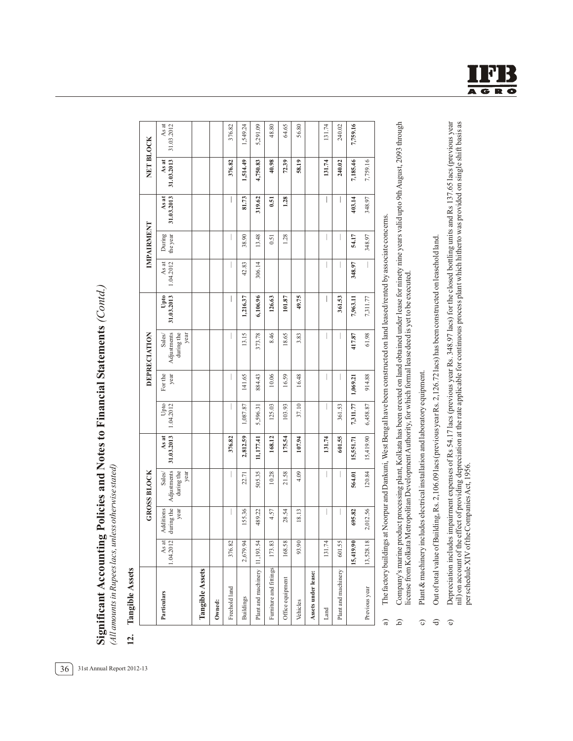# Significant Accounting Policies and Notes to Financial Statements *(Contd.)*

*(All amounts in Rupees lacs, unless otherwise stated)*

## 12. Tangible Assets

| Particulars | GROSS BLOCK | | | | DEPRECIATION | | | | IMPAIRMENT | | | NET BLOCK | |
|---|---|---|---|---|---|---|---|---|---|---|---|---|---|
| | As at 1.04.2012 | Additions during the year | Sales/ Adjustments during the year | **As at 31.03.2013** | Upto 1.04.2012 | For the year | Sales/ Adjustments during the year | **Upto 31.03.2013** | As at 1.04.2012 | During the year | **As at 31.03.2013** | **As at 31.03.2013** | As at 31.03.2012 |
| **Tangible Assets** | | | | | | | | | | | | | |
| **Owned:** | | | | | | | | | | | | | |
| Freehold land | 376.82 | — | — | **376.82** | — | — | — | **—** | — | — | **—** | **376.82** | 376.82 |
| Buildings | 2,679.94 | 155.36 | 22.71 | **2,812.59** | 1,087.87 | 141.65 | 13.15 | **1,216.37** | 42.83 | 38.90 | **81.73** | **1,514.49** | 1,549.24 |
| Plant and machinery | 11,193.54 | 489.22 | 505.35 | **11,177.41** | 5,596.31 | 884.43 | 373.78 | **6,106.96** | 306.14 | 13.48 | **319.62** | **4,750.83** | 5,291.09 |
| Furniture and fittings | 173.83 | 4.57 | 10.28 | **168.12** | 125.03 | 10.06 | 8.46 | **126.63** | | 0.51 | **0.51** | **40.98** | 48.80 |
| Office equipment | 168.58 | 28.54 | 21.58 | **175.54** | 103.93 | 16.59 | 18.65 | **101.87** | | 1.28 | **1.28** | **72.39** | 64.65 |
| Vehicles | 93.90 | 18.13 | 4.09 | **107.94** | 37.10 | 16.48 | 3.83 | **49.75** | | | | **58.19** | 56.80 |
| **Assets under lease:** | | | | | | | | | | | | | |
| Land | 131.74 | — | — | **131.74** | — | — | — | **—** | — | — | **—** | **131.74** | 131.74 |
| Plant and machinery | 601.55 | — | — | **601.55** | 361.53 | — | — | **361.53** | — | — | **—** | **240.02** | 240.02 |
| | **15,419.90** | **695.82** | **564.01** | **15,551.71** | **7,311.77** | **1,069.21** | **417.87** | **7,963.11** | **348.97** | **54.17** | **403.14** | **7,185.46** | **7,759.16** |
| Previous year | 13,528.18 | 2,012.56 | 120.84 | 15,419.90 | 6,458.87 | 914.88 | 61.98 | 7,311.77 | — | 348.97 | 348.97 | 7,759.16 | |

a) The factory buildings at Noorpur and Dankuni, West Bengal have been constructed on land leased/rented by associate concerns.

b) Company's marine product processing plant, Kolkata has been erected on land obtained under lease for ninety nine years valid upto 9th August, 2093 through license from Kolkata Metropolitan Development Authority, for which formal lease deed is yet to be executed.

c) Plant & machinery includes electrical installation and laboratory equipment.

d) Out of total value of Building, Rs. 2,106.09 lacs (previous year Rs. 2,126.72 lacs) has been constructed on leasehold land.

e) Depreciation includes impairment expenses of Rs 54.17 lacs (previous year Rs. 348.97 lacs) for the closed bottling units and Rs 137.65 lacs (previous year nil) on account of the effect of providing depreciation at the rate applicable for continuous process plant which hitherto was provided on single shift basis as per schedule XIV of the Companies Act, 1956.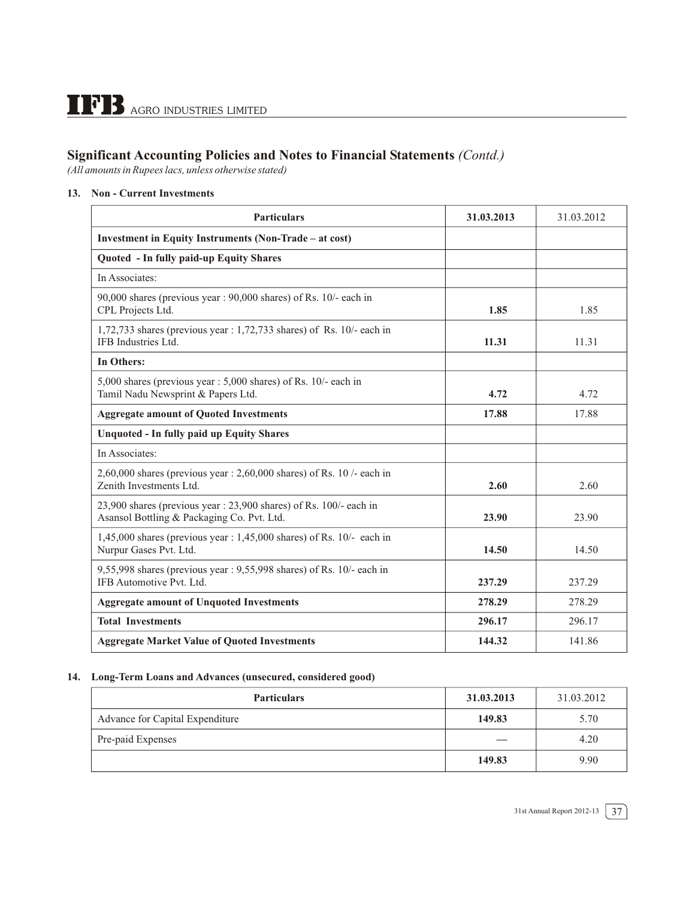## Significant Accounting Policies and Notes to Financial Statements *(Contd.)*

*(All amounts in Rupees lacs, unless otherwise stated)*

### 13. Non - Current Investments

| Particulars | 31.03.2013 | 31.03.2012 |
|---|---|---|
| **Investment in Equity Instruments (Non-Trade – at cost)** | | |
| **Quoted - In fully paid-up Equity Shares** | | |
| In Associates: | | |
| 90,000 shares (previous year : 90,000 shares) of Rs. 10/- each in CPL Projects Ltd. | **1.85** | 1.85 |
| 1,72,733 shares (previous year : 1,72,733 shares) of Rs. 10/- each in IFB Industries Ltd. | **11.31** | 11.31 |
| **In Others:** | | |
| 5,000 shares (previous year : 5,000 shares) of Rs. 10/- each in Tamil Nadu Newsprint & Papers Ltd. | **4.72** | 4.72 |
| **Aggregate amount of Quoted Investments** | **17.88** | 17.88 |
| **Unquoted - In fully paid up Equity Shares** | | |
| In Associates: | | |
| 2,60,000 shares (previous year : 2,60,000 shares) of Rs. 10 /- each in Zenith Investments Ltd. | **2.60** | 2.60 |
| 23,900 shares (previous year : 23,900 shares) of Rs. 100/- each in Asansol Bottling & Packaging Co. Pvt. Ltd. | **23.90** | 23.90 |
| 1,45,000 shares (previous year : 1,45,000 shares) of Rs. 10/- each in Nurpur Gases Pvt. Ltd. | **14.50** | 14.50 |
| 9,55,998 shares (previous year : 9,55,998 shares) of Rs. 10/- each in IFB Automotive Pvt. Ltd. | **237.29** | 237.29 |
| **Aggregate amount of Unquoted Investments** | **278.29** | 278.29 |
| **Total Investments** | **296.17** | 296.17 |
| **Aggregate Market Value of Quoted Investments** | **144.32** | 141.86 |

### 14. Long-Term Loans and Advances (unsecured, considered good)

| Particulars | 31.03.2013 | 31.03.2012 |
|---|---|---|
| Advance for Capital Expenditure | **149.83** | 5.70 |
| Pre-paid Expenses | — | 4.20 |
| | **149.83** | 9.90 |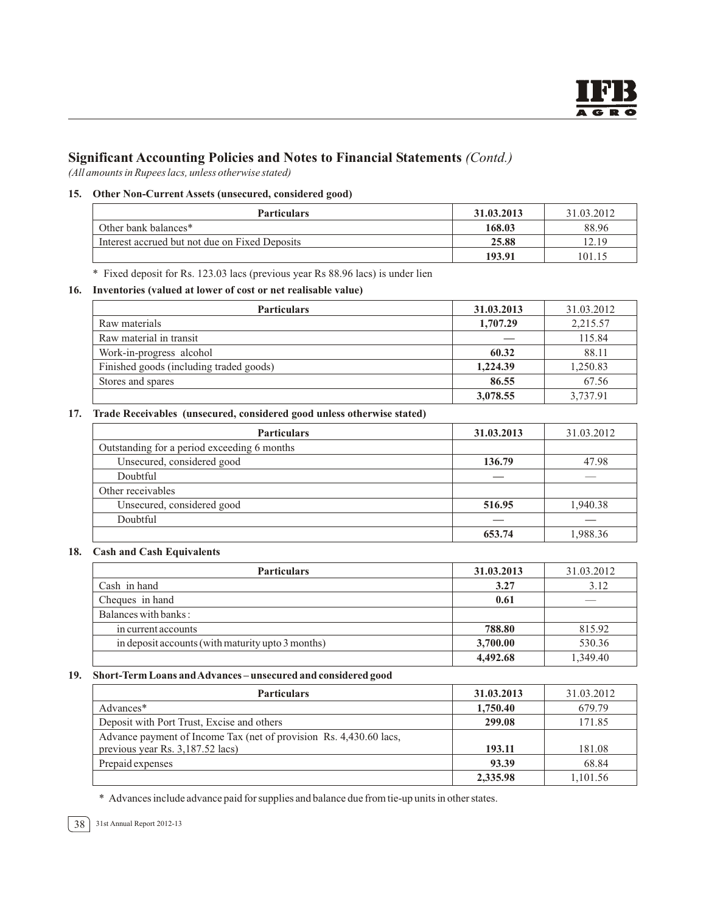## Significant Accounting Policies and Notes to Financial Statements *(Contd.)*

*(All amounts in Rupees lacs, unless otherwise stated)*

### 15. Other Non-Current Assets (unsecured, considered good)

| Particulars | 31.03.2013 | 31.03.2012 |
|---|---|---|
| Other bank balances* | **168.03** | 88.96 |
| Interest accrued but not due on Fixed Deposits | **25.88** | 12.19 |
| | **193.91** | 101.15 |

\* Fixed deposit for Rs. 123.03 lacs (previous year Rs 88.96 lacs) is under lien

### 16. Inventories (valued at lower of cost or net realisable value)

| Particulars | 31.03.2013 | 31.03.2012 |
|---|---|---|
| Raw materials | **1,707.29** | 2,215.57 |
| Raw material in transit | **—** | 115.84 |
| Work-in-progress alcohol | **60.32** | 88.11 |
| Finished goods (including traded goods) | **1,224.39** | 1,250.83 |
| Stores and spares | **86.55** | 67.56 |
| | **3,078.55** | 3,737.91 |

### 17. Trade Receivables (unsecured, considered good unless otherwise stated)

| Particulars | 31.03.2013 | 31.03.2012 |
|---|---|---|
| Outstanding for a period exceeding 6 months | | |
| Unsecured, considered good | **136.79** | 47.98 |
| Doubtful | **—** | — |
| Other receivables | | |
| Unsecured, considered good | **516.95** | 1,940.38 |
| Doubtful | **—** | — |
| | **653.74** | 1,988.36 |

### 18. Cash and Cash Equivalents

| Particulars | 31.03.2013 | 31.03.2012 |
|---|---|---|
| Cash in hand | **3.27** | 3.12 |
| Cheques in hand | **0.61** | — |
| Balances with banks : | | |
| in current accounts | **788.80** | 815.92 |
| in deposit accounts (with maturity upto 3 months) | **3,700.00** | 530.36 |
| | **4,492.68** | 1,349.40 |

### 19. Short-Term Loans and Advances – unsecured and considered good

| Particulars | 31.03.2013 | 31.03.2012 |
|---|---|---|
| Advances* | **1,750.40** | 679.79 |
| Deposit with Port Trust, Excise and others | **299.08** | 171.85 |
| Advance payment of Income Tax (net of provision Rs. 4,430.60 lacs, previous year Rs. 3,187.52 lacs) | **193.11** | 181.08 |
| Prepaid expenses | **93.39** | 68.84 |
| | **2,335.98** | 1,101.56 |

\* Advances include advance paid for supplies and balance due from tie-up units in other states.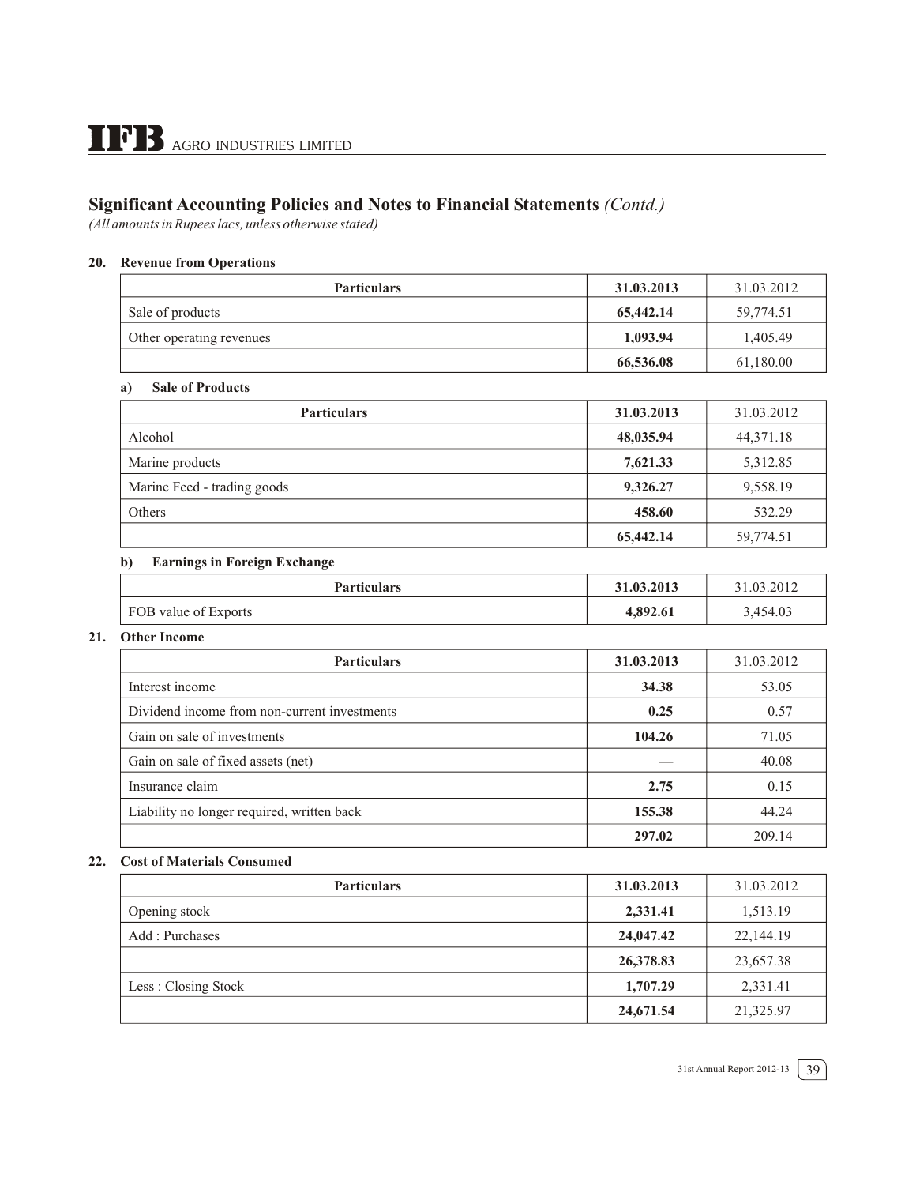## Significant Accounting Policies and Notes to Financial Statements *(Contd.)*

*(All amounts in Rupees lacs, unless otherwise stated)*

### 20. Revenue from Operations

| Particulars | 31.03.2013 | 31.03.2012 |
|---|---|---|
| Sale of products | **65,442.14** | 59,774.51 |
| Other operating revenues | **1,093.94** | 1,405.49 |
| | **66,536.08** | 61,180.00 |

#### a) Sale of Products

| Particulars | 31.03.2013 | 31.03.2012 |
|---|---|---|
| Alcohol | **48,035.94** | 44,371.18 |
| Marine products | **7,621.33** | 5,312.85 |
| Marine Feed - trading goods | **9,326.27** | 9,558.19 |
| Others | **458.60** | 532.29 |
| | **65,442.14** | 59,774.51 |

#### b) Earnings in Foreign Exchange

| Particulars | 31.03.2013 | 31.03.2012 |
|---|---|---|
| FOB value of Exports | **4,892.61** | 3,454.03 |

### 21. Other Income

| Particulars | 31.03.2013 | 31.03.2012 |
|---|---|---|
| Interest income | **34.38** | 53.05 |
| Dividend income from non-current investments | **0.25** | 0.57 |
| Gain on sale of investments | **104.26** | 71.05 |
| Gain on sale of fixed assets (net) | — | 40.08 |
| Insurance claim | **2.75** | 0.15 |
| Liability no longer required, written back | **155.38** | 44.24 |
| | **297.02** | 209.14 |

### 22. Cost of Materials Consumed

| Particulars | 31.03.2013 | 31.03.2012 |
|---|---|---|
| Opening stock | **2,331.41** | 1,513.19 |
| Add : Purchases | **24,047.42** | 22,144.19 |
| | **26,378.83** | 23,657.38 |
| Less : Closing Stock | **1,707.29** | 2,331.41 |
| | **24,671.54** | 21,325.97 |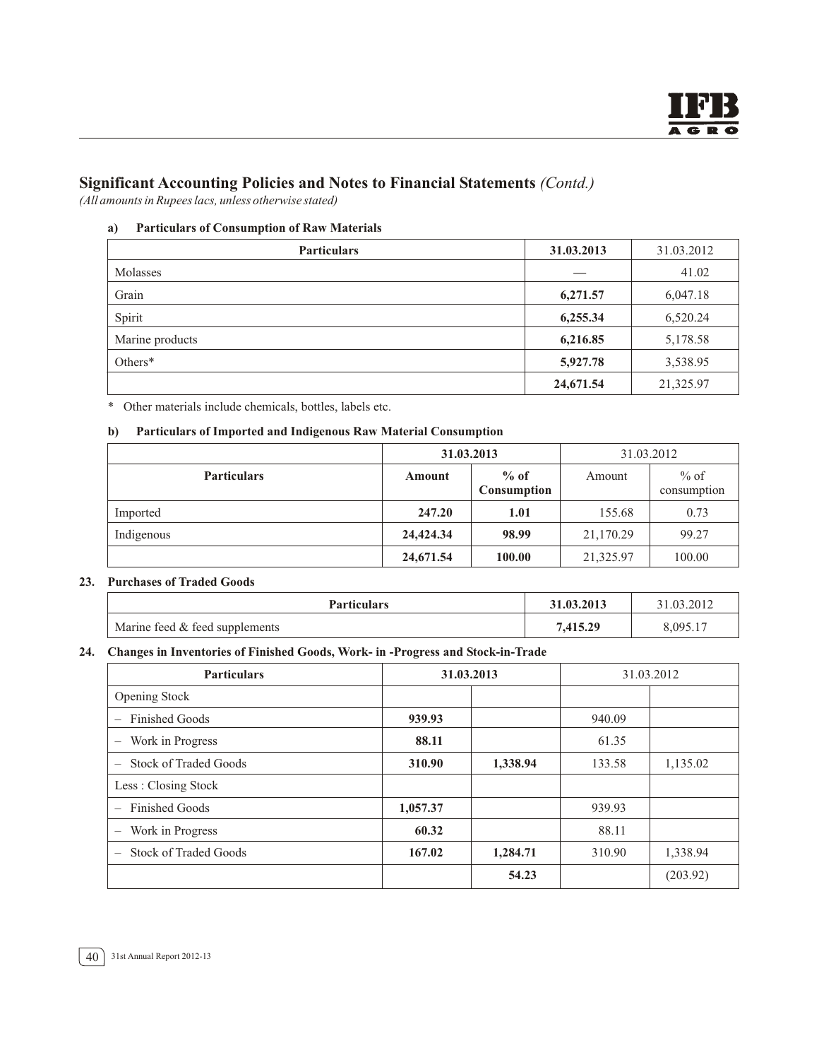## Significant Accounting Policies and Notes to Financial Statements *(Contd.)*

*(All amounts in Rupees lacs, unless otherwise stated)*

**a) Particulars of Consumption of Raw Materials**

| Particulars | 31.03.2013 | 31.03.2012 |
|---|---|---|
| Molasses | — | 41.02 |
| Grain | **6,271.57** | 6,047.18 |
| Spirit | **6,255.34** | 6,520.24 |
| Marine products | **6,216.85** | 5,178.58 |
| Others* | **5,927.78** | 3,538.95 |
| | **24,671.54** | 21,325.97 |

\* Other materials include chemicals, bottles, labels etc.

**b) Particulars of Imported and Indigenous Raw Material Consumption**

| | 31.03.2013 | | 31.03.2012 | |
|---|---|---|---|---|
| Particulars | Amount | % of Consumption | Amount | % of consumption |
| Imported | **247.20** | **1.01** | 155.68 | 0.73 |
| Indigenous | **24,424.34** | **98.99** | 21,170.29 | 99.27 |
| | **24,671.54** | **100.00** | 21,325.97 | 100.00 |

### 23. Purchases of Traded Goods

| Particulars | 31.03.2013 | 31.03.2012 |
|---|---|---|
| Marine feed & feed supplements | **7,415.29** | 8,095.17 |

### 24. Changes in Inventories of Finished Goods, Work- in -Progress and Stock-in-Trade

| Particulars | 31.03.2013 | | 31.03.2012 | |
|---|---|---|---|---|
| Opening Stock | | | | |
| – Finished Goods | **939.93** | | 940.09 | |
| – Work in Progress | **88.11** | | 61.35 | |
| – Stock of Traded Goods | **310.90** | **1,338.94** | 133.58 | 1,135.02 |
| Less : Closing Stock | | | | |
| – Finished Goods | **1,057.37** | | 939.93 | |
| – Work in Progress | **60.32** | | 88.11 | |
| – Stock of Traded Goods | **167.02** | **1,284.71** | 310.90 | 1,338.94 |
| | | **54.23** | | (203.92) |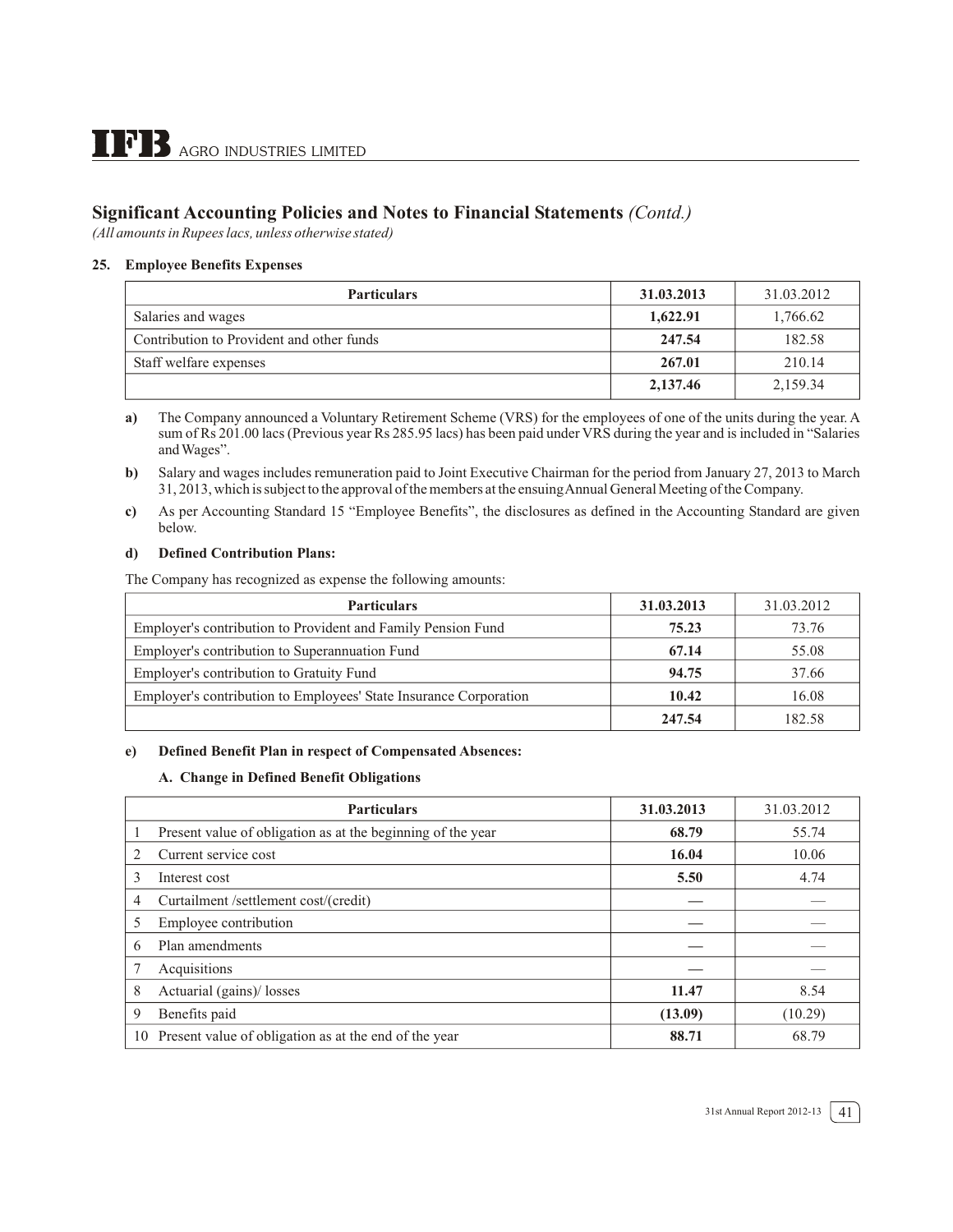## Significant Accounting Policies and Notes to Financial Statements *(Contd.)*

*(All amounts in Rupees lacs, unless otherwise stated)*

### 25. Employee Benefits Expenses

| Particulars | 31.03.2013 | 31.03.2012 |
|---|---|---|
| Salaries and wages | **1,622.91** | 1,766.62 |
| Contribution to Provident and other funds | **247.54** | 182.58 |
| Staff welfare expenses | **267.01** | 210.14 |
| | **2,137.46** | 2,159.34 |

**a)** The Company announced a Voluntary Retirement Scheme (VRS) for the employees of one of the units during the year. A sum of Rs 201.00 lacs (Previous year Rs 285.95 lacs) has been paid under VRS during the year and is included in "Salaries and Wages".

**b)** Salary and wages includes remuneration paid to Joint Executive Chairman for the period from January 27, 2013 to March 31, 2013, which is subject to the approval of the members at the ensuing Annual General Meeting of the Company.

**c)** As per Accounting Standard 15 "Employee Benefits", the disclosures as defined in the Accounting Standard are given below.

**d) Defined Contribution Plans:**

The Company has recognized as expense the following amounts:

| Particulars | 31.03.2013 | 31.03.2012 |
|---|---|---|
| Employer's contribution to Provident and Family Pension Fund | **75.23** | 73.76 |
| Employer's contribution to Superannuation Fund | **67.14** | 55.08 |
| Employer's contribution to Gratuity Fund | **94.75** | 37.66 |
| Employer's contribution to Employees' State Insurance Corporation | **10.42** | 16.08 |
| | **247.54** | 182.58 |

**e) Defined Benefit Plan in respect of Compensated Absences:**

**A. Change in Defined Benefit Obligations**

| | Particulars | 31.03.2013 | 31.03.2012 |
|---|---|---|---|
| 1 | Present value of obligation as at the beginning of the year | **68.79** | 55.74 |
| 2 | Current service cost | **16.04** | 10.06 |
| 3 | Interest cost | **5.50** | 4.74 |
| 4 | Curtailment /settlement cost/(credit) | **—** | — |
| 5 | Employee contribution | **—** | — |
| 6 | Plan amendments | **—** | — |
| 7 | Acquisitions | **—** | — |
| 8 | Actuarial (gains)/ losses | **11.47** | 8.54 |
| 9 | Benefits paid | **(13.09)** | (10.29) |
| 10 | Present value of obligation as at the end of the year | **88.71** | 68.79 |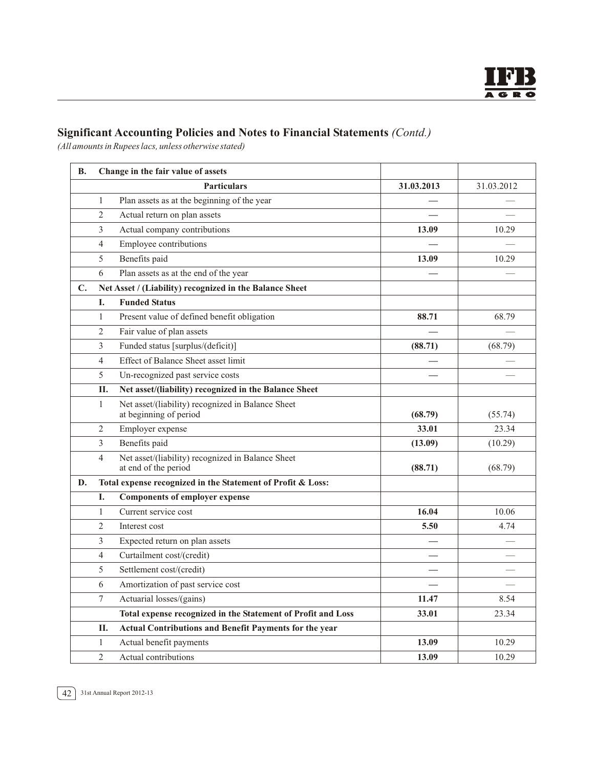## Significant Accounting Policies and Notes to Financial Statements *(Contd.)*

*(All amounts in Rupees lacs, unless otherwise stated)*

| | | | 31.03.2013 | 31.03.2012 |
|---|---|---|---|---|
| **B.** | **Change in the fair value of assets** | | | |
| | | **Particulars** | **31.03.2013** | 31.03.2012 |
| | 1 | Plan assets as at the beginning of the year | **—** | — |
| | 2 | Actual return on plan assets | **—** | — |
| | 3 | Actual company contributions | **13.09** | 10.29 |
| | 4 | Employee contributions | **—** | — |
| | 5 | Benefits paid | **13.09** | 10.29 |
| | 6 | Plan assets as at the end of the year | **—** | — |
| **C.** | **Net Asset / (Liability) recognized in the Balance Sheet** | | | |
| | **I.** | **Funded Status** | | |
| | 1 | Present value of defined benefit obligation | **88.71** | 68.79 |
| | 2 | Fair value of plan assets | **—** | — |
| | 3 | Funded status [surplus/(deficit)] | **(88.71)** | (68.79) |
| | 4 | Effect of Balance Sheet asset limit | **—** | — |
| | 5 | Un-recognized past service costs | **—** | — |
| | **II.** | **Net asset/(liability) recognized in the Balance Sheet** | | |
| | 1 | Net asset/(liability) recognized in Balance Sheet at beginning of period | **(68.79)** | (55.74) |
| | 2 | Employer expense | **33.01** | 23.34 |
| | 3 | Benefits paid | **(13.09)** | (10.29) |
| | 4 | Net asset/(liability) recognized in Balance Sheet at end of the period | **(88.71)** | (68.79) |
| **D.** | **Total expense recognized in the Statement of Profit & Loss:** | | | |
| | **I.** | **Components of employer expense** | | |
| | 1 | Current service cost | **16.04** | 10.06 |
| | 2 | Interest cost | **5.50** | 4.74 |
| | 3 | Expected return on plan assets | **—** | — |
| | 4 | Curtailment cost/(credit) | **—** | — |
| | 5 | Settlement cost/(credit) | **—** | — |
| | 6 | Amortization of past service cost | **—** | — |
| | 7 | Actuarial losses/(gains) | **11.47** | 8.54 |
| | | **Total expense recognized in the Statement of Profit and Loss** | **33.01** | 23.34 |
| | **II.** | **Actual Contributions and Benefit Payments for the year** | | |
| | 1 | Actual benefit payments | **13.09** | 10.29 |
| | 2 | Actual contributions | **13.09** | 10.29 |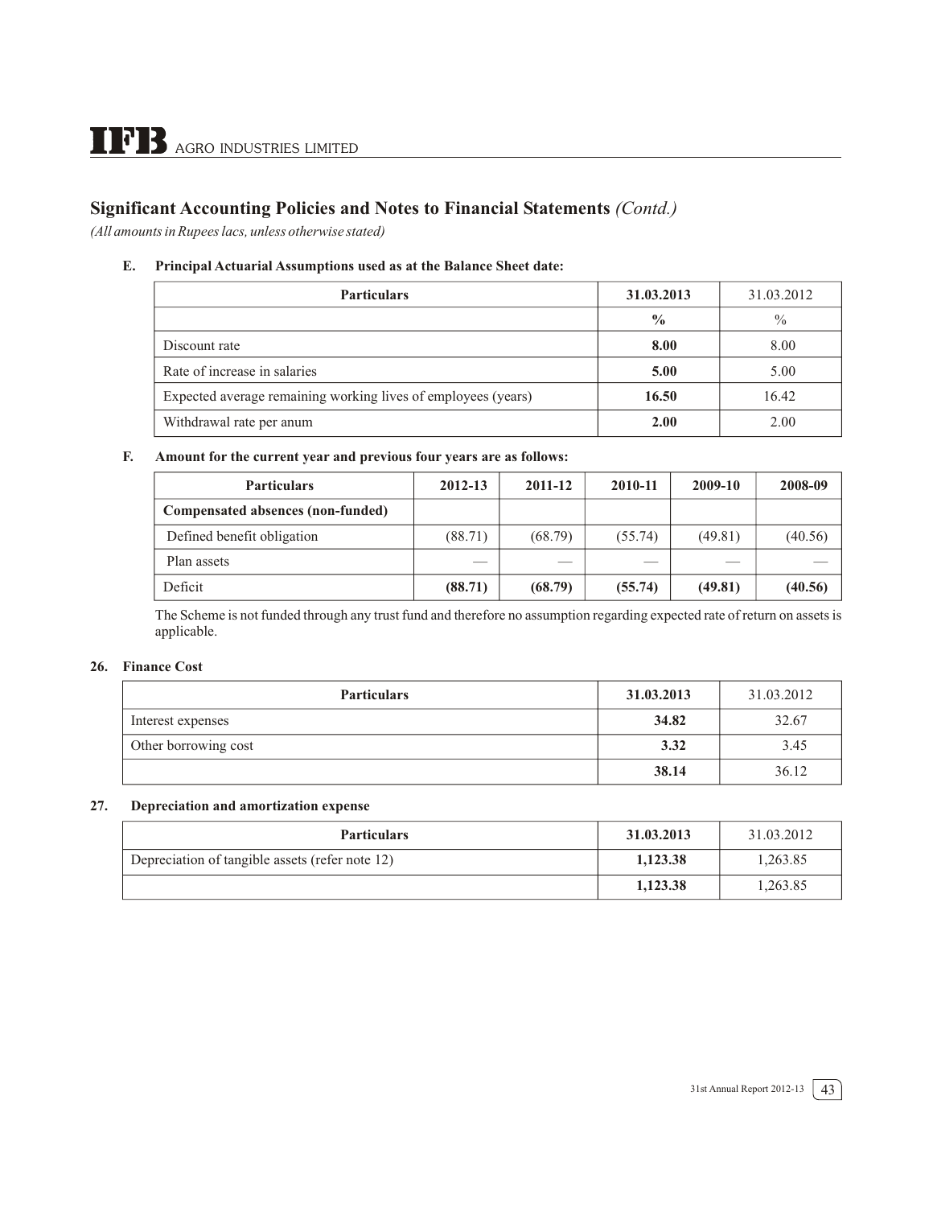## Significant Accounting Policies and Notes to Financial Statements *(Contd.)*

*(All amounts in Rupees lacs, unless otherwise stated)*

**E. Principal Actuarial Assumptions used as at the Balance Sheet date:**

| Particulars | 31.03.2013 | 31.03.2012 |
|---|---|---|
| | **%** | % |
| Discount rate | **8.00** | 8.00 |
| Rate of increase in salaries | **5.00** | 5.00 |
| Expected average remaining working lives of employees (years) | **16.50** | 16.42 |
| Withdrawal rate per anum | **2.00** | 2.00 |

**F. Amount for the current year and previous four years are as follows:**

| Particulars | 2012-13 | 2011-12 | 2010-11 | 2009-10 | 2008-09 |
|---|---|---|---|---|---|
| **Compensated absences (non-funded)** | | | | | |
| Defined benefit obligation | (88.71) | (68.79) | (55.74) | (49.81) | (40.56) |
| Plan assets | — | — | — | — | — |
| Deficit | **(88.71)** | **(68.79)** | **(55.74)** | **(49.81)** | **(40.56)** |

The Scheme is not funded through any trust fund and therefore no assumption regarding expected rate of return on assets is applicable.

### 26. Finance Cost

| Particulars | 31.03.2013 | 31.03.2012 |
|---|---|---|
| Interest expenses | **34.82** | 32.67 |
| Other borrowing cost | **3.32** | 3.45 |
| | **38.14** | 36.12 |

### 27. Depreciation and amortization expense

| Particulars | 31.03.2013 | 31.03.2012 |
|---|---|---|
| Depreciation of tangible assets (refer note 12) | **1,123.38** | 1,263.85 |
| | **1,123.38** | 1,263.85 |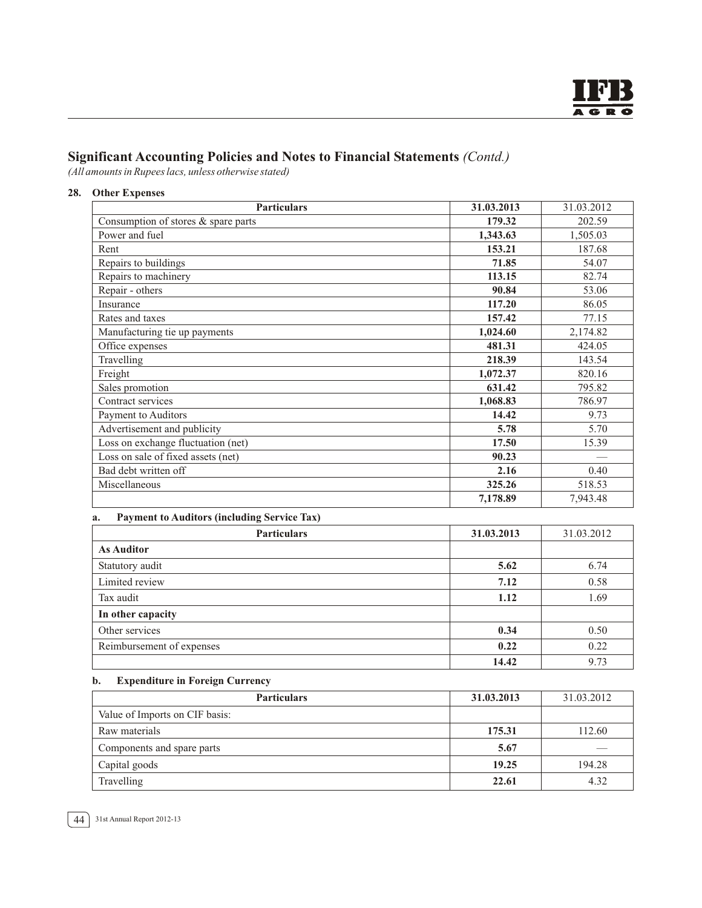# Significant Accounting Policies and Notes to Financial Statements *(Contd.)*

*(All amounts in Rupees lacs, unless otherwise stated)*

## 28. Other Expenses

| Particulars | 31.03.2013 | 31.03.2012 |
|---|---|---|
| Consumption of stores & spare parts | **179.32** | 202.59 |
| Power and fuel | **1,343.63** | 1,505.03 |
| Rent | **153.21** | 187.68 |
| Repairs to buildings | **71.85** | 54.07 |
| Repairs to machinery | **113.15** | 82.74 |
| Repair - others | **90.84** | 53.06 |
| Insurance | **117.20** | 86.05 |
| Rates and taxes | **157.42** | 77.15 |
| Manufacturing tie up payments | **1,024.60** | 2,174.82 |
| Office expenses | **481.31** | 424.05 |
| Travelling | **218.39** | 143.54 |
| Freight | **1,072.37** | 820.16 |
| Sales promotion | **631.42** | 795.82 |
| Contract services | **1,068.83** | 786.97 |
| Payment to Auditors | **14.42** | 9.73 |
| Advertisement and publicity | **5.78** | 5.70 |
| Loss on exchange fluctuation (net) | **17.50** | 15.39 |
| Loss on sale of fixed assets (net) | **90.23** | — |
| Bad debt written off | **2.16** | 0.40 |
| Miscellaneous | **325.26** | 518.53 |
| | **7,178.89** | 7,943.48 |

### a. Payment to Auditors (including Service Tax)

| Particulars | 31.03.2013 | 31.03.2012 |
|---|---|---|
| **As Auditor** | | |
| Statutory audit | **5.62** | 6.74 |
| Limited review | **7.12** | 0.58 |
| Tax audit | **1.12** | 1.69 |
| **In other capacity** | | |
| Other services | **0.34** | 0.50 |
| Reimbursement of expenses | **0.22** | 0.22 |
| | **14.42** | 9.73 |

### b. Expenditure in Foreign Currency

| Particulars | 31.03.2013 | 31.03.2012 |
|---|---|---|
| Value of Imports on CIF basis: | | |
| Raw materials | **175.31** | 112.60 |
| Components and spare parts | **5.67** | — |
| Capital goods | **19.25** | 194.28 |
| Travelling | **22.61** | 4.32 |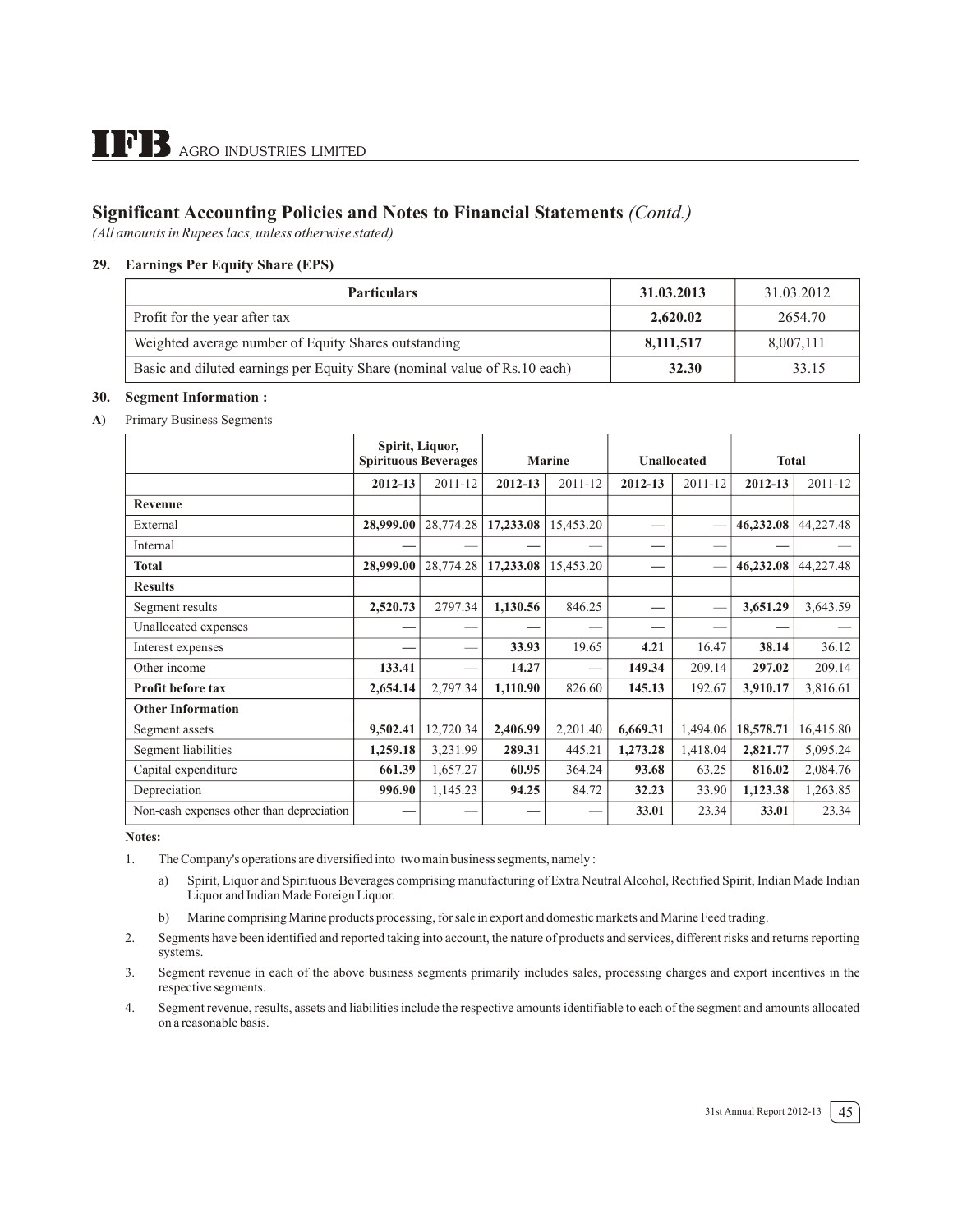## Significant Accounting Policies and Notes to Financial Statements *(Contd.)*

*(All amounts in Rupees lacs, unless otherwise stated)*

### 29. Earnings Per Equity Share (EPS)

| Particulars | 31.03.2013 | 31.03.2012 |
|---|---|---|
| Profit for the year after tax | **2,620.02** | 2654.70 |
| Weighted average number of Equity Shares outstanding | **8,111,517** | 8,007,111 |
| Basic and diluted earnings per Equity Share (nominal value of Rs.10 each) | **32.30** | 33.15 |

### 30. Segment Information :

**A)** Primary Business Segments

| | Spirit, Liquor, Spirituous Beverages | | Marine | | Unallocated | | Total | |
|---|---|---|---|---|---|---|---|---|
| | **2012-13** | 2011-12 | **2012-13** | 2011-12 | **2012-13** | 2011-12 | **2012-13** | 2011-12 |
| **Revenue** | | | | | | | | |
| External | **28,999.00** | 28,774.28 | **17,233.08** | 15,453.20 | — | — | **46,232.08** | 44,227.48 |
| Internal | — | — | — | — | — | — | — | — |
| **Total** | **28,999.00** | 28,774.28 | **17,233.08** | 15,453.20 | — | — | **46,232.08** | 44,227.48 |
| **Results** | | | | | | | | |
| Segment results | **2,520.73** | 2797.34 | **1,130.56** | 846.25 | — | — | **3,651.29** | 3,643.59 |
| Unallocated expenses | — | — | — | — | — | — | — | — |
| Interest expenses | — | — | **33.93** | 19.65 | **4.21** | 16.47 | **38.14** | 36.12 |
| Other income | **133.41** | — | **14.27** | — | **149.34** | 209.14 | **297.02** | 209.14 |
| **Profit before tax** | **2,654.14** | 2,797.34 | **1,110.90** | 826.60 | **145.13** | 192.67 | **3,910.17** | 3,816.61 |
| **Other Information** | | | | | | | | |
| Segment assets | **9,502.41** | 12,720.34 | **2,406.99** | 2,201.40 | **6,669.31** | 1,494.06 | **18,578.71** | 16,415.80 |
| Segment liabilities | **1,259.18** | 3,231.99 | **289.31** | 445.21 | **1,273.28** | 1,418.04 | **2,821.77** | 5,095.24 |
| Capital expenditure | **661.39** | 1,657.27 | **60.95** | 364.24 | **93.68** | 63.25 | **816.02** | 2,084.76 |
| Depreciation | **996.90** | 1,145.23 | **94.25** | 84.72 | **32.23** | 33.90 | **1,123.38** | 1,263.85 |
| Non-cash expenses other than depreciation | — | — | — | — | **33.01** | 23.34 | **33.01** | 23.34 |

**Notes:**

1. The Company's operations are diversified into two main business segments, namely :
   a) Spirit, Liquor and Spirituous Beverages comprising manufacturing of Extra Neutral Alcohol, Rectified Spirit, Indian Made Indian Liquor and Indian Made Foreign Liquor.
   b) Marine comprising Marine products processing, for sale in export and domestic markets and Marine Feed trading.
2. Segments have been identified and reported taking into account, the nature of products and services, different risks and returns reporting systems.
3. Segment revenue in each of the above business segments primarily includes sales, processing charges and export incentives in the respective segments.
4. Segment revenue, results, assets and liabilities include the respective amounts identifiable to each of the segment and amounts allocated on a reasonable basis.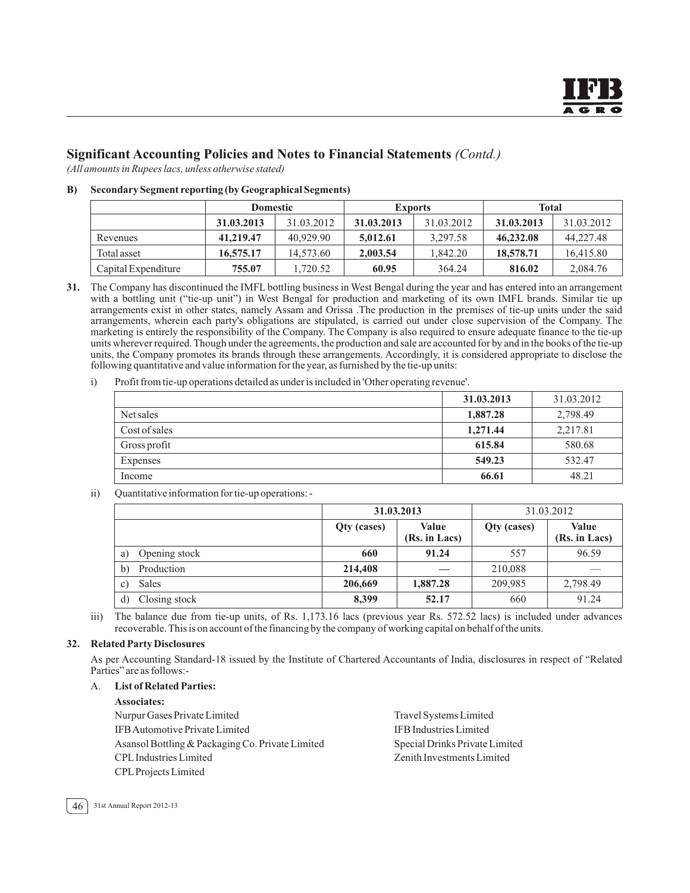## Significant Accounting Policies and Notes to Financial Statements *(Contd.)*

*(All amounts in Rupees lacs, unless otherwise stated)*

**B) Secondary Segment reporting (by Geographical Segments)**

| | Domestic | | Exports | | Total | |
|---|---|---|---|---|---|---|
| | **31.03.2013** | 31.03.2012 | **31.03.2013** | 31.03.2012 | **31.03.2013** | 31.03.2012 |
| Revenues | **41,219.47** | 40,929.90 | **5,012.61** | 3,297.58 | **46,232.08** | 44,227.48 |
| Total asset | **16,575.17** | 14,573.60 | **2,003.54** | 1,842.20 | **18,578.71** | 16,415.80 |
| Capital Expenditure | **755.07** | 1,720.52 | **60.95** | 364.24 | **816.02** | 2,084.76 |

**31.** The Company has discontinued the IMFL bottling business in West Bengal during the year and has entered into an arrangement with a bottling unit ("tie-up unit") in West Bengal for production and marketing of its own IMFL brands. Similar tie up arrangements exist in other states, namely Assam and Orissa .The production in the premises of tie-up units under the said arrangements, wherein each party's obligations are stipulated, is carried out under close supervision of the Company. The marketing is entirely the responsibility of the Company. The Company is also required to ensure adequate finance to the tie-up units wherever required. Though under the agreements, the production and sale are accounted for by and in the books of the tie-up units, the Company promotes its brands through these arrangements. Accordingly, it is considered appropriate to disclose the following quantitative and value information for the year, as furnished by the tie-up units:

i) Profit from tie-up operations detailed as under is included in 'Other operating revenue'.

| | **31.03.2013** | 31.03.2012 |
|---|---|---|
| Net sales | **1,887.28** | 2,798.49 |
| Cost of sales | **1,271.44** | 2,217.81 |
| Gross profit | **615.84** | 580.68 |
| Expenses | **549.23** | 532.47 |
| Income | **66.61** | 48.21 |

ii) Quantitative information for tie-up operations: -

| | 31.03.2013 | | 31.03.2012 | |
|---|---|---|---|---|
| | **Qty (cases)** | **Value (Rs. in Lacs)** | **Qty (cases)** | **Value (Rs. in Lacs)** |
| a) Opening stock | **660** | **91.24** | 557 | 96.59 |
| b) Production | **214,408** | **—** | 210,088 | — |
| c) Sales | **206,669** | **1,887.28** | 209,985 | 2,798.49 |
| d) Closing stock | **8,399** | **52.17** | 660 | 91.24 |

iii) The balance due from tie-up units, of Rs. 1,173.16 lacs (previous year Rs. 572.52 lacs) is included under advances recoverable. This is on account of the financing by the company of working capital on behalf of the units.

**32. Related Party Disclosures**

As per Accounting Standard-18 issued by the Institute of Chartered Accountants of India, disclosures in respect of "Related Parties" are as follows:-

A. **List of Related Parties:**

**Associates:**

Nurpur Gases Private Limited
IFB Automotive Private Limited
Asansol Bottling & Packaging Co. Private Limited
CPL Industries Limited
CPL Projects Limited
Travel Systems Limited
IFB Industries Limited
Special Drinks Private Limited
Zenith Investments Limited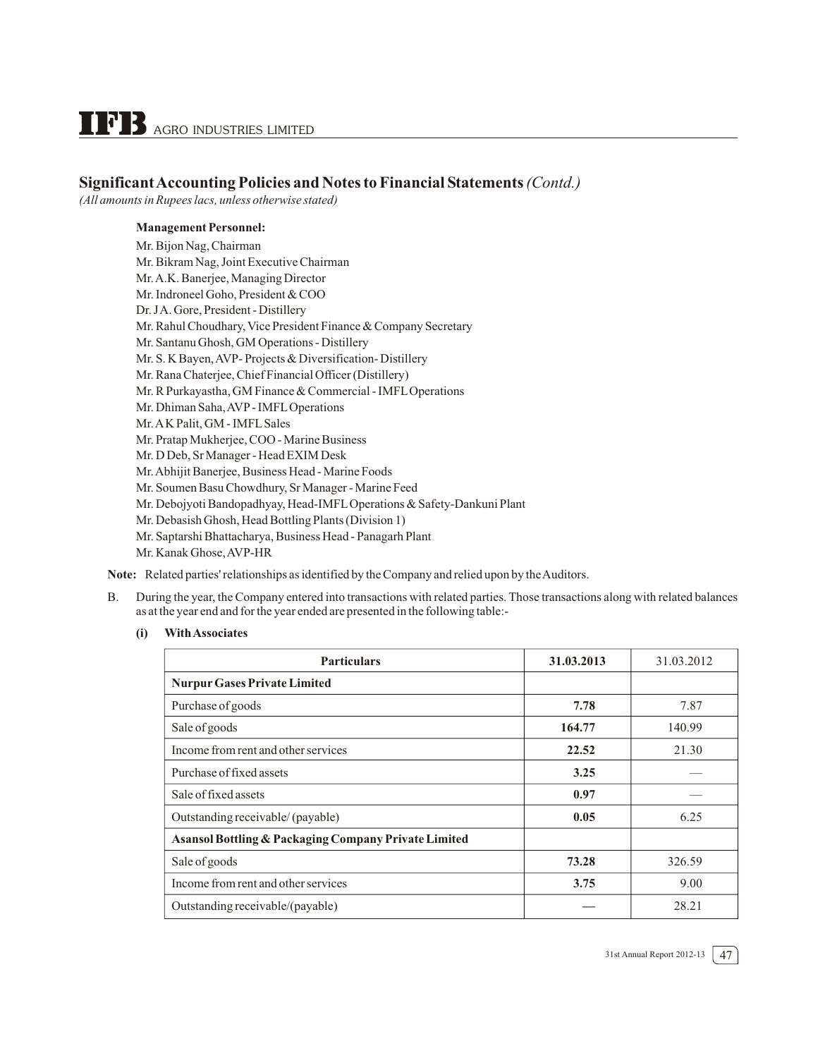## Significant Accounting Policies and Notes to Financial Statements *(Contd.)*

*(All amounts in Rupees lacs, unless otherwise stated)*

**Management Personnel:**

Mr. Bijon Nag, Chairman
Mr. Bikram Nag, Joint Executive Chairman
Mr. A.K. Banerjee, Managing Director
Mr. Indroneel Goho, President & COO
Dr. J A. Gore, President - Distillery
Mr. Rahul Choudhary, Vice President Finance & Company Secretary
Mr. Santanu Ghosh, GM Operations - Distillery
Mr. S. K Bayen, AVP- Projects & Diversification- Distillery
Mr. Rana Chaterjee, Chief Financial Officer (Distillery)
Mr. R Purkayastha, GM Finance & Commercial - IMFL Operations
Mr. Dhiman Saha, AVP - IMFL Operations
Mr. A K Palit, GM - IMFL Sales
Mr. Pratap Mukherjee, COO - Marine Business
Mr. D Deb, Sr Manager - Head EXIM Desk
Mr. Abhijit Banerjee, Business Head - Marine Foods
Mr. Soumen Basu Chowdhury, Sr Manager - Marine Feed
Mr. Debojyoti Bandopadhyay, Head-IMFL Operations & Safety-Dankuni Plant
Mr. Debasish Ghosh, Head Bottling Plants (Division 1)
Mr. Saptarshi Bhattacharya, Business Head - Panagarh Plant
Mr. Kanak Ghose, AVP-HR

**Note:** Related parties' relationships as identified by the Company and relied upon by the Auditors.

B. During the year, the Company entered into transactions with related parties. Those transactions along with related balances as at the year end and for the year ended are presented in the following table:-

**(i) With Associates**

| Particulars | 31.03.2013 | 31.03.2012 |
|---|---|---|
| **Nurpur Gases Private Limited** | | |
| Purchase of goods | **7.78** | 7.87 |
| Sale of goods | **164.77** | 140.99 |
| Income from rent and other services | **22.52** | 21.30 |
| Purchase of fixed assets | **3.25** | — |
| Sale of fixed assets | **0.97** | — |
| Outstanding receivable/ (payable) | **0.05** | 6.25 |
| **Asansol Bottling & Packaging Company Private Limited** | | |
| Sale of goods | **73.28** | 326.59 |
| Income from rent and other services | **3.75** | 9.00 |
| Outstanding receivable/(payable) | **—** | 28.21 |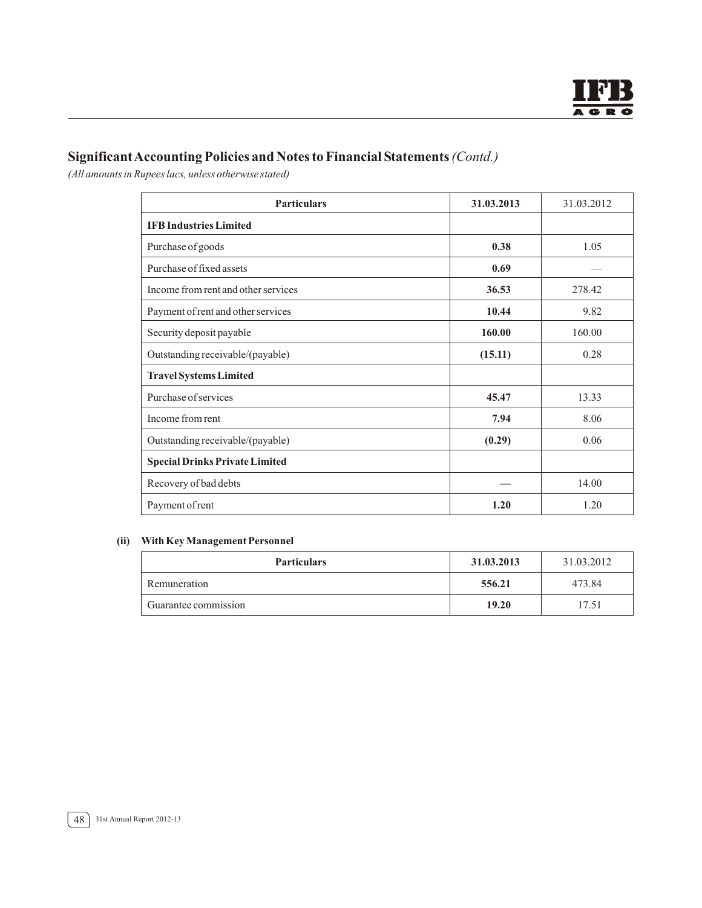## Significant Accounting Policies and Notes to Financial Statements *(Contd.)*

*(All amounts in Rupees lacs, unless otherwise stated)*

| Particulars | 31.03.2013 | 31.03.2012 |
|---|---|---|
| **IFB Industries Limited** | | |
| Purchase of goods | **0.38** | 1.05 |
| Purchase of fixed assets | **0.69** | — |
| Income from rent and other services | **36.53** | 278.42 |
| Payment of rent and other services | **10.44** | 9.82 |
| Security deposit payable | **160.00** | 160.00 |
| Outstanding receivable/(payable) | **(15.11)** | 0.28 |
| **Travel Systems Limited** | | |
| Purchase of services | **45.47** | 13.33 |
| Income from rent | **7.94** | 8.06 |
| Outstanding receivable/(payable) | **(0.29)** | 0.06 |
| **Special Drinks Private Limited** | | |
| Recovery of bad debts | **—** | 14.00 |
| Payment of rent | **1.20** | 1.20 |

**(ii) With Key Management Personnel**

| Particulars | 31.03.2013 | 31.03.2012 |
|---|---|---|
| Remuneration | **556.21** | 473.84 |
| Guarantee commission | **19.20** | 17.51 |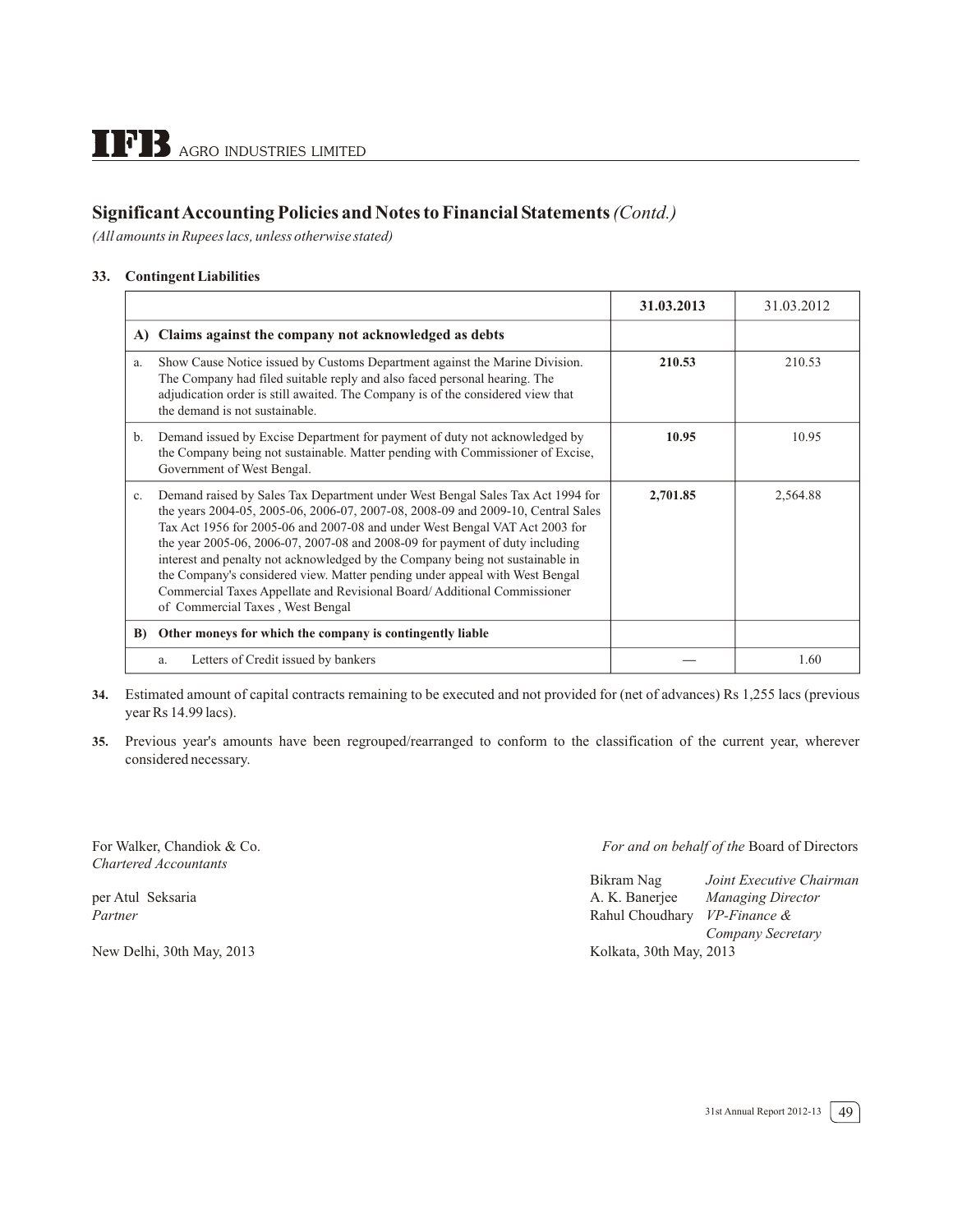## Significant Accounting Policies and Notes to Financial Statements *(Contd.)*

*(All amounts in Rupees lacs, unless otherwise stated)*

**33. Contingent Liabilities**

| | | **31.03.2013** | 31.03.2012 |
|---|---|---|---|
| **A)** | **Claims against the company not acknowledged as debts** | | |
| a. | Show Cause Notice issued by Customs Department against the Marine Division. The Company had filed suitable reply and also faced personal hearing. The adjudication order is still awaited. The Company is of the considered view that the demand is not sustainable. | **210.53** | 210.53 |
| b. | Demand issued by Excise Department for payment of duty not acknowledged by the Company being not sustainable. Matter pending with Commissioner of Excise, Government of West Bengal. | **10.95** | 10.95 |
| c. | Demand raised by Sales Tax Department under West Bengal Sales Tax Act 1994 for the years 2004-05, 2005-06, 2006-07, 2007-08, 2008-09 and 2009-10, Central Sales Tax Act 1956 for 2005-06 and 2007-08 and under West Bengal VAT Act 2003 for the year 2005-06, 2006-07, 2007-08 and 2008-09 for payment of duty including interest and penalty not acknowledged by the Company being not sustainable in the Company's considered view. Matter pending under appeal with West Bengal Commercial Taxes Appellate and Revisional Board/ Additional Commissioner of Commercial Taxes , West Bengal | **2,701.85** | 2,564.88 |
| **B)** | **Other moneys for which the company is contingently liable** | | |
| | a. Letters of Credit issued by bankers | — | 1.60 |

**34.** Estimated amount of capital contracts remaining to be executed and not provided for (net of advances) Rs 1,255 lacs (previous year Rs 14.99 lacs).

**35.** Previous year's amounts have been regrouped/rearranged to conform to the classification of the current year, wherever considered necessary.

For Walker, Chandiok & Co.
*Chartered Accountants*

per Atul Seksaria
*Partner*

New Delhi, 30th May, 2013

*For and on behalf of the* Board of Directors

Bikram Nag — *Joint Executive Chairman*
A. K. Banerjee — *Managing Director*
Rahul Choudhary — *VP-Finance & Company Secretary*

Kolkata, 30th May, 2013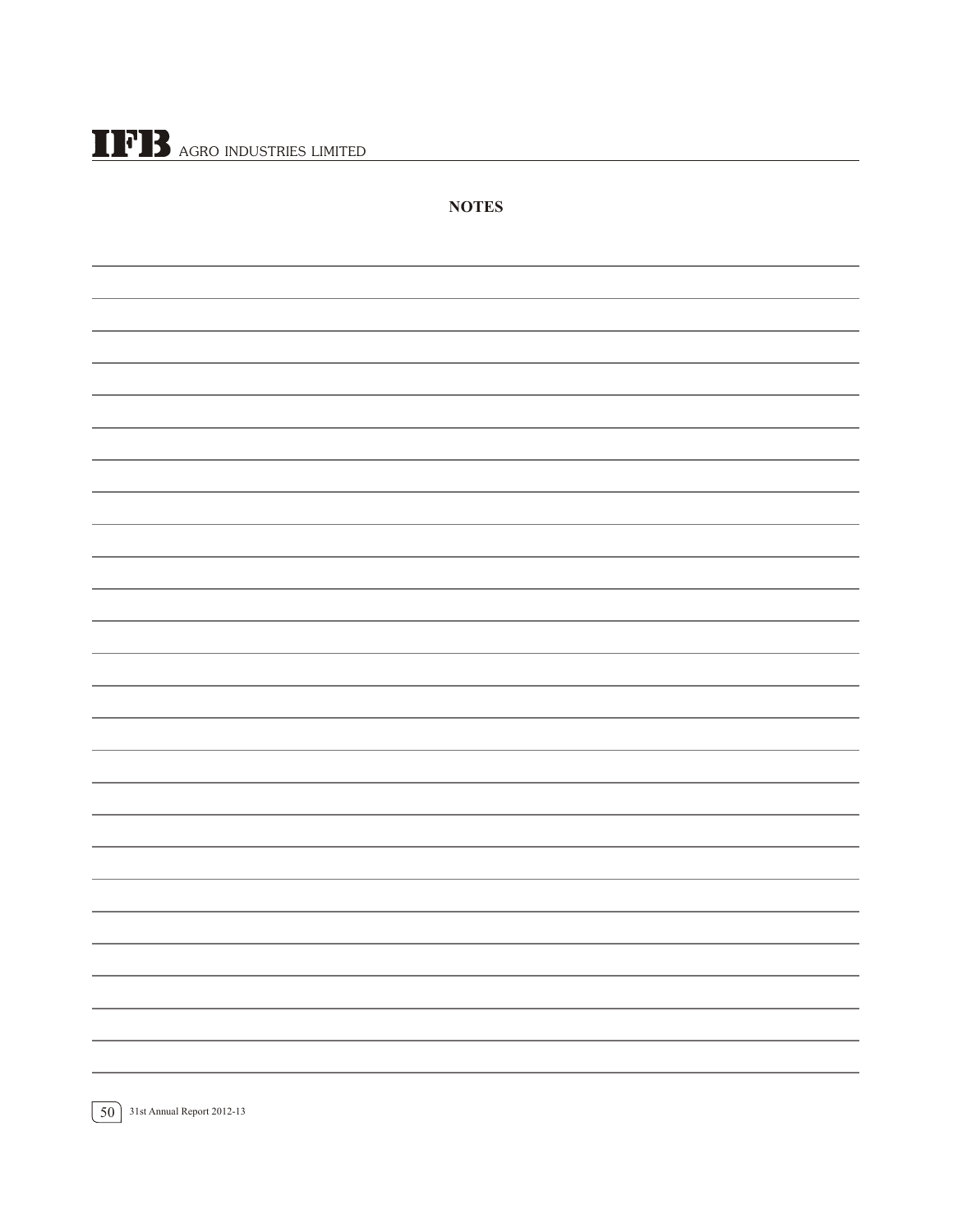# NOTES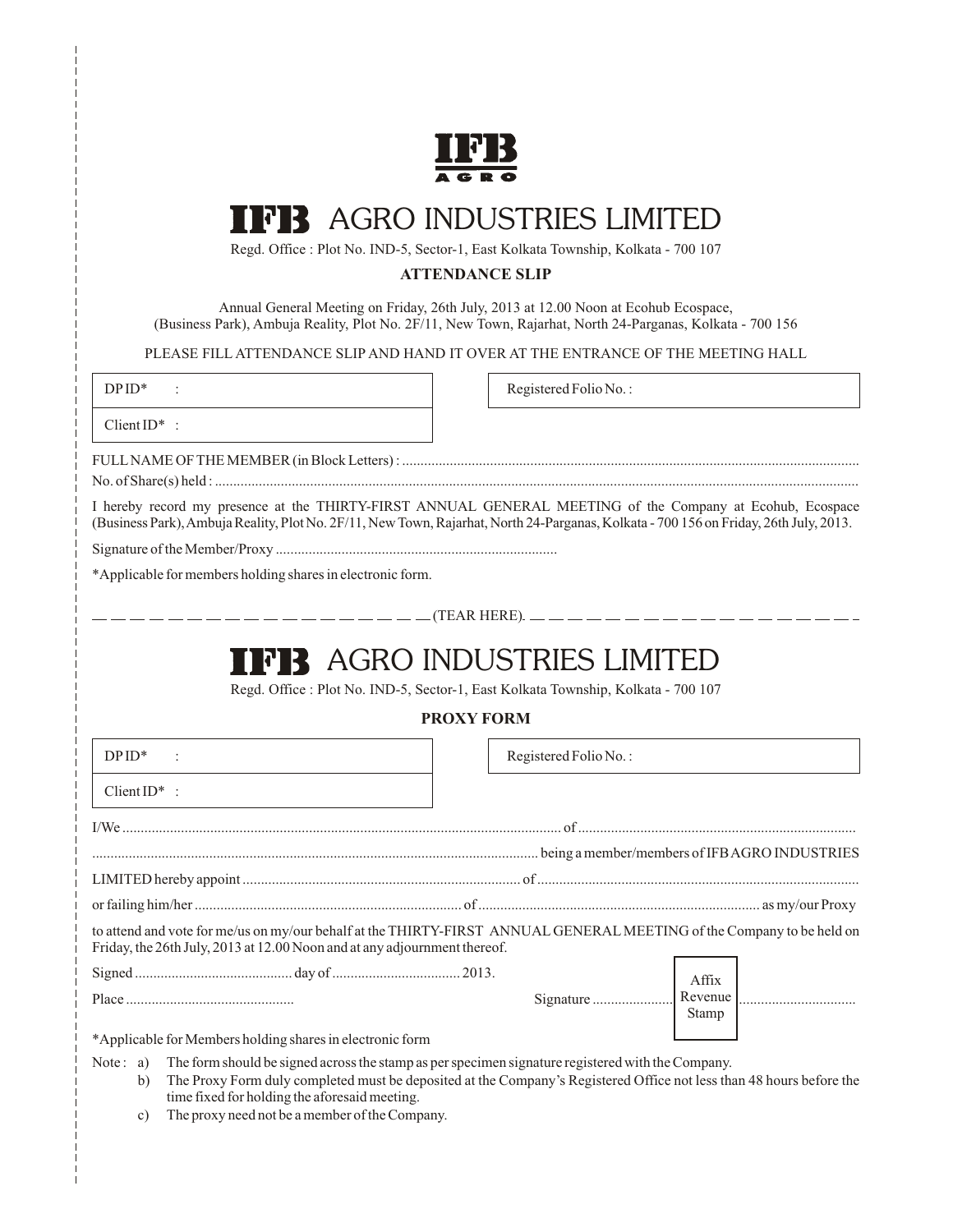# IFB AGRO INDUSTRIES LIMITED

Regd. Office : Plot No. IND-5, Sector-1, East Kolkata Township, Kolkata - 700 107

**ATTENDANCE SLIP**

Annual General Meeting on Friday, 26th July, 2013 at 12.00 Noon at Ecohub Ecospace, (Business Park), Ambuja Reality, Plot No. 2F/11, New Town, Rajarhat, North 24-Parganas, Kolkata - 700 156

PLEASE FILL ATTENDANCE SLIP AND HAND IT OVER AT THE ENTRANCE OF THE MEETING HALL

| DP ID* : | Registered Folio No. : |
|---|---|
| Client ID* : | |

FULL NAME OF THE MEMBER (in Block Letters) : ..........................................................................................................................

No. of Share(s) held : ..........................................................................................................................

I hereby record my presence at the THIRTY-FIRST ANNUAL GENERAL MEETING of the Company at Ecohub, Ecospace (Business Park), Ambuja Reality, Plot No. 2F/11, New Town, Rajarhat, North 24-Parganas, Kolkata - 700 156 on Friday, 26th July, 2013.

Signature of the Member/Proxy ............................................................................

*Applicable for members holding shares in electronic form.

— — — — — — — — — — — — — — — — — — (TEAR HERE). — — — — — — — — — — — — — — — — — —

# IFB AGRO INDUSTRIES LIMITED

Regd. Office : Plot No. IND-5, Sector-1, East Kolkata Township, Kolkata - 700 107

**PROXY FORM**

| DP ID* : | Registered Folio No. : |
|---|---|
| Client ID* : | |

I/We ........................................................................................................................ of ..........................................................................

........................................................................................................................ being a member/members of IFB AGRO INDUSTRIES

LIMITED hereby appoint ............................................................................ of .......................................................................................

or failing him/her ......................................................................... of ............................................................................ as my/our Proxy

to attend and vote for me/us on my/our behalf at the THIRTY-FIRST ANNUAL GENERAL MEETING of the Company to be held on Friday, the 26th July, 2013 at 12.00 Noon and at any adjournment thereof.

Signed .......................................... day of .................................. 2013.

Place .............................................

Signature ...................... Affix Revenue Stamp ................................

*Applicable for Members holding shares in electronic form

Note :

a) The form should be signed across the stamp as per specimen signature registered with the Company.

b) The Proxy Form duly completed must be deposited at the Company's Registered Office not less than 48 hours before the time fixed for holding the aforesaid meeting.

c) The proxy need not be a member of the Company.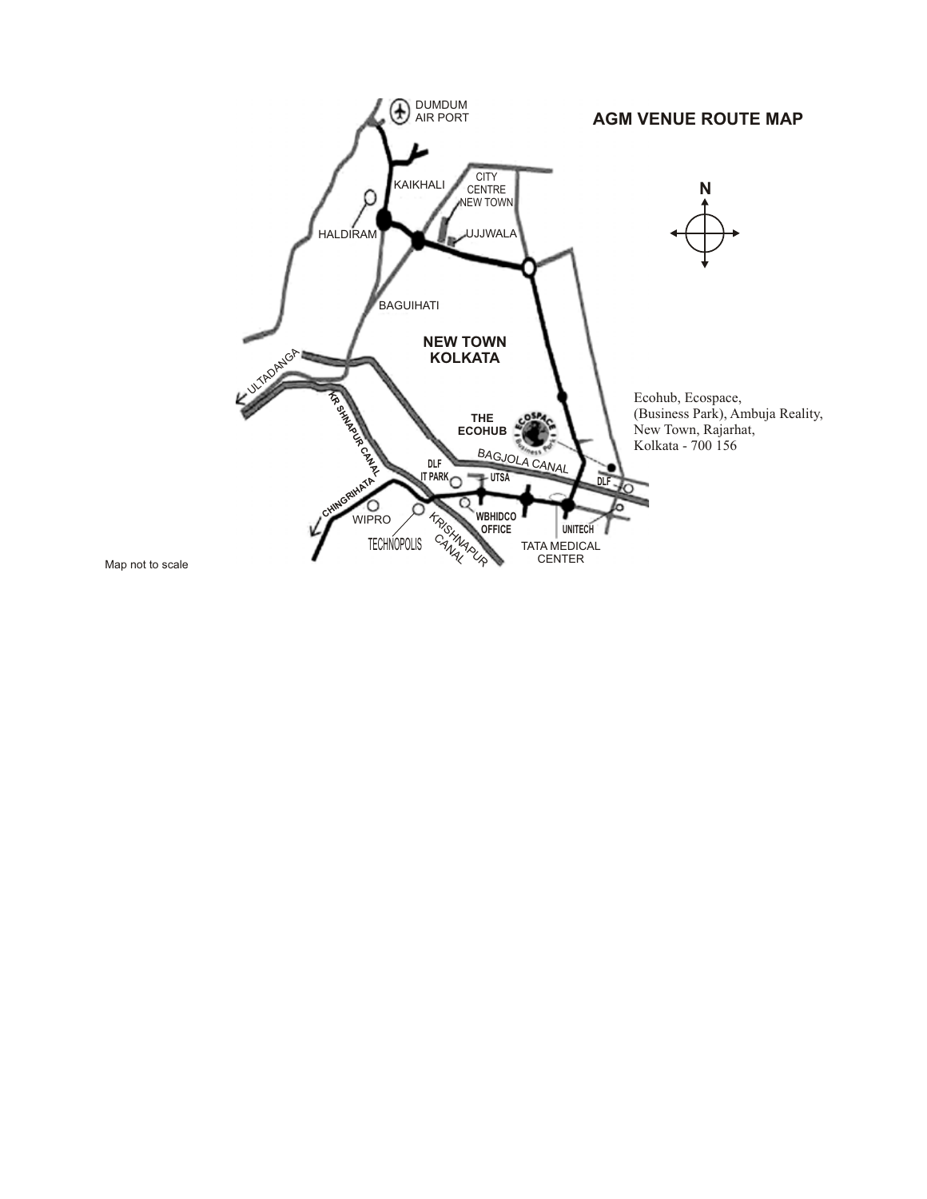# AGM VENUE ROUTE MAP

Ecohub, Ecospace,
(Business Park), Ambuja Reality,
New Town, Rajarhat,
Kolkata - 700 156

Map not to scale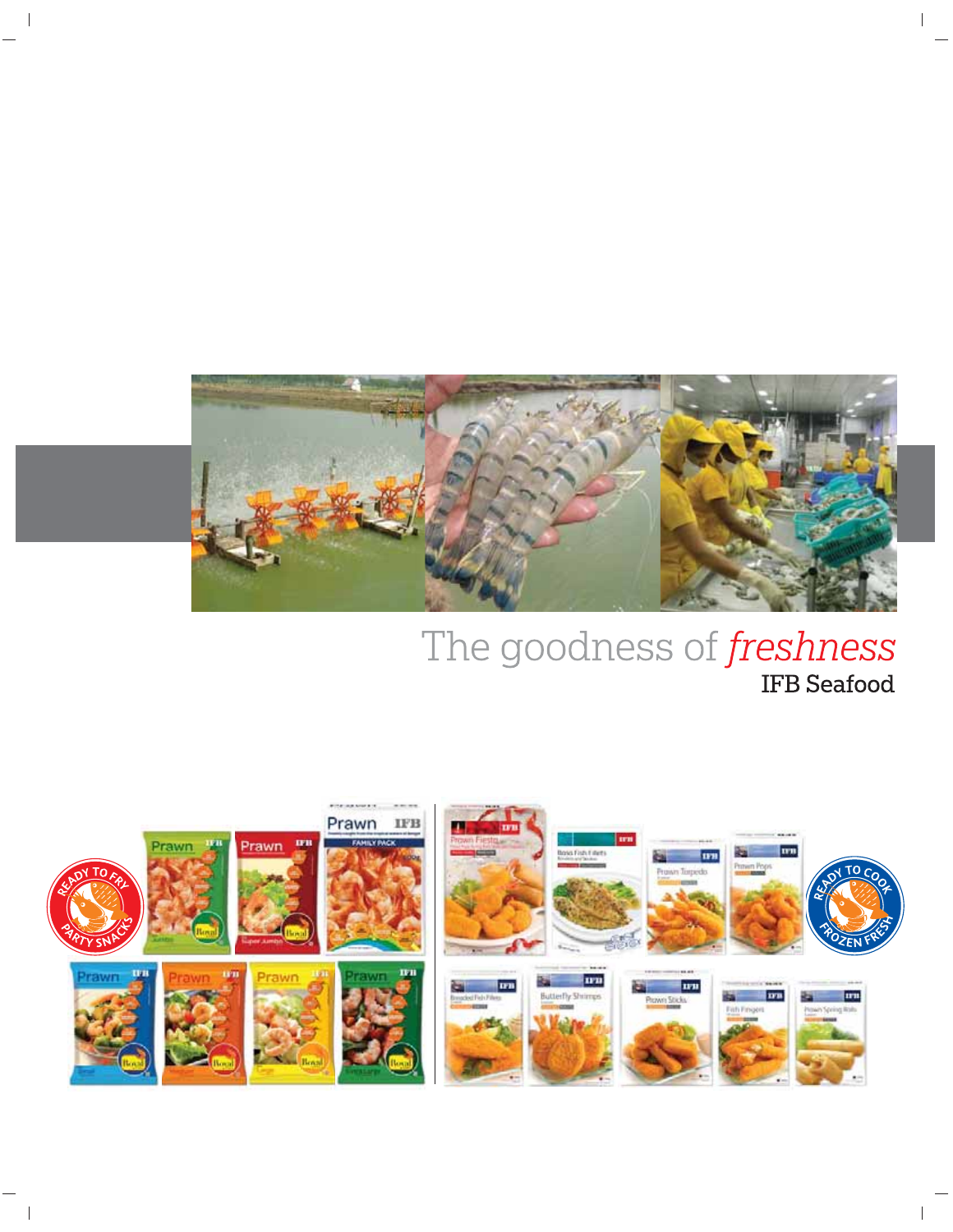The goodness of *freshness*

IFB Seafood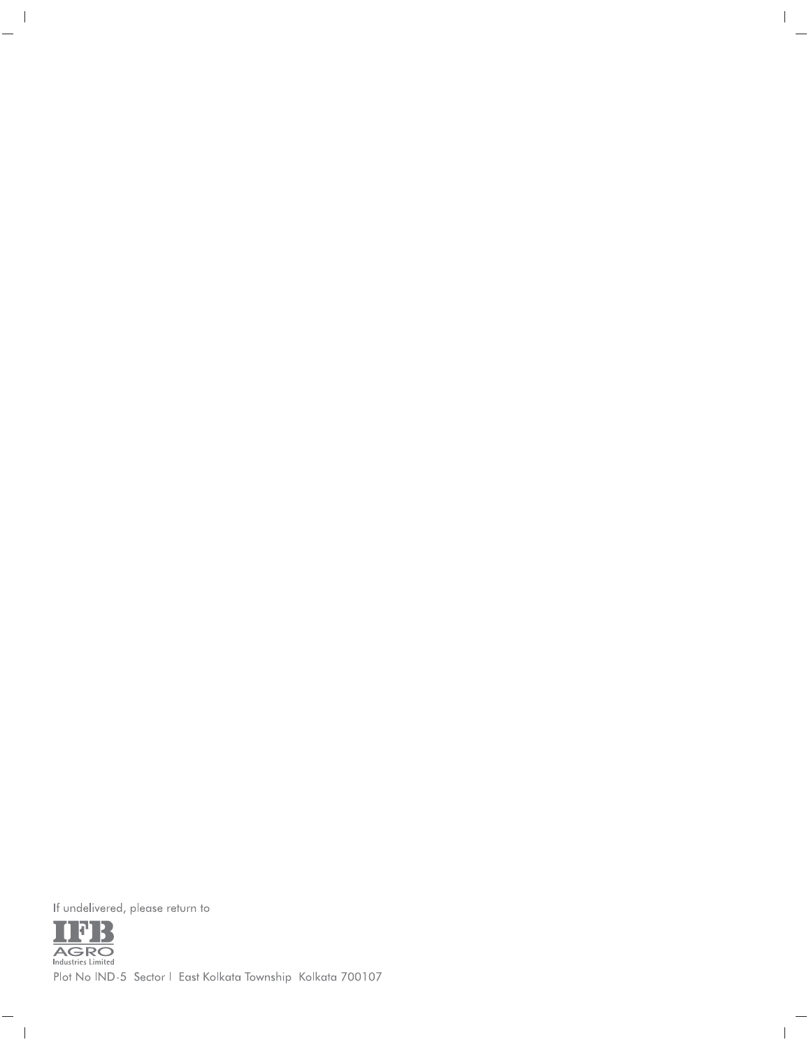If undelivered, please return to

IFB
AGRO
Industries Limited

Plot No IND-5 Sector I East Kolkata Township Kolkata 700107